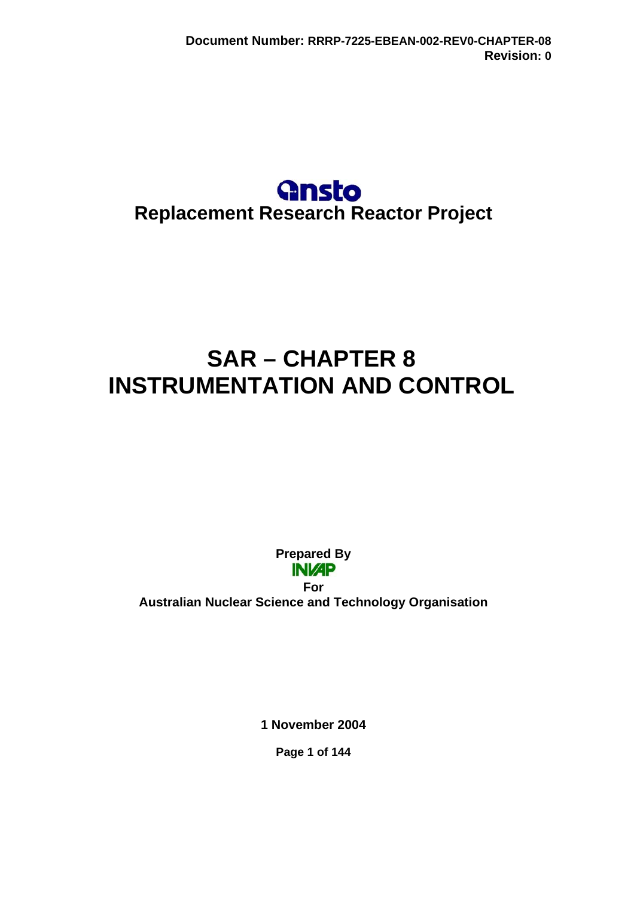Document Number: RRRP-7225-EBEAN-002-REV0-CHAPTER-08
Revision: 0

ansto

**Replacement Research Reactor Project**

# SAR – CHAPTER 8
# INSTRUMENTATION AND CONTROL

**Prepared By**

INVAP

**For**

**Australian Nuclear Science and Technology Organisation**

**1 November 2004**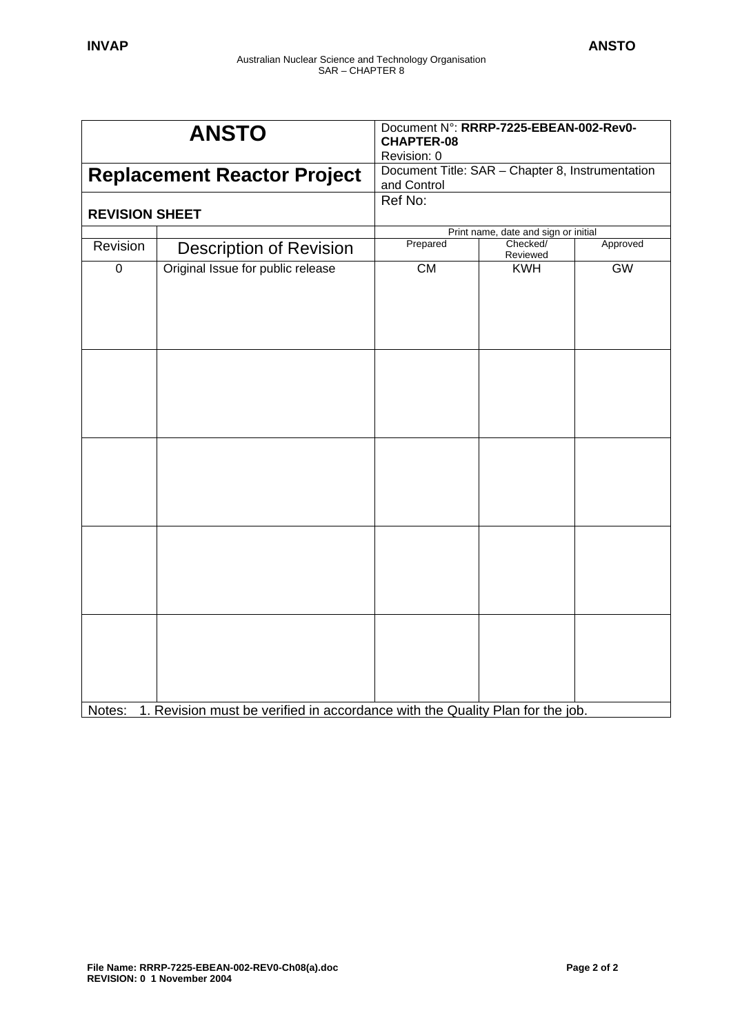| ANSTO | Document N°: **RRRP-7225-EBEAN-002-Rev0-CHAPTER-08**<br>Revision: 0 | | |
|---|---|---|---|
| **Replacement Reactor Project** | Document Title: SAR – Chapter 8, Instrumentation and Control | | |
| **REVISION SHEET** | Ref No: | | |

| Revision | Description of Revision | Print name, date and sign or initial | | |
|---|---|---|---|---|
| | | Prepared | Checked/ Reviewed | Approved |
| 0 | Original Issue for public release | CM | KWH | GW |
| | | | | |
| | | | | |
| | | | | |
| | | | | |

Notes: 1. Revision must be verified in accordance with the Quality Plan for the job.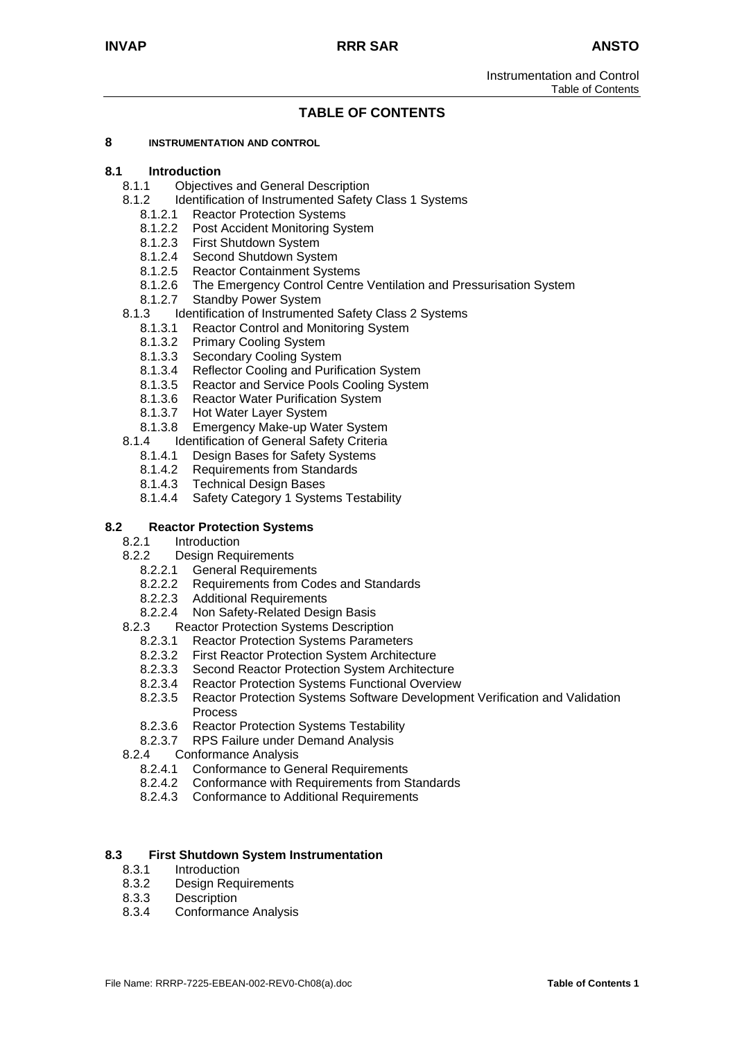## TABLE OF CONTENTS

**8 INSTRUCTIONS AND CONTROL**

**8.1 Introduction**
- 8.1.1 Objectives and General Description
- 8.1.2 Identification of Instrumented Safety Class 1 Systems
  - 8.1.2.1 Reactor Protection Systems
  - 8.1.2.2 Post Accident Monitoring System
  - 8.1.2.3 First Shutdown System
  - 8.1.2.4 Second Shutdown System
  - 8.1.2.5 Reactor Containment Systems
  - 8.1.2.6 The Emergency Control Centre Ventilation and Pressurisation System
  - 8.1.2.7 Standby Power System
- 8.1.3 Identification of Instrumented Safety Class 2 Systems
  - 8.1.3.1 Reactor Control and Monitoring System
  - 8.1.3.2 Primary Cooling System
  - 8.1.3.3 Secondary Cooling System
  - 8.1.3.4 Reflector Cooling and Purification System
  - 8.1.3.5 Reactor and Service Pools Cooling System
  - 8.1.3.6 Reactor Water Purification System
  - 8.1.3.7 Hot Water Layer System
  - 8.1.3.8 Emergency Make-up Water System
- 8.1.4 Identification of General Safety Criteria
  - 8.1.4.1 Design Bases for Safety Systems
  - 8.1.4.2 Requirements from Standards
  - 8.1.4.3 Technical Design Bases
  - 8.1.4.4 Safety Category 1 Systems Testability

**8.2 Reactor Protection Systems**
- 8.2.1 Introduction
- 8.2.2 Design Requirements
  - 8.2.2.1 General Requirements
  - 8.2.2.2 Requirements from Codes and Standards
  - 8.2.2.3 Additional Requirements
  - 8.2.2.4 Non Safety-Related Design Basis
- 8.2.3 Reactor Protection Systems Description
  - 8.2.3.1 Reactor Protection Systems Parameters
  - 8.2.3.2 First Reactor Protection System Architecture
  - 8.2.3.3 Second Reactor Protection System Architecture
  - 8.2.3.4 Reactor Protection Systems Functional Overview
  - 8.2.3.5 Reactor Protection Systems Software Development Verification and Validation Process
  - 8.2.3.6 Reactor Protection Systems Testability
  - 8.2.3.7 RPS Failure under Demand Analysis
- 8.2.4 Conformance Analysis
  - 8.2.4.1 Conformance to General Requirements
  - 8.2.4.2 Conformance with Requirements from Standards
  - 8.2.4.3 Conformance to Additional Requirements

**8.3 First Shutdown System Instrumentation**
- 8.3.1 Introduction
- 8.3.2 Design Requirements
- 8.3.3 Description
- 8.3.4 Conformance Analysis

## TABLE OF CONTENTS

**8 INSTRUMENTATION AND CONTROL**

**8.1 Introduction**
- 8.1.1 Objectives and General Description
- 8.1.2 Identification of Instrumented Safety Class 1 Systems
  - 8.1.2.1 Reactor Protection Systems
  - 8.1.2.2 Post Accident Monitoring System
  - 8.1.2.3 First Shutdown System
  - 8.1.2.4 Second Shutdown System
  - 8.1.2.5 Reactor Containment Systems
  - 8.1.2.6 The Emergency Control Centre Ventilation and Pressurisation System
  - 8.1.2.7 Standby Power System
- 8.1.3 Identification of Instrumented Safety Class 2 Systems
  - 8.1.3.1 Reactor Control and Monitoring System
  - 8.1.3.2 Primary Cooling System
  - 8.1.3.3 Secondary Cooling System
  - 8.1.3.4 Reflector Cooling and Purification System
  - 8.1.3.5 Reactor and Service Pools Cooling System
  - 8.1.3.6 Reactor Water Purification System
  - 8.1.3.7 Hot Water Layer System
  - 8.1.3.8 Emergency Make-up Water System
- 8.1.4 Identification of General Safety Criteria
  - 8.1.4.1 Design Bases for Safety Systems
  - 8.1.4.2 Requirements from Standards
  - 8.1.4.3 Technical Design Bases
  - 8.1.4.4 Safety Category 1 Systems Testability

**8.2 Reactor Protection Systems**
- 8.2.1 Introduction
- 8.2.2 Design Requirements
  - 8.2.2.1 General Requirements
  - 8.2.2.2 Requirements from Codes and Standards
  - 8.2.2.3 Additional Requirements
  - 8.2.2.4 Non Safety-Related Design Basis
- 8.2.3 Reactor Protection Systems Description
  - 8.2.3.1 Reactor Protection Systems Parameters
  - 8.2.3.2 First Reactor Protection System Architecture
  - 8.2.3.3 Second Reactor Protection System Architecture
  - 8.2.3.4 Reactor Protection Systems Functional Overview
  - 8.2.3.5 Reactor Protection Systems Software Development Verification and Validation Process
  - 8.2.3.6 Reactor Protection Systems Testability
  - 8.2.3.7 RPS Failure under Demand Analysis
- 8.2.4 Conformance Analysis
  - 8.2.4.1 Conformance to General Requirements
  - 8.2.4.2 Conformance with Requirements from Standards
  - 8.2.4.3 Conformance to Additional Requirements

**8.3 First Shutdown System Instrumentation**
- 8.3.1 Introduction
- 8.3.2 Design Requirements
- 8.3.3 Description
- 8.3.4 Conformance Analysis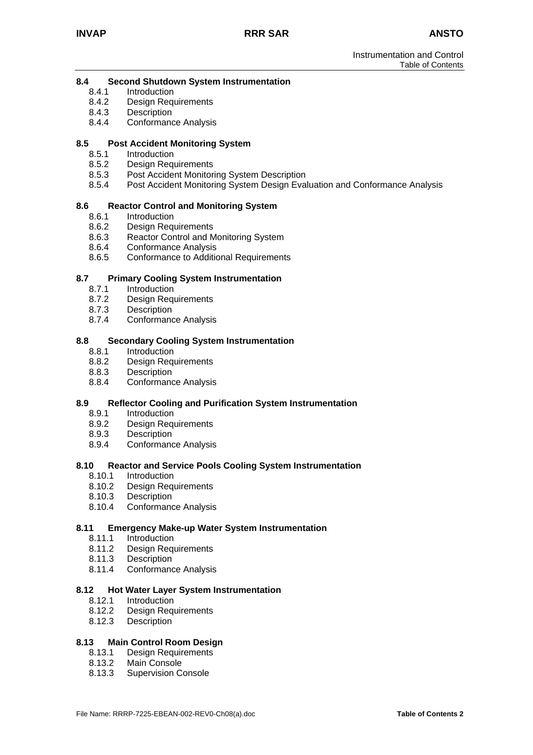**8.4 Second Shutdown System Instrumentation**

- 8.4.1 Introduction
- 8.4.2 Design Requirements
- 8.4.3 Description
- 8.4.4 Conformance Analysis

**8.5 Post Accident Monitoring System**

- 8.5.1 Introduction
- 8.5.2 Design Requirements
- 8.5.3 Post Accident Monitoring System Description
- 8.5.4 Post Accident Monitoring System Design Evaluation and Conformance Analysis

**8.6 Reactor Control and Monitoring System**

- 8.6.1 Introduction
- 8.6.2 Design Requirements
- 8.6.3 Reactor Control and Monitoring System
- 8.6.4 Conformance Analysis
- 8.6.5 Conformance to Additional Requirements

**8.7 Primary Cooling System Instrumentation**

- 8.7.1 Introduction
- 8.7.2 Design Requirements
- 8.7.3 Description
- 8.7.4 Conformance Analysis

**8.8 Secondary Cooling System Instrumentation**

- 8.8.1 Introduction
- 8.8.2 Design Requirements
- 8.8.3 Description
- 8.8.4 Conformance Analysis

**8.9 Reflector Cooling and Purification System Instrumentation**

- 8.9.1 Introduction
- 8.9.2 Design Requirements
- 8.9.3 Description
- 8.9.4 Conformance Analysis

**8.10 Reactor and Service Pools Cooling System Instrumentation**

- 8.10.1 Introduction
- 8.10.2 Design Requirements
- 8.10.3 Description
- 8.10.4 Conformance Analysis

**8.11 Emergency Make-up Water System Instrumentation**

- 8.11.1 Introduction
- 8.11.2 Design Requirements
- 8.11.3 Description
- 8.11.4 Conformance Analysis

**8.12 Hot Water Layer System Instrumentation**

- 8.12.1 Introduction
- 8.12.2 Design Requirements
- 8.12.3 Description

**8.13 Main Control Room Design**

- 8.13.1 Design Requirements
- 8.13.2 Main Console
- 8.13.3 Supervision Console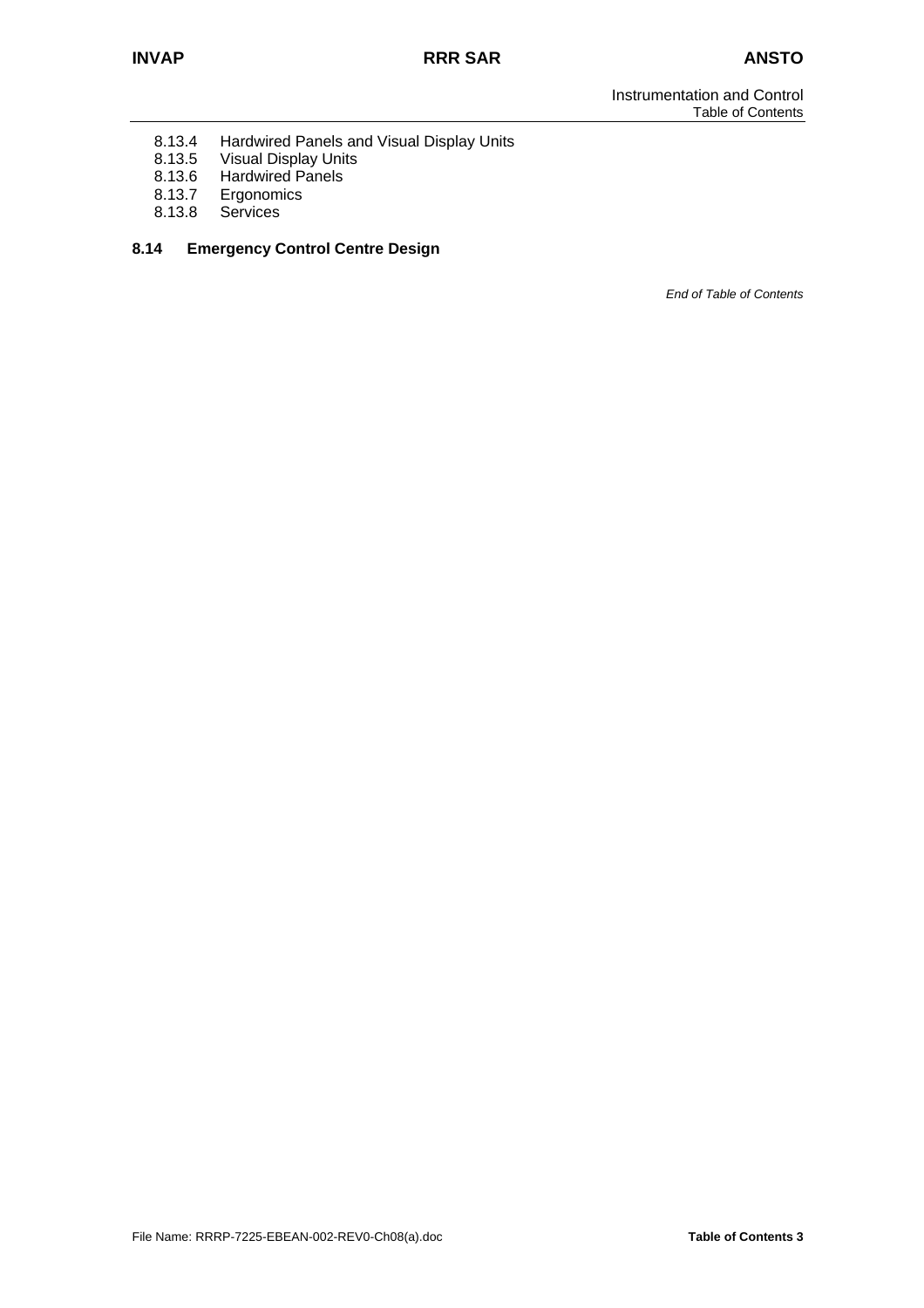8.13.4 Hardwired Panels and Visual Display Units
8.13.5 Visual Display Units
8.13.6 Hardwired Panels
8.13.7 Ergonomics
8.13.8 Services

**8.14 Emergency Control Centre Design**

*End of Table of Contents*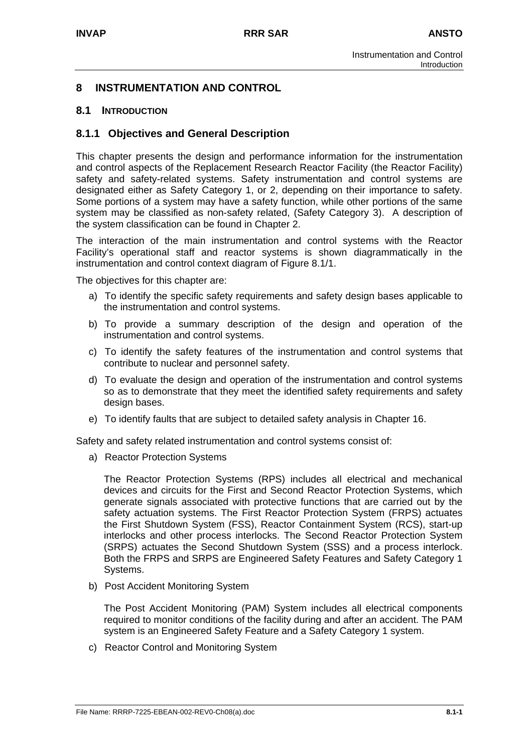# 8 INSTRUMENTATION AND CONTROL

## 8.1 INTRODUCTION

### 8.1.1 Objectives and General Description

This chapter presents the design and performance information for the instrumentation and control aspects of the Replacement Research Reactor Facility (the Reactor Facility) safety and safety-related systems. Safety instrumentation and control systems are designated either as Safety Category 1, or 2, depending on their importance to safety. Some portions of a system may have a safety function, while other portions of the same system may be classified as non-safety related, (Safety Category 3). A description of the system classification can be found in Chapter 2.

The interaction of the main instrumentation and control systems with the Reactor Facility's operational staff and reactor systems is shown diagrammatically in the instrumentation and control context diagram of Figure 8.1/1.

The objectives for this chapter are:

a) To identify the specific safety requirements and safety design bases applicable to the instrumentation and control systems.

b) To provide a summary description of the design and operation of the instrumentation and control systems.

c) To identify the safety features of the instrumentation and control systems that contribute to nuclear and personnel safety.

d) To evaluate the design and operation of the instrumentation and control systems so as to demonstrate that they meet the identified safety requirements and safety design bases.

e) To identify faults that are subject to detailed safety analysis in Chapter 16.

Safety and safety related instrumentation and control systems consist of:

a) Reactor Protection Systems

   The Reactor Protection Systems (RPS) includes all electrical and mechanical devices and circuits for the First and Second Reactor Protection Systems, which generate signals associated with protective functions that are carried out by the safety actuation systems. The First Reactor Protection System (FRPS) actuates the First Shutdown System (FSS), Reactor Containment System (RCS), start-up interlocks and other process interlocks. The Second Reactor Protection System (SRPS) actuates the Second Shutdown System (SSS) and a process interlock. Both the FRPS and SRPS are Engineered Safety Features and Safety Category 1 Systems.

b) Post Accident Monitoring System

   The Post Accident Monitoring (PAM) System includes all electrical components required to monitor conditions of the facility during and after an accident. The PAM system is an Engineered Safety Feature and a Safety Category 1 system.

c) Reactor Control and Monitoring System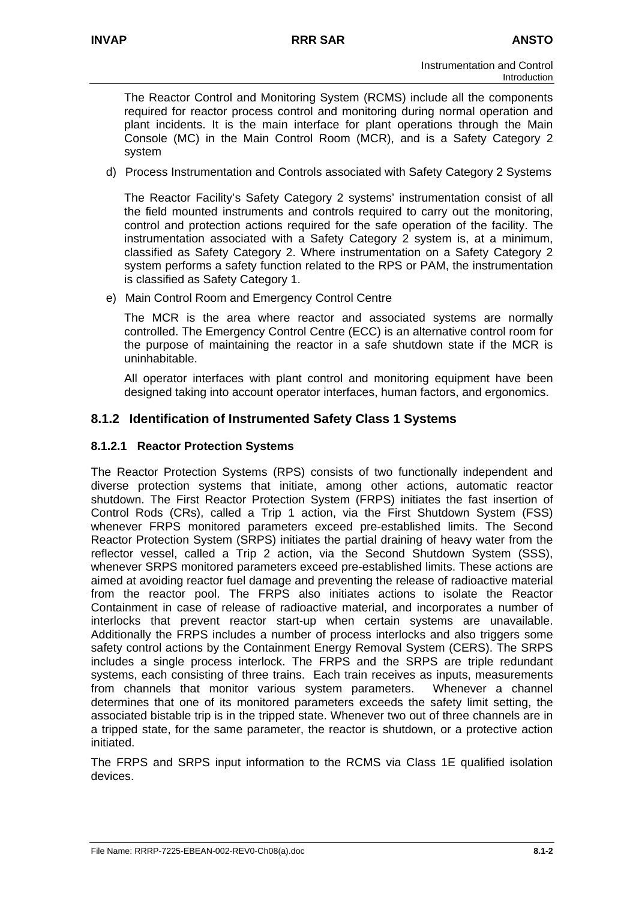The Reactor Control and Monitoring System (RCMS) include all the components required for reactor process control and monitoring during normal operation and plant incidents. It is the main interface for plant operations through the Main Console (MC) in the Main Control Room (MCR), and is a Safety Category 2 system

d) Process Instrumentation and Controls associated with Safety Category 2 Systems

The Reactor Facility's Safety Category 2 systems' instrumentation consist of all the field mounted instruments and controls required to carry out the monitoring, control and protection actions required for the safe operation of the facility. The instrumentation associated with a Safety Category 2 system is, at a minimum, classified as Safety Category 2. Where instrumentation on a Safety Category 2 system performs a safety function related to the RPS or PAM, the instrumentation is classified as Safety Category 1.

e) Main Control Room and Emergency Control Centre

The MCR is the area where reactor and associated systems are normally controlled. The Emergency Control Centre (ECC) is an alternative control room for the purpose of maintaining the reactor in a safe shutdown state if the MCR is uninhabitable.

All operator interfaces with plant control and monitoring equipment have been designed taking into account operator interfaces, human factors, and ergonomics.

## 8.1.2 Identification of Instrumented Safety Class 1 Systems

### 8.1.2.1 Reactor Protection Systems

The Reactor Protection Systems (RPS) consists of two functionally independent and diverse protection systems that initiate, among other actions, automatic reactor shutdown. The First Reactor Protection System (FRPS) initiates the fast insertion of Control Rods (CRs), called a Trip 1 action, via the First Shutdown System (FSS) whenever FRPS monitored parameters exceed pre-established limits. The Second Reactor Protection System (SRPS) initiates the partial draining of heavy water from the reflector vessel, called a Trip 2 action, via the Second Shutdown System (SSS), whenever SRPS monitored parameters exceed pre-established limits. These actions are aimed at avoiding reactor fuel damage and preventing the release of radioactive material from the reactor pool. The FRPS also initiates actions to isolate the Reactor Containment in case of release of radioactive material, and incorporates a number of interlocks that prevent reactor start-up when certain systems are unavailable. Additionally the FRPS includes a number of process interlocks and also triggers some safety control actions by the Containment Energy Removal System (CERS). The SRPS includes a single process interlock. The FRPS and the SRPS are triple redundant systems, each consisting of three trains. Each train receives as inputs, measurements from channels that monitor various system parameters. Whenever a channel determines that one of its monitored parameters exceeds the safety limit setting, the associated bistable trip is in the tripped state. Whenever two out of three channels are in a tripped state, for the same parameter, the reactor is shutdown, or a protective action initiated.

The FRPS and SRPS input information to the RCMS via Class 1E qualified isolation devices.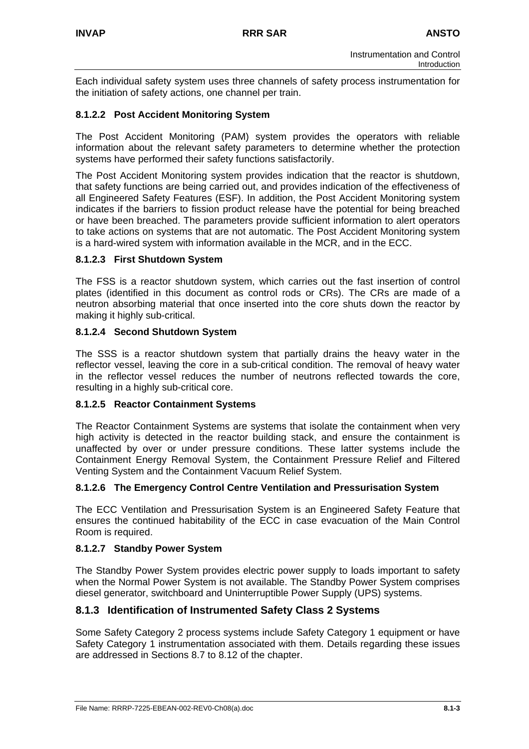Each individual safety system uses three channels of safety process instrumentation for the initiation of safety actions, one channel per train.

### 8.1.2.2 Post Accident Monitoring System

The Post Accident Monitoring (PAM) system provides the operators with reliable information about the relevant safety parameters to determine whether the protection systems have performed their safety functions satisfactorily.

The Post Accident Monitoring system provides indication that the reactor is shutdown, that safety functions are being carried out, and provides indication of the effectiveness of all Engineered Safety Features (ESF). In addition, the Post Accident Monitoring system indicates if the barriers to fission product release have the potential for being breached or have been breached. The parameters provide sufficient information to alert operators to take actions on systems that are not automatic. The Post Accident Monitoring system is a hard-wired system with information available in the MCR, and in the ECC.

### 8.1.2.3 First Shutdown System

The FSS is a reactor shutdown system, which carries out the fast insertion of control plates (identified in this document as control rods or CRs). The CRs are made of a neutron absorbing material that once inserted into the core shuts down the reactor by making it highly sub-critical.

### 8.1.2.4 Second Shutdown System

The SSS is a reactor shutdown system that partially drains the heavy water in the reflector vessel, leaving the core in a sub-critical condition. The removal of heavy water in the reflector vessel reduces the number of neutrons reflected towards the core, resulting in a highly sub-critical core.

### 8.1.2.5 Reactor Containment Systems

The Reactor Containment Systems are systems that isolate the containment when very high activity is detected in the reactor building stack, and ensure the containment is unaffected by over or under pressure conditions. These latter systems include the Containment Energy Removal System, the Containment Pressure Relief and Filtered Venting System and the Containment Vacuum Relief System.

### 8.1.2.6 The Emergency Control Centre Ventilation and Pressurisation System

The ECC Ventilation and Pressurisation System is an Engineered Safety Feature that ensures the continued habitability of the ECC in case evacuation of the Main Control Room is required.

### 8.1.2.7 Standby Power System

The Standby Power System provides electric power supply to loads important to safety when the Normal Power System is not available. The Standby Power System comprises diesel generator, switchboard and Uninterruptible Power Supply (UPS) systems.

## 8.1.3 Identification of Instrumented Safety Class 2 Systems

Some Safety Category 2 process systems include Safety Category 1 equipment or have Safety Category 1 instrumentation associated with them. Details regarding these issues are addressed in Sections 8.7 to 8.12 of the chapter.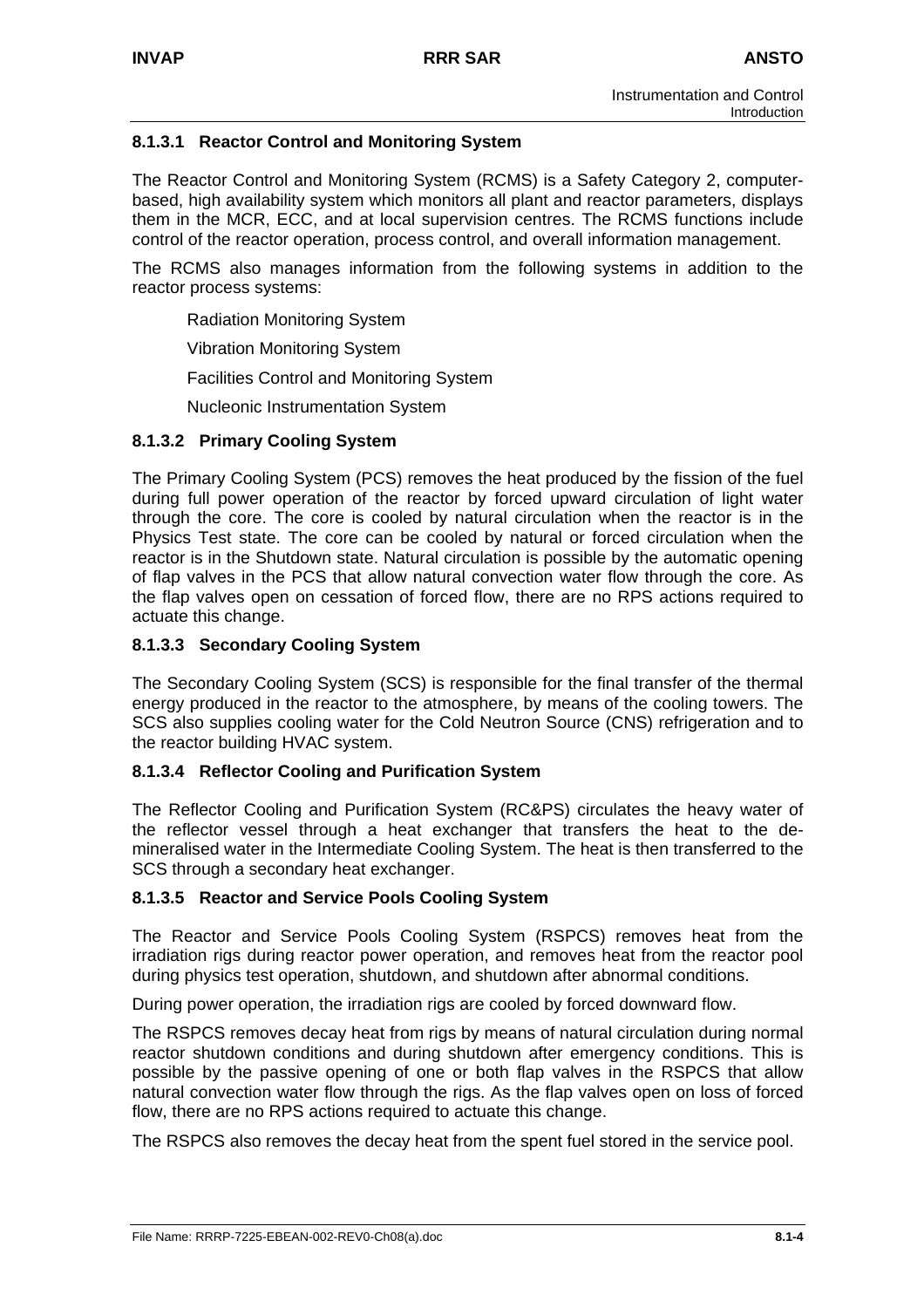### 8.1.3.1 Reactor Control and Monitoring System

The Reactor Control and Monitoring System (RCMS) is a Safety Category 2, computer-based, high availability system which monitors all plant and reactor parameters, displays them in the MCR, ECC, and at local supervision centres. The RCMS functions include control of the reactor operation, process control, and overall information management.

The RCMS also manages information from the following systems in addition to the reactor process systems:

- Radiation Monitoring System
- Vibration Monitoring System
- Facilities Control and Monitoring System
- Nucleonic Instrumentation System

### 8.1.3.2 Primary Cooling System

The Primary Cooling System (PCS) removes the heat produced by the fission of the fuel during full power operation of the reactor by forced upward circulation of light water through the core. The core is cooled by natural circulation when the reactor is in the Physics Test state. The core can be cooled by natural or forced circulation when the reactor is in the Shutdown state. Natural circulation is possible by the automatic opening of flap valves in the PCS that allow natural convection water flow through the core. As the flap valves open on cessation of forced flow, there are no RPS actions required to actuate this change.

### 8.1.3.3 Secondary Cooling System

The Secondary Cooling System (SCS) is responsible for the final transfer of the thermal energy produced in the reactor to the atmosphere, by means of the cooling towers. The SCS also supplies cooling water for the Cold Neutron Source (CNS) refrigeration and to the reactor building HVAC system.

### 8.1.3.4 Reflector Cooling and Purification System

The Reflector Cooling and Purification System (RC&PS) circulates the heavy water of the reflector vessel through a heat exchanger that transfers the heat to the de-mineralised water in the Intermediate Cooling System. The heat is then transferred to the SCS through a secondary heat exchanger.

### 8.1.3.5 Reactor and Service Pools Cooling System

The Reactor and Service Pools Cooling System (RSPCS) removes heat from the irradiation rigs during reactor power operation, and removes heat from the reactor pool during physics test operation, shutdown, and shutdown after abnormal conditions.

During power operation, the irradiation rigs are cooled by forced downward flow.

The RSPCS removes decay heat from rigs by means of natural circulation during normal reactor shutdown conditions and during shutdown after emergency conditions. This is possible by the passive opening of one or both flap valves in the RSPCS that allow natural convection water flow through the rigs. As the flap valves open on loss of forced flow, there are no RPS actions required to actuate this change.

The RSPCS also removes the decay heat from the spent fuel stored in the service pool.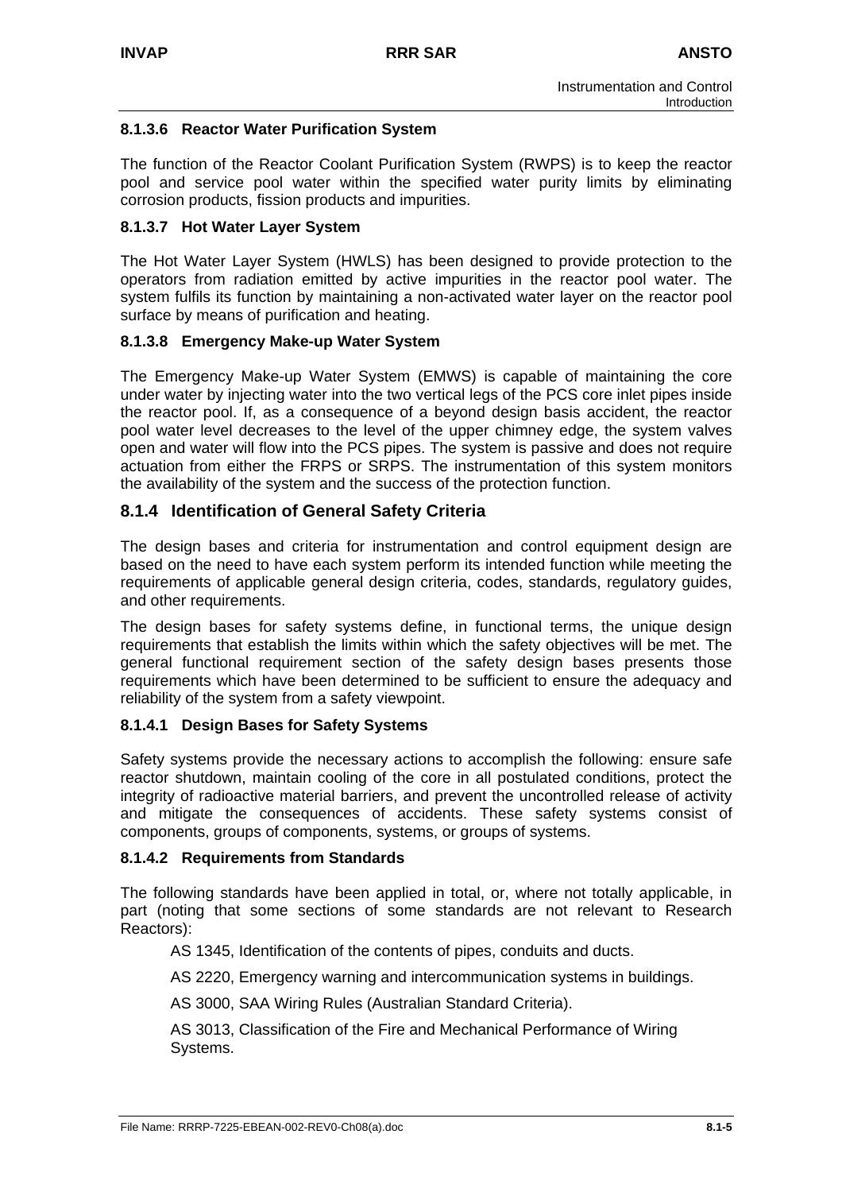#### 8.1.3.6 Reactor Water Purification System

The function of the Reactor Coolant Purification System (RWPS) is to keep the reactor pool and service pool water within the specified water purity limits by eliminating corrosion products, fission products and impurities.

#### 8.1.3.7 Hot Water Layer System

The Hot Water Layer System (HWLS) has been designed to provide protection to the operators from radiation emitted by active impurities in the reactor pool water. The system fulfils its function by maintaining a non-activated water layer on the reactor pool surface by means of purification and heating.

#### 8.1.3.8 Emergency Make-up Water System

The Emergency Make-up Water System (EMWS) is capable of maintaining the core under water by injecting water into the two vertical legs of the PCS core inlet pipes inside the reactor pool. If, as a consequence of a beyond design basis accident, the reactor pool water level decreases to the level of the upper chimney edge, the system valves open and water will flow into the PCS pipes. The system is passive and does not require actuation from either the FRPS or SRPS. The instrumentation of this system monitors the availability of the system and the success of the protection function.

### 8.1.4 Identification of General Safety Criteria

The design bases and criteria for instrumentation and control equipment design are based on the need to have each system perform its intended function while meeting the requirements of applicable general design criteria, codes, standards, regulatory guides, and other requirements.

The design bases for safety systems define, in functional terms, the unique design requirements that establish the limits within which the safety objectives will be met. The general functional requirement section of the safety design bases presents those requirements which have been determined to be sufficient to ensure the adequacy and reliability of the system from a safety viewpoint.

#### 8.1.4.1 Design Bases for Safety Systems

Safety systems provide the necessary actions to accomplish the following: ensure safe reactor shutdown, maintain cooling of the core in all postulated conditions, protect the integrity of radioactive material barriers, and prevent the uncontrolled release of activity and mitigate the consequences of accidents. These safety systems consist of components, groups of components, systems, or groups of systems.

#### 8.1.4.2 Requirements from Standards

The following standards have been applied in total, or, where not totally applicable, in part (noting that some sections of some standards are not relevant to Research Reactors):

AS 1345, Identification of the contents of pipes, conduits and ducts.

AS 2220, Emergency warning and intercommunication systems in buildings.

AS 3000, SAA Wiring Rules (Australian Standard Criteria).

AS 3013, Classification of the Fire and Mechanical Performance of Wiring Systems.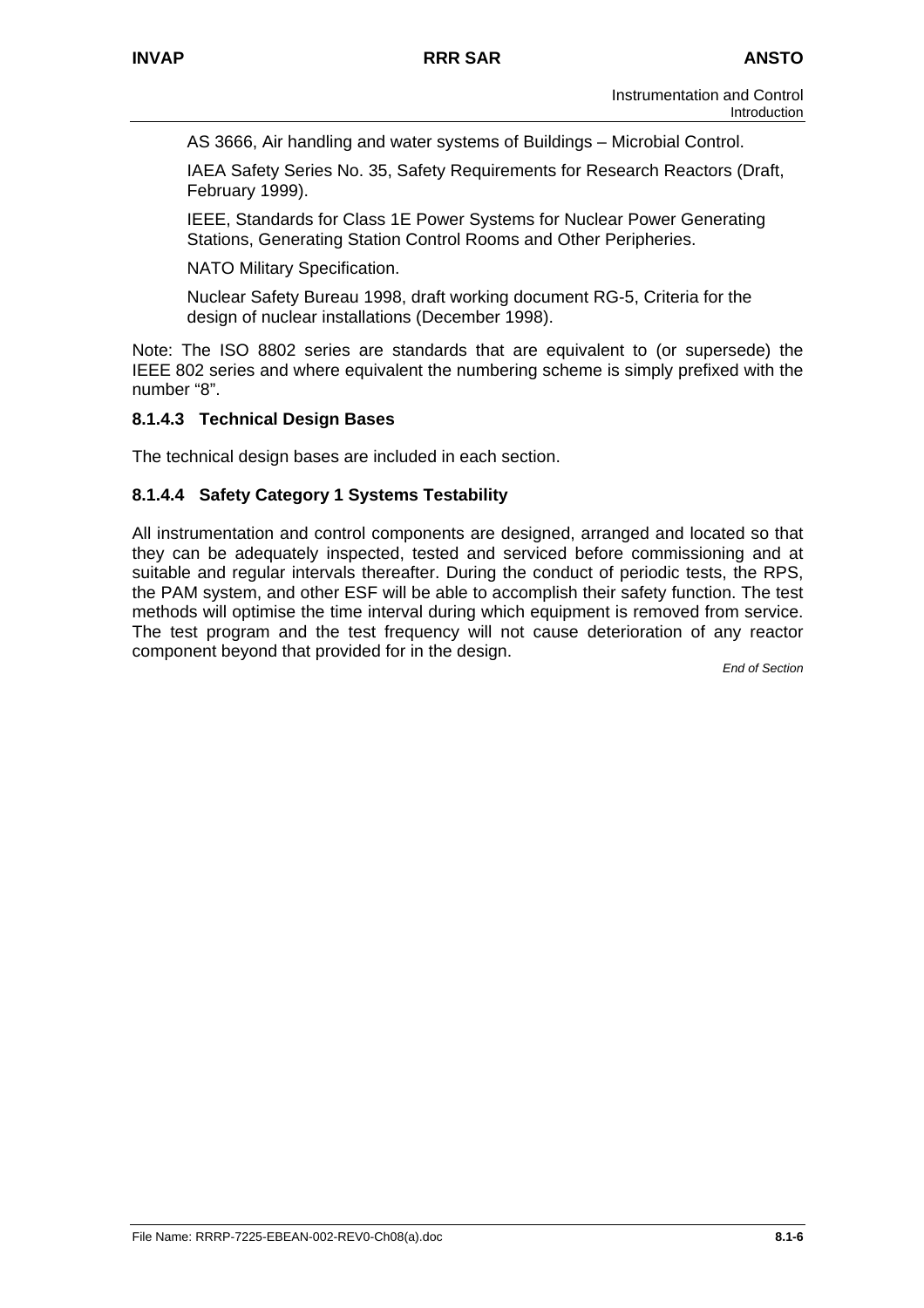AS 3666, Air handling and water systems of Buildings – Microbial Control.

IAEA Safety Series No. 35, Safety Requirements for Research Reactors (Draft, February 1999).

IEEE, Standards for Class 1E Power Systems for Nuclear Power Generating Stations, Generating Station Control Rooms and Other Peripheries.

NATO Military Specification.

Nuclear Safety Bureau 1998, draft working document RG-5, Criteria for the design of nuclear installations (December 1998).

Note: The ISO 8802 series are standards that are equivalent to (or supersede) the IEEE 802 series and where equivalent the numbering scheme is simply prefixed with the number "8".

#### 8.1.4.3 Technical Design Bases

The technical design bases are included in each section.

#### 8.1.4.4 Safety Category 1 Systems Testability

All instrumentation and control components are designed, arranged and located so that they can be adequately inspected, tested and serviced before commissioning and at suitable and regular intervals thereafter. During the conduct of periodic tests, the RPS, the PAM system, and other ESF will be able to accomplish their safety function. The test methods will optimise the time interval during which equipment is removed from service. The test program and the test frequency will not cause deterioration of any reactor component beyond that provided for in the design.

*End of Section*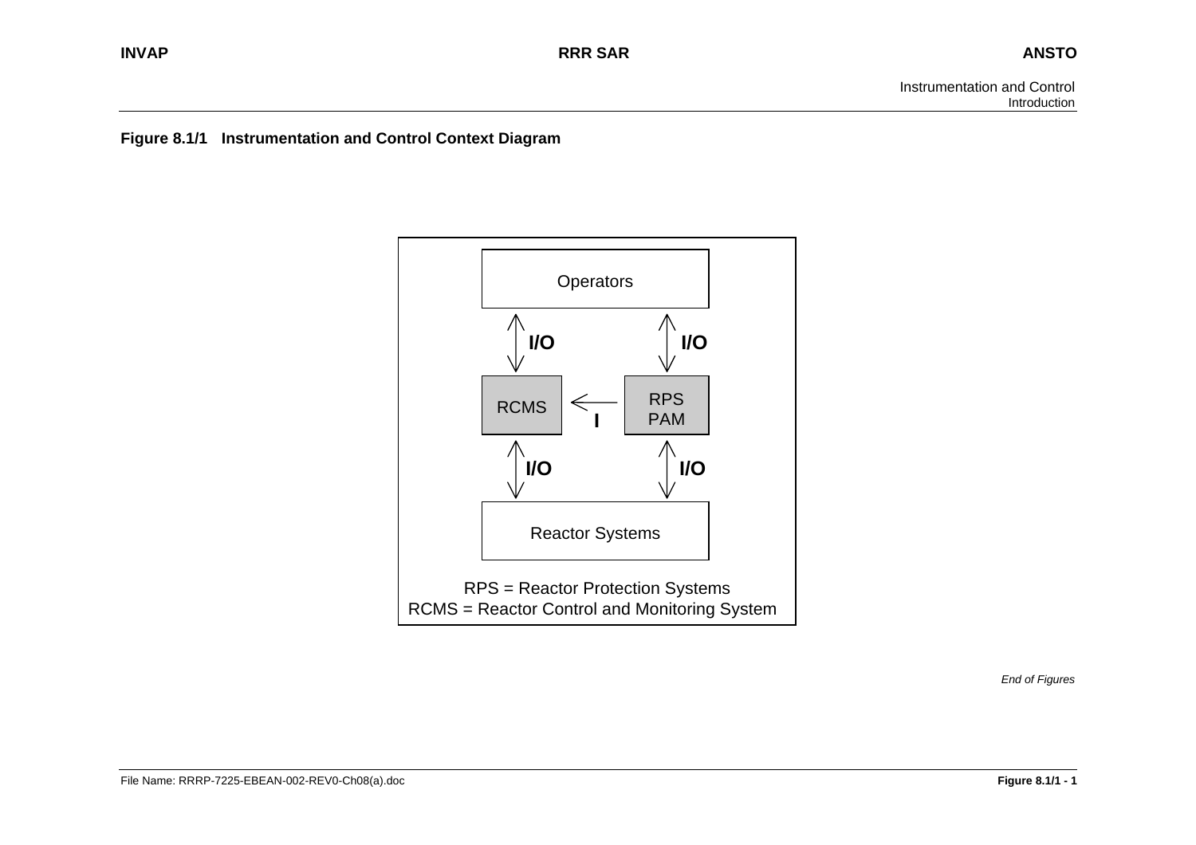**Figure 8.1/1 Instrumentation and Control Context Diagram**

Operators

I/O

I/O

RCMS

I

RPS
PAM

I/O

I/O

Reactor Systems

RPS = Reactor Protection Systems
RCMS = Reactor Control and Monitoring System

*End of Figures*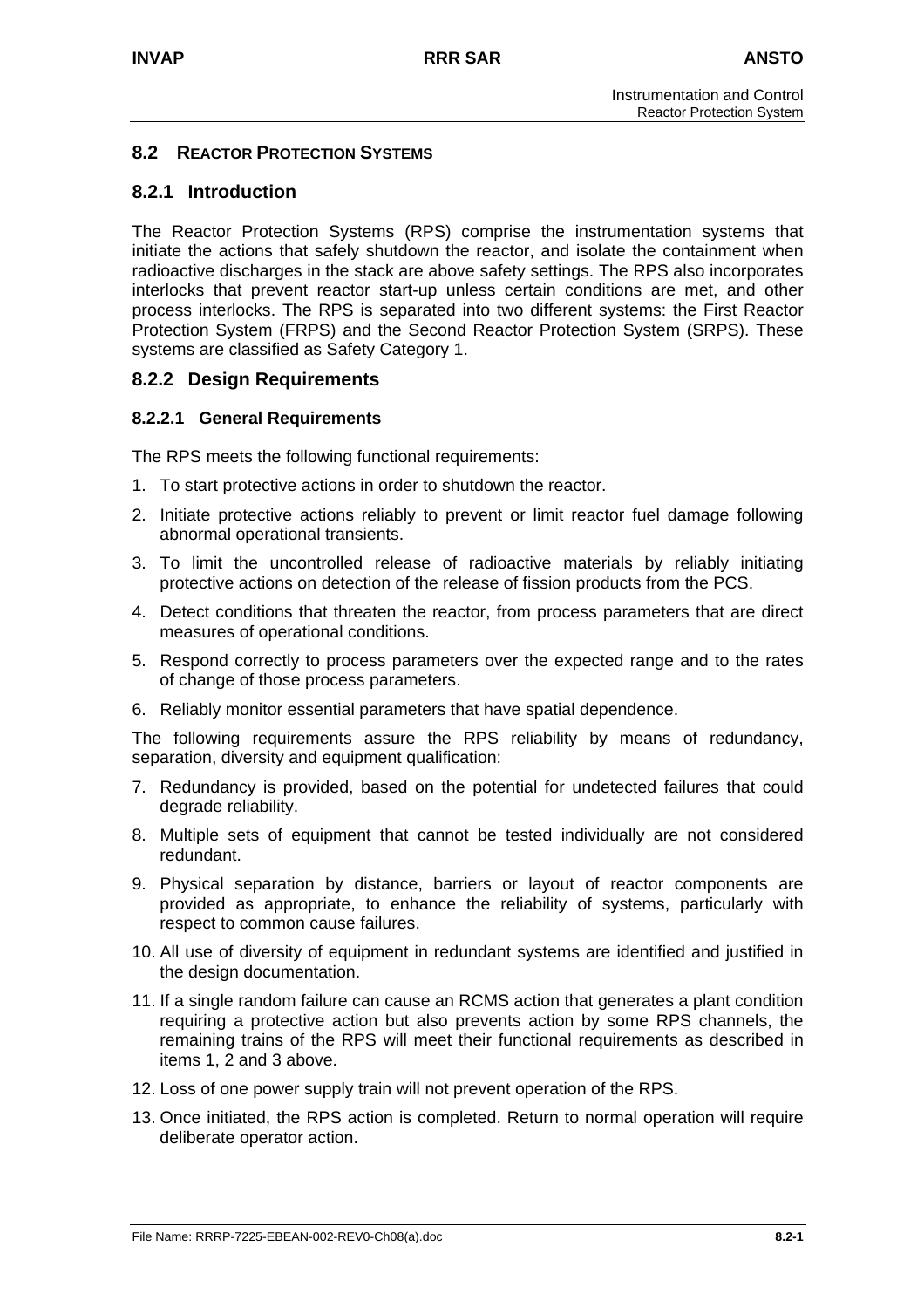## 8.2 REACTOR PROTECTION SYSTEMS

### 8.2.1 Introduction

The Reactor Protection Systems (RPS) comprise the instrumentation systems that initiate the actions that safely shutdown the reactor, and isolate the containment when radioactive discharges in the stack are above safety settings. The RPS also incorporates interlocks that prevent reactor start-up unless certain conditions are met, and other process interlocks. The RPS is separated into two different systems: the First Reactor Protection System (FRPS) and the Second Reactor Protection System (SRPS). These systems are classified as Safety Category 1.

### 8.2.2 Design Requirements

#### 8.2.2.1 General Requirements

The RPS meets the following functional requirements:

1. To start protective actions in order to shutdown the reactor.
2. Initiate protective actions reliably to prevent or limit reactor fuel damage following abnormal operational transients.
3. To limit the uncontrolled release of radioactive materials by reliably initiating protective actions on detection of the release of fission products from the PCS.
4. Detect conditions that threaten the reactor, from process parameters that are direct measures of operational conditions.
5. Respond correctly to process parameters over the expected range and to the rates of change of those process parameters.
6. Reliably monitor essential parameters that have spatial dependence.

The following requirements assure the RPS reliability by means of redundancy, separation, diversity and equipment qualification:

7. Redundancy is provided, based on the potential for undetected failures that could degrade reliability.
8. Multiple sets of equipment that cannot be tested individually are not considered redundant.
9. Physical separation by distance, barriers or layout of reactor components are provided as appropriate, to enhance the reliability of systems, particularly with respect to common cause failures.
10. All use of diversity of equipment in redundant systems are identified and justified in the design documentation.
11. If a single random failure can cause an RCMS action that generates a plant condition requiring a protective action but also prevents action by some RPS channels, the remaining trains of the RPS will meet their functional requirements as described in items 1, 2 and 3 above.
12. Loss of one power supply train will not prevent operation of the RPS.
13. Once initiated, the RPS action is completed. Return to normal operation will require deliberate operator action.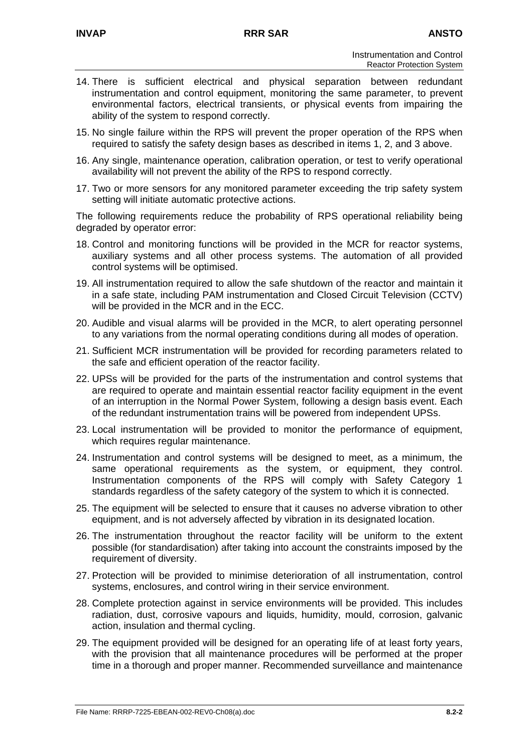14. There is sufficient electrical and physical separation between redundant instrumentation and control equipment, monitoring the same parameter, to prevent environmental factors, electrical transients, or physical events from impairing the ability of the system to respond correctly.

15. No single failure within the RPS will prevent the proper operation of the RPS when required to satisfy the safety design bases as described in items 1, 2, and 3 above.

16. Any single, maintenance operation, calibration operation, or test to verify operational availability will not prevent the ability of the RPS to respond correctly.

17. Two or more sensors for any monitored parameter exceeding the trip safety system setting will initiate automatic protective actions.

The following requirements reduce the probability of RPS operational reliability being degraded by operator error:

18. Control and monitoring functions will be provided in the MCR for reactor systems, auxiliary systems and all other process systems. The automation of all provided control systems will be optimised.

19. All instrumentation required to allow the safe shutdown of the reactor and maintain it in a safe state, including PAM instrumentation and Closed Circuit Television (CCTV) will be provided in the MCR and in the ECC.

20. Audible and visual alarms will be provided in the MCR, to alert operating personnel to any variations from the normal operating conditions during all modes of operation.

21. Sufficient MCR instrumentation will be provided for recording parameters related to the safe and efficient operation of the reactor facility.

22. UPSs will be provided for the parts of the instrumentation and control systems that are required to operate and maintain essential reactor facility equipment in the event of an interruption in the Normal Power System, following a design basis event. Each of the redundant instrumentation trains will be powered from independent UPSs.

23. Local instrumentation will be provided to monitor the performance of equipment, which requires regular maintenance.

24. Instrumentation and control systems will be designed to meet, as a minimum, the same operational requirements as the system, or equipment, they control. Instrumentation components of the RPS will comply with Safety Category 1 standards regardless of the safety category of the system to which it is connected.

25. The equipment will be selected to ensure that it causes no adverse vibration to other equipment, and is not adversely affected by vibration in its designated location.

26. The instrumentation throughout the reactor facility will be uniform to the extent possible (for standardisation) after taking into account the constraints imposed by the requirement of diversity.

27. Protection will be provided to minimise deterioration of all instrumentation, control systems, enclosures, and control wiring in their service environment.

28. Complete protection against in service environments will be provided. This includes radiation, dust, corrosive vapours and liquids, humidity, mould, corrosion, galvanic action, insulation and thermal cycling.

29. The equipment provided will be designed for an operating life of at least forty years, with the provision that all maintenance procedures will be performed at the proper time in a thorough and proper manner. Recommended surveillance and maintenance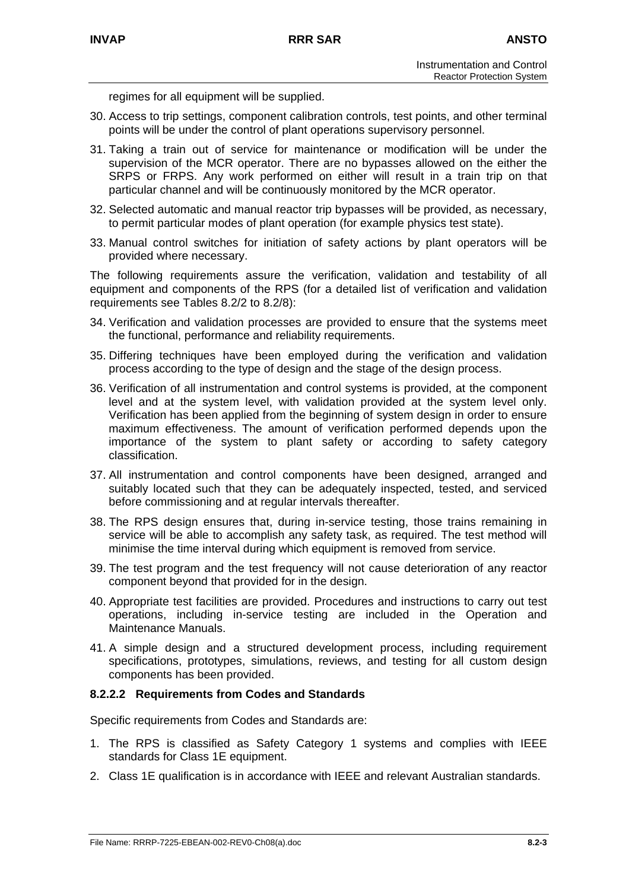regimes for all equipment will be supplied.

30. Access to trip settings, component calibration controls, test points, and other terminal points will be under the control of plant operations supervisory personnel.
31. Taking a train out of service for maintenance or modification will be under the supervision of the MCR operator. There are no bypasses allowed on the either the SRPS or FRPS. Any work performed on either will result in a train trip on that particular channel and will be continuously monitored by the MCR operator.
32. Selected automatic and manual reactor trip bypasses will be provided, as necessary, to permit particular modes of plant operation (for example physics test state).
33. Manual control switches for initiation of safety actions by plant operators will be provided where necessary.

The following requirements assure the verification, validation and testability of all equipment and components of the RPS (for a detailed list of verification and validation requirements see Tables 8.2/2 to 8.2/8):

34. Verification and validation processes are provided to ensure that the systems meet the functional, performance and reliability requirements.
35. Differing techniques have been employed during the verification and validation process according to the type of design and the stage of the design process.
36. Verification of all instrumentation and control systems is provided, at the component level and at the system level, with validation provided at the system level only. Verification has been applied from the beginning of system design in order to ensure maximum effectiveness. The amount of verification performed depends upon the importance of the system to plant safety or according to safety category classification.
37. All instrumentation and control components have been designed, arranged and suitably located such that they can be adequately inspected, tested, and serviced before commissioning and at regular intervals thereafter.
38. The RPS design ensures that, during in-service testing, those trains remaining in service will be able to accomplish any safety task, as required. The test method will minimise the time interval during which equipment is removed from service.
39. The test program and the test frequency will not cause deterioration of any reactor component beyond that provided for in the design.
40. Appropriate test facilities are provided. Procedures and instructions to carry out test operations, including in-service testing are included in the Operation and Maintenance Manuals.
41. A simple design and a structured development process, including requirement specifications, prototypes, simulations, reviews, and testing for all custom design components has been provided.

#### 8.2.2.2 Requirements from Codes and Standards

Specific requirements from Codes and Standards are:

1. The RPS is classified as Safety Category 1 systems and complies with IEEE standards for Class 1E equipment.
2. Class 1E qualification is in accordance with IEEE and relevant Australian standards.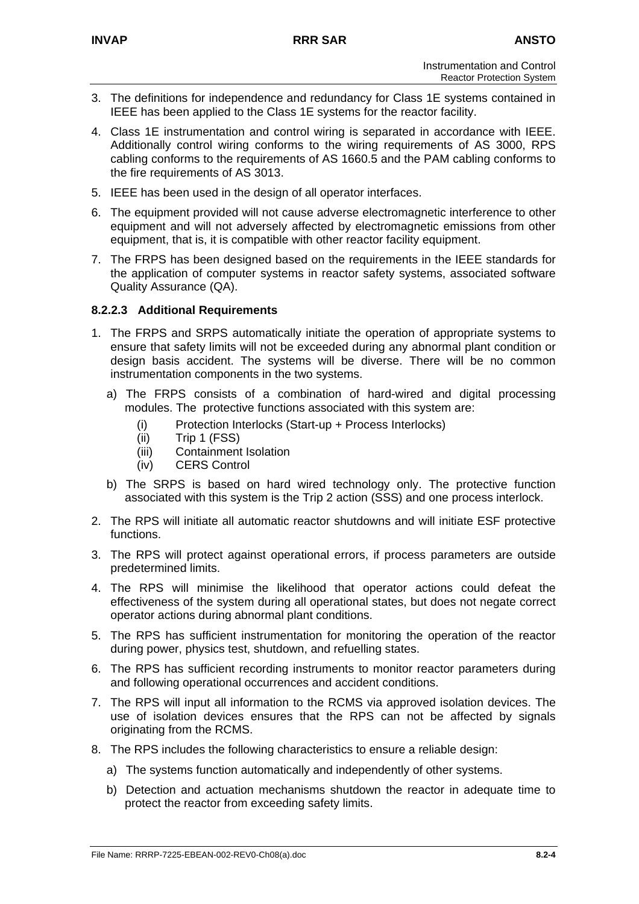3. The definitions for independence and redundancy for Class 1E systems contained in IEEE has been applied to the Class 1E systems for the reactor facility.

4. Class 1E instrumentation and control wiring is separated in accordance with IEEE. Additionally control wiring conforms to the wiring requirements of AS 3000, RPS cabling conforms to the requirements of AS 1660.5 and the PAM cabling conforms to the fire requirements of AS 3013.

5. IEEE has been used in the design of all operator interfaces.

6. The equipment provided will not cause adverse electromagnetic interference to other equipment and will not adversely affected by electromagnetic emissions from other equipment, that is, it is compatible with other reactor facility equipment.

7. The FRPS has been designed based on the requirements in the IEEE standards for the application of computer systems in reactor safety systems, associated software Quality Assurance (QA).

### 8.2.2.3 Additional Requirements

1. The FRPS and SRPS automatically initiate the operation of appropriate systems to ensure that safety limits will not be exceeded during any abnormal plant condition or design basis accident. The systems will be diverse. There will be no common instrumentation components in the two systems.

   a) The FRPS consists of a combination of hard-wired and digital processing modules. The protective functions associated with this system are:

      (i) Protection Interlocks (Start-up + Process Interlocks)

      (ii) Trip 1 (FSS)

      (iii) Containment Isolation

      (iv) CERS Control

   b) The SRPS is based on hard wired technology only. The protective function associated with this system is the Trip 2 action (SSS) and one process interlock.

2. The RPS will initiate all automatic reactor shutdowns and will initiate ESF protective functions.

3. The RPS will protect against operational errors, if process parameters are outside predetermined limits.

4. The RPS will minimise the likelihood that operator actions could defeat the effectiveness of the system during all operational states, but does not negate correct operator actions during abnormal plant conditions.

5. The RPS has sufficient instrumentation for monitoring the operation of the reactor during power, physics test, shutdown, and refuelling states.

6. The RPS has sufficient recording instruments to monitor reactor parameters during and following operational occurrences and accident conditions.

7. The RPS will input all information to the RCMS via approved isolation devices. The use of isolation devices ensures that the RPS can not be affected by signals originating from the RCMS.

8. The RPS includes the following characteristics to ensure a reliable design:

   a) The systems function automatically and independently of other systems.

   b) Detection and actuation mechanisms shutdown the reactor in adequate time to protect the reactor from exceeding safety limits.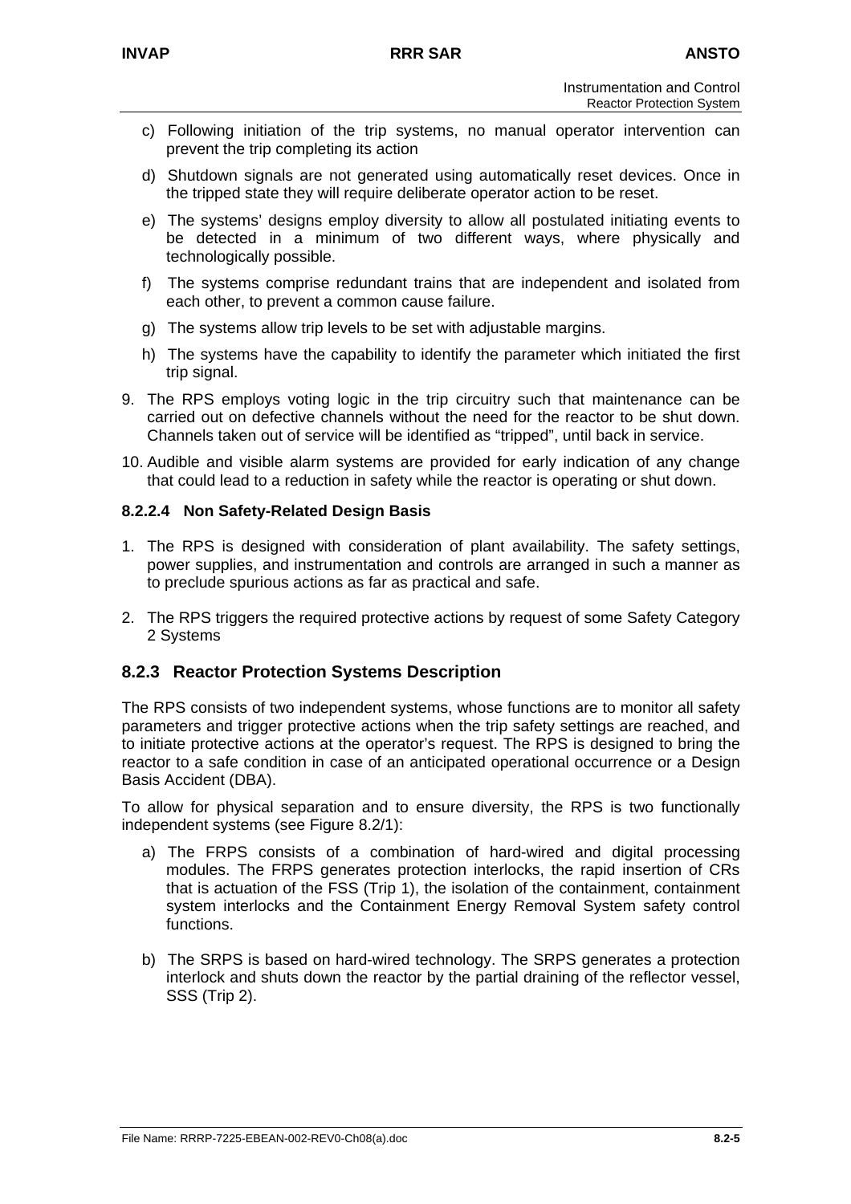c) Following initiation of the trip systems, no manual operator intervention can prevent the trip completing its action

d) Shutdown signals are not generated using automatically reset devices. Once in the tripped state they will require deliberate operator action to be reset.

e) The systems' designs employ diversity to allow all postulated initiating events to be detected in a minimum of two different ways, where physically and technologically possible.

f) The systems comprise redundant trains that are independent and isolated from each other, to prevent a common cause failure.

g) The systems allow trip levels to be set with adjustable margins.

h) The systems have the capability to identify the parameter which initiated the first trip signal.

9. The RPS employs voting logic in the trip circuitry such that maintenance can be carried out on defective channels without the need for the reactor to be shut down. Channels taken out of service will be identified as "tripped", until back in service.

10. Audible and visible alarm systems are provided for early indication of any change that could lead to a reduction in safety while the reactor is operating or shut down.

#### 8.2.2.4 Non Safety-Related Design Basis

1. The RPS is designed with consideration of plant availability. The safety settings, power supplies, and instrumentation and controls are arranged in such a manner as to preclude spurious actions as far as practical and safe.

2. The RPS triggers the required protective actions by request of some Safety Category 2 Systems

### 8.2.3 Reactor Protection Systems Description

The RPS consists of two independent systems, whose functions are to monitor all safety parameters and trigger protective actions when the trip safety settings are reached, and to initiate protective actions at the operator's request. The RPS is designed to bring the reactor to a safe condition in case of an anticipated operational occurrence or a Design Basis Accident (DBA).

To allow for physical separation and to ensure diversity, the RPS is two functionally independent systems (see Figure 8.2/1):

a) The FRPS consists of a combination of hard-wired and digital processing modules. The FRPS generates protection interlocks, the rapid insertion of CRs that is actuation of the FSS (Trip 1), the isolation of the containment, containment system interlocks and the Containment Energy Removal System safety control functions.

b) The SRPS is based on hard-wired technology. The SRPS generates a protection interlock and shuts down the reactor by the partial draining of the reflector vessel, SSS (Trip 2).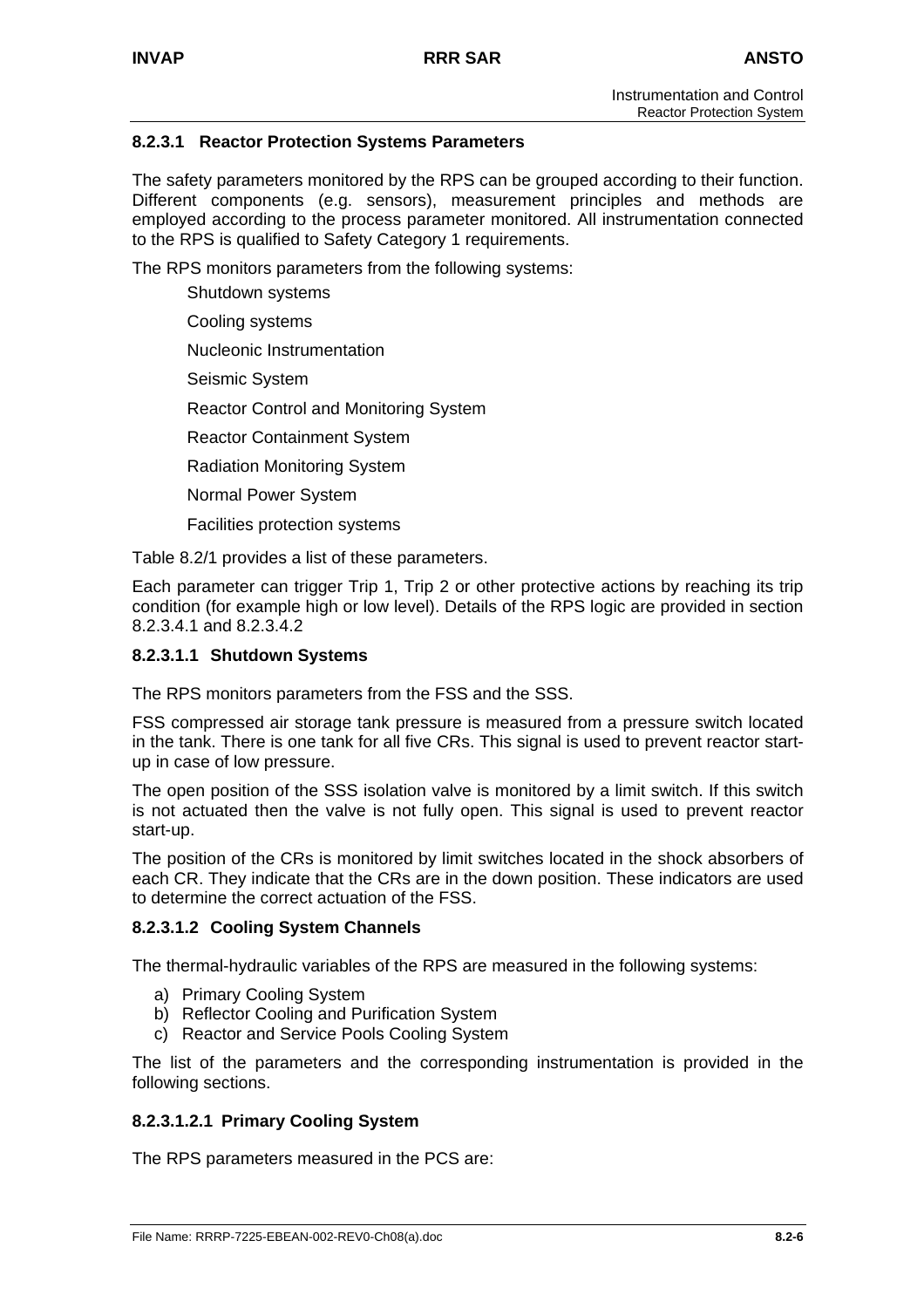#### 8.2.3.1 Reactor Protection Systems Parameters

The safety parameters monitored by the RPS can be grouped according to their function. Different components (e.g. sensors), measurement principles and methods are employed according to the process parameter monitored. All instrumentation connected to the RPS is qualified to Safety Category 1 requirements.

The RPS monitors parameters from the following systems:

- Shutdown systems
- Cooling systems
- Nucleonic Instrumentation
- Seismic System
- Reactor Control and Monitoring System
- Reactor Containment System
- Radiation Monitoring System
- Normal Power System
- Facilities protection systems

Table 8.2/1 provides a list of these parameters.

Each parameter can trigger Trip 1, Trip 2 or other protective actions by reaching its trip condition (for example high or low level). Details of the RPS logic are provided in section 8.2.3.4.1 and 8.2.3.4.2

##### 8.2.3.1.1 Shutdown Systems

The RPS monitors parameters from the FSS and the SSS.

FSS compressed air storage tank pressure is measured from a pressure switch located in the tank. There is one tank for all five CRs. This signal is used to prevent reactor start-up in case of low pressure.

The open position of the SSS isolation valve is monitored by a limit switch. If this switch is not actuated then the valve is not fully open. This signal is used to prevent reactor start-up.

The position of the CRs is monitored by limit switches located in the shock absorbers of each CR. They indicate that the CRs are in the down position. These indicators are used to determine the correct actuation of the FSS.

##### 8.2.3.1.2 Cooling System Channels

The thermal-hydraulic variables of the RPS are measured in the following systems:

a) Primary Cooling System
b) Reflector Cooling and Purification System
c) Reactor and Service Pools Cooling System

The list of the parameters and the corresponding instrumentation is provided in the following sections.

###### 8.2.3.1.2.1 Primary Cooling System

The RPS parameters measured in the PCS are: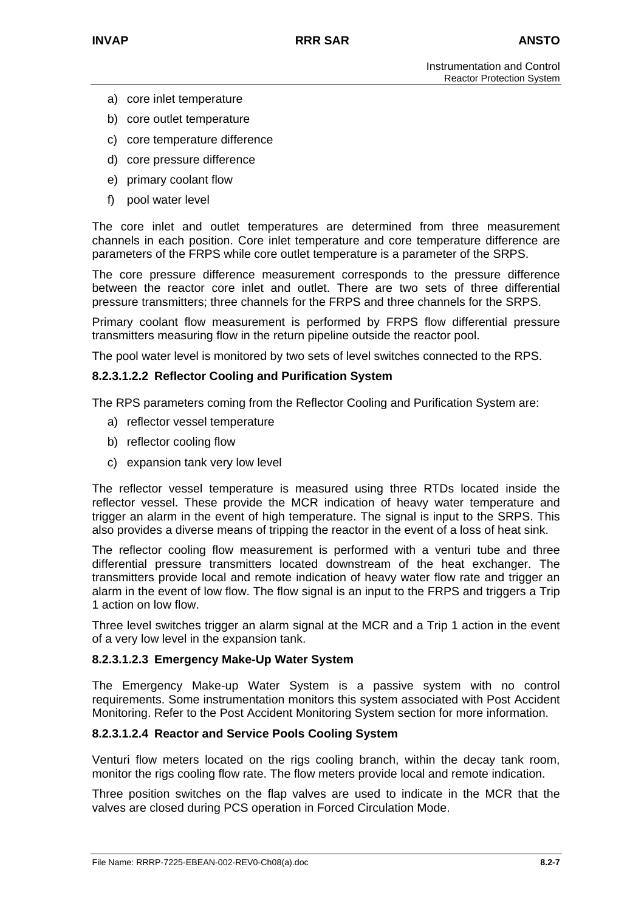a) core inlet temperature

b) core outlet temperature

c) core temperature difference

d) core pressure difference

e) primary coolant flow

f) pool water level

The core inlet and outlet temperatures are determined from three measurement channels in each position. Core inlet temperature and core temperature difference are parameters of the FRPS while core outlet temperature is a parameter of the SRPS.

The core pressure difference measurement corresponds to the pressure difference between the reactor core inlet and outlet. There are two sets of three differential pressure transmitters; three channels for the FRPS and three channels for the SRPS.

Primary coolant flow measurement is performed by FRPS flow differential pressure transmitters measuring flow in the return pipeline outside the reactor pool.

The pool water level is monitored by two sets of level switches connected to the RPS.

#### 8.2.3.1.2.2 Reflector Cooling and Purification System

The RPS parameters coming from the Reflector Cooling and Purification System are:

a) reflector vessel temperature

b) reflector cooling flow

c) expansion tank very low level

The reflector vessel temperature is measured using three RTDs located inside the reflector vessel. These provide the MCR indication of heavy water temperature and trigger an alarm in the event of high temperature. The signal is input to the SRPS. This also provides a diverse means of tripping the reactor in the event of a loss of heat sink.

The reflector cooling flow measurement is performed with a venturi tube and three differential pressure transmitters located downstream of the heat exchanger. The transmitters provide local and remote indication of heavy water flow rate and trigger an alarm in the event of low flow. The flow signal is an input to the FRPS and triggers a Trip 1 action on low flow.

Three level switches trigger an alarm signal at the MCR and a Trip 1 action in the event of a very low level in the expansion tank.

#### 8.2.3.1.2.3 Emergency Make-Up Water System

The Emergency Make-up Water System is a passive system with no control requirements. Some instrumentation monitors this system associated with Post Accident Monitoring. Refer to the Post Accident Monitoring System section for more information.

#### 8.2.3.1.2.4 Reactor and Service Pools Cooling System

Venturi flow meters located on the rigs cooling branch, within the decay tank room, monitor the rigs cooling flow rate. The flow meters provide local and remote indication.

Three position switches on the flap valves are used to indicate in the MCR that the valves are closed during PCS operation in Forced Circulation Mode.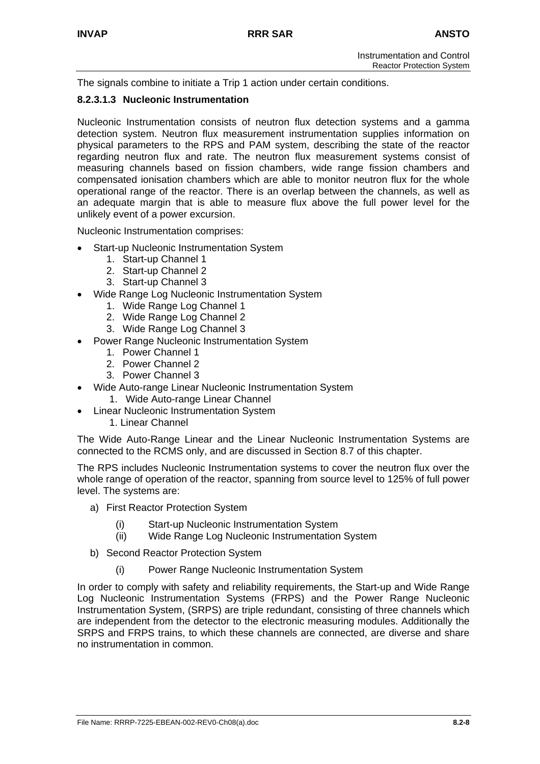The signals combine to initiate a Trip 1 action under certain conditions.

#### 8.2.3.1.3 Nucleonic Instrumentation

Nucleonic Instrumentation consists of neutron flux detection systems and a gamma detection system. Neutron flux measurement instrumentation supplies information on physical parameters to the RPS and PAM system, describing the state of the reactor regarding neutron flux and rate. The neutron flux measurement systems consist of measuring channels based on fission chambers, wide range fission chambers and compensated ionisation chambers which are able to monitor neutron flux for the whole operational range of the reactor. There is an overlap between the channels, as well as an adequate margin that is able to measure flux above the full power level for the unlikely event of a power excursion.

Nucleonic Instrumentation comprises:

- Start-up Nucleonic Instrumentation System
    1. Start-up Channel 1
    2. Start-up Channel 2
    3. Start-up Channel 3
- Wide Range Log Nucleonic Instrumentation System
    1. Wide Range Log Channel 1
    2. Wide Range Log Channel 2
    3. Wide Range Log Channel 3
- Power Range Nucleonic Instrumentation System
    1. Power Channel 1
    2. Power Channel 2
    3. Power Channel 3
- Wide Auto-range Linear Nucleonic Instrumentation System
    1. Wide Auto-range Linear Channel
- Linear Nucleonic Instrumentation System
    1. Linear Channel

The Wide Auto-Range Linear and the Linear Nucleonic Instrumentation Systems are connected to the RCMS only, and are discussed in Section 8.7 of this chapter.

The RPS includes Nucleonic Instrumentation systems to cover the neutron flux over the whole range of operation of the reactor, spanning from source level to 125% of full power level. The systems are:

a) First Reactor Protection System

    (i) Start-up Nucleonic Instrumentation System
    (ii) Wide Range Log Nucleonic Instrumentation System

b) Second Reactor Protection System

    (i) Power Range Nucleonic Instrumentation System

In order to comply with safety and reliability requirements, the Start-up and Wide Range Log Nucleonic Instrumentation Systems (FRPS) and the Power Range Nucleonic Instrumentation System, (SRPS) are triple redundant, consisting of three channels which are independent from the detector to the electronic measuring modules. Additionally the SRPS and FRPS trains, to which these channels are connected, are diverse and share no instrumentation in common.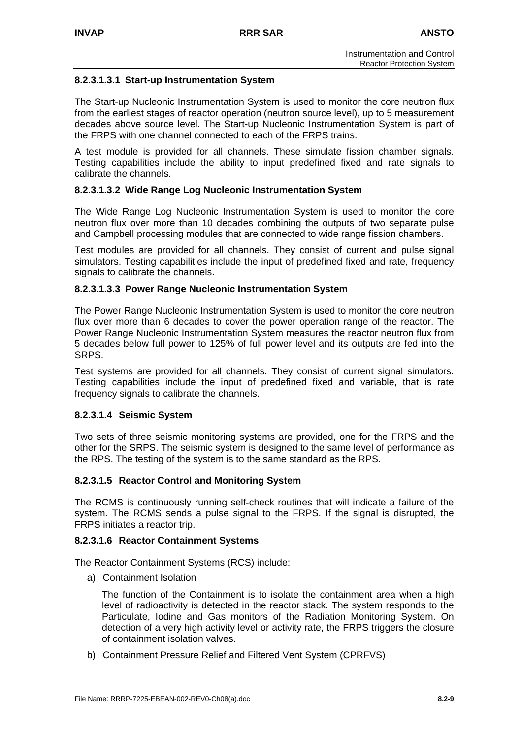#### 8.2.3.1.3.1 Start-up Instrumentation System

The Start-up Nucleonic Instrumentation System is used to monitor the core neutron flux from the earliest stages of reactor operation (neutron source level), up to 5 measurement decades above source level. The Start-up Nucleonic Instrumentation System is part of the FRPS with one channel connected to each of the FRPS trains.

A test module is provided for all channels. These simulate fission chamber signals. Testing capabilities include the ability to input predefined fixed and rate signals to calibrate the channels.

#### 8.2.3.1.3.2 Wide Range Log Nucleonic Instrumentation System

The Wide Range Log Nucleonic Instrumentation System is used to monitor the core neutron flux over more than 10 decades combining the outputs of two separate pulse and Campbell processing modules that are connected to wide range fission chambers.

Test modules are provided for all channels. They consist of current and pulse signal simulators. Testing capabilities include the input of predefined fixed and rate, frequency signals to calibrate the channels.

#### 8.2.3.1.3.3 Power Range Nucleonic Instrumentation System

The Power Range Nucleonic Instrumentation System is used to monitor the core neutron flux over more than 6 decades to cover the power operation range of the reactor. The Power Range Nucleonic Instrumentation System measures the reactor neutron flux from 5 decades below full power to 125% of full power level and its outputs are fed into the SRPS.

Test systems are provided for all channels. They consist of current signal simulators. Testing capabilities include the input of predefined fixed and variable, that is rate frequency signals to calibrate the channels.

### 8.2.3.1.4 Seismic System

Two sets of three seismic monitoring systems are provided, one for the FRPS and the other for the SRPS. The seismic system is designed to the same level of performance as the RPS. The testing of the system is to the same standard as the RPS.

### 8.2.3.1.5 Reactor Control and Monitoring System

The RCMS is continuously running self-check routines that will indicate a failure of the system. The RCMS sends a pulse signal to the FRPS. If the signal is disrupted, the FRPS initiates a reactor trip.

### 8.2.3.1.6 Reactor Containment Systems

The Reactor Containment Systems (RCS) include:

a) Containment Isolation

   The function of the Containment is to isolate the containment area when a high level of radioactivity is detected in the reactor stack. The system responds to the Particulate, Iodine and Gas monitors of the Radiation Monitoring System. On detection of a very high activity level or activity rate, the FRPS triggers the closure of containment isolation valves.

b) Containment Pressure Relief and Filtered Vent System (CPRFVS)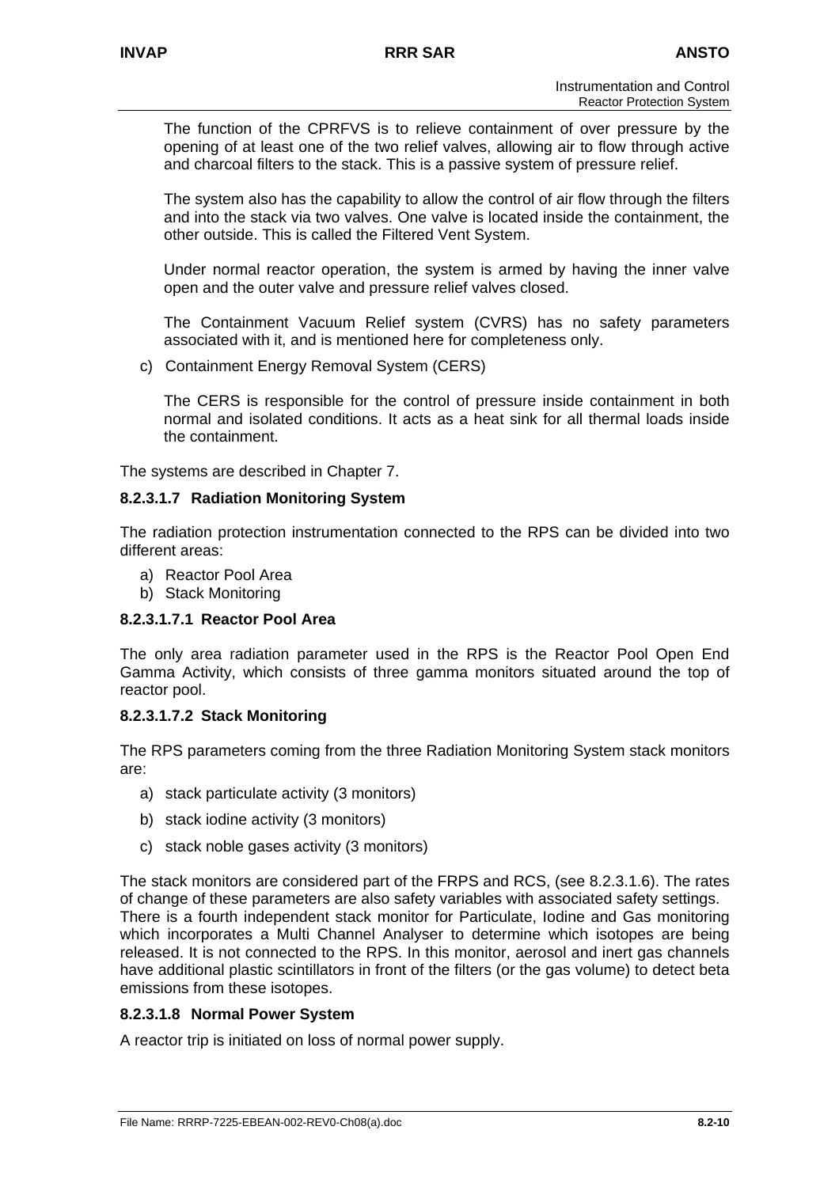The function of the CPRFVS is to relieve containment of over pressure by the opening of at least one of the two relief valves, allowing air to flow through active and charcoal filters to the stack. This is a passive system of pressure relief.

The system also has the capability to allow the control of air flow through the filters and into the stack via two valves. One valve is located inside the containment, the other outside. This is called the Filtered Vent System.

Under normal reactor operation, the system is armed by having the inner valve open and the outer valve and pressure relief valves closed.

The Containment Vacuum Relief system (CVRS) has no safety parameters associated with it, and is mentioned here for completeness only.

c) Containment Energy Removal System (CERS)

The CERS is responsible for the control of pressure inside containment in both normal and isolated conditions. It acts as a heat sink for all thermal loads inside the containment.

The systems are described in Chapter 7.

#### 8.2.3.1.7 Radiation Monitoring System

The radiation protection instrumentation connected to the RPS can be divided into two different areas:

a) Reactor Pool Area
b) Stack Monitoring

##### 8.2.3.1.7.1 Reactor Pool Area

The only area radiation parameter used in the RPS is the Reactor Pool Open End Gamma Activity, which consists of three gamma monitors situated around the top of reactor pool.

##### 8.2.3.1.7.2 Stack Monitoring

The RPS parameters coming from the three Radiation Monitoring System stack monitors are:

a) stack particulate activity (3 monitors)

b) stack iodine activity (3 monitors)

c) stack noble gases activity (3 monitors)

The stack monitors are considered part of the FRPS and RCS, (see 8.2.3.1.6). The rates of change of these parameters are also safety variables with associated safety settings. There is a fourth independent stack monitor for Particulate, Iodine and Gas monitoring which incorporates a Multi Channel Analyser to determine which isotopes are being released. It is not connected to the RPS. In this monitor, aerosol and inert gas channels have additional plastic scintillators in front of the filters (or the gas volume) to detect beta emissions from these isotopes.

#### 8.2.3.1.8 Normal Power System

A reactor trip is initiated on loss of normal power supply.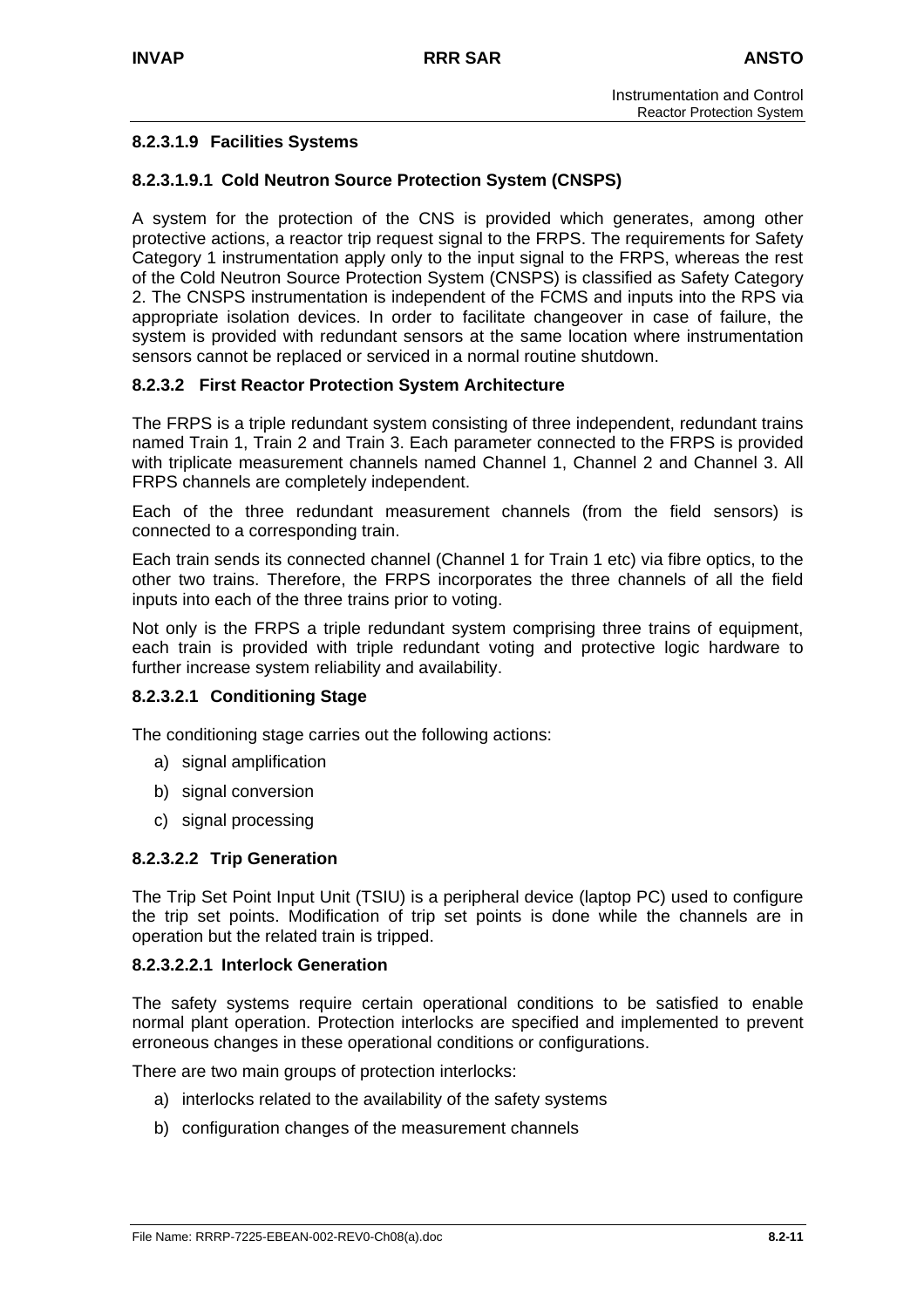#### 8.2.3.1.9 Facilities Systems

##### 8.2.3.1.9.1 Cold Neutron Source Protection System (CNSPS)

A system for the protection of the CNS is provided which generates, among other protective actions, a reactor trip request signal to the FRPS. The requirements for Safety Category 1 instrumentation apply only to the input signal to the FRPS, whereas the rest of the Cold Neutron Source Protection System (CNSPS) is classified as Safety Category 2. The CNSPS instrumentation is independent of the FCMS and inputs into the RPS via appropriate isolation devices. In order to facilitate changeover in case of failure, the system is provided with redundant sensors at the same location where instrumentation sensors cannot be replaced or serviced in a normal routine shutdown.

### 8.2.3.2 First Reactor Protection System Architecture

The FRPS is a triple redundant system consisting of three independent, redundant trains named Train 1, Train 2 and Train 3. Each parameter connected to the FRPS is provided with triplicate measurement channels named Channel 1, Channel 2 and Channel 3. All FRPS channels are completely independent.

Each of the three redundant measurement channels (from the field sensors) is connected to a corresponding train.

Each train sends its connected channel (Channel 1 for Train 1 etc) via fibre optics, to the other two trains. Therefore, the FRPS incorporates the three channels of all the field inputs into each of the three trains prior to voting.

Not only is the FRPS a triple redundant system comprising three trains of equipment, each train is provided with triple redundant voting and protective logic hardware to further increase system reliability and availability.

#### 8.2.3.2.1 Conditioning Stage

The conditioning stage carries out the following actions:

a) signal amplification
b) signal conversion
c) signal processing

#### 8.2.3.2.2 Trip Generation

The Trip Set Point Input Unit (TSIU) is a peripheral device (laptop PC) used to configure the trip set points. Modification of trip set points is done while the channels are in operation but the related train is tripped.

##### 8.2.3.2.2.1 Interlock Generation

The safety systems require certain operational conditions to be satisfied to enable normal plant operation. Protection interlocks are specified and implemented to prevent erroneous changes in these operational conditions or configurations.

There are two main groups of protection interlocks:

a) interlocks related to the availability of the safety systems
b) configuration changes of the measurement channels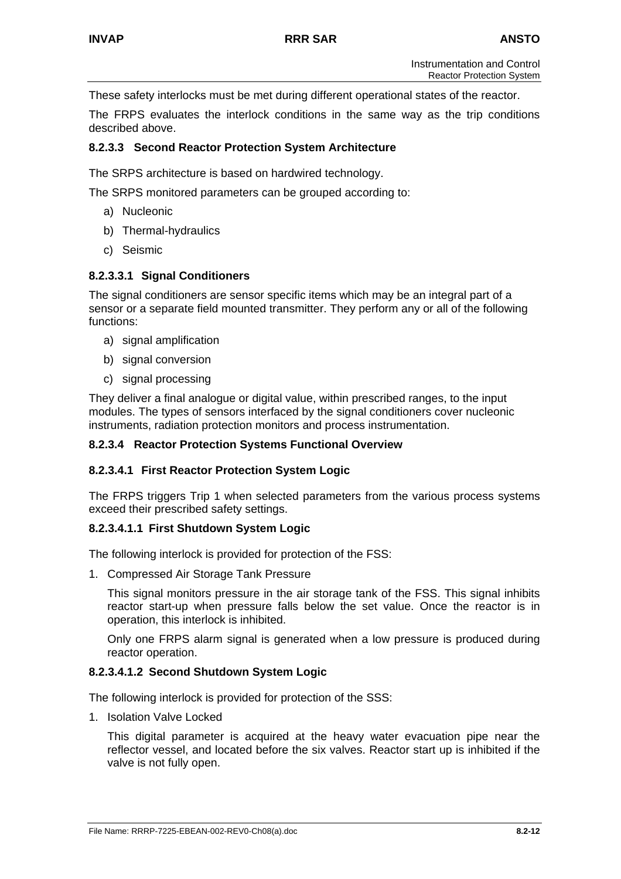These safety interlocks must be met during different operational states of the reactor.

The FRPS evaluates the interlock conditions in the same way as the trip conditions described above.

### 8.2.3.3 Second Reactor Protection System Architecture

The SRPS architecture is based on hardwired technology.

The SRPS monitored parameters can be grouped according to:

a) Nucleonic
b) Thermal-hydraulics
c) Seismic

#### 8.2.3.3.1 Signal Conditioners

The signal conditioners are sensor specific items which may be an integral part of a sensor or a separate field mounted transmitter. They perform any or all of the following functions:

a) signal amplification
b) signal conversion
c) signal processing

They deliver a final analogue or digital value, within prescribed ranges, to the input modules. The types of sensors interfaced by the signal conditioners cover nucleonic instruments, radiation protection monitors and process instrumentation.

### 8.2.3.4 Reactor Protection Systems Functional Overview

#### 8.2.3.4.1 First Reactor Protection System Logic

The FRPS triggers Trip 1 when selected parameters from the various process systems exceed their prescribed safety settings.

##### 8.2.3.4.1.1 First Shutdown System Logic

The following interlock is provided for protection of the FSS:

1. Compressed Air Storage Tank Pressure

   This signal monitors pressure in the air storage tank of the FSS. This signal inhibits reactor start-up when pressure falls below the set value. Once the reactor is in operation, this interlock is inhibited.

   Only one FRPS alarm signal is generated when a low pressure is produced during reactor operation.

##### 8.2.3.4.1.2 Second Shutdown System Logic

The following interlock is provided for protection of the SSS:

1. Isolation Valve Locked

   This digital parameter is acquired at the heavy water evacuation pipe near the reflector vessel, and located before the six valves. Reactor start up is inhibited if the valve is not fully open.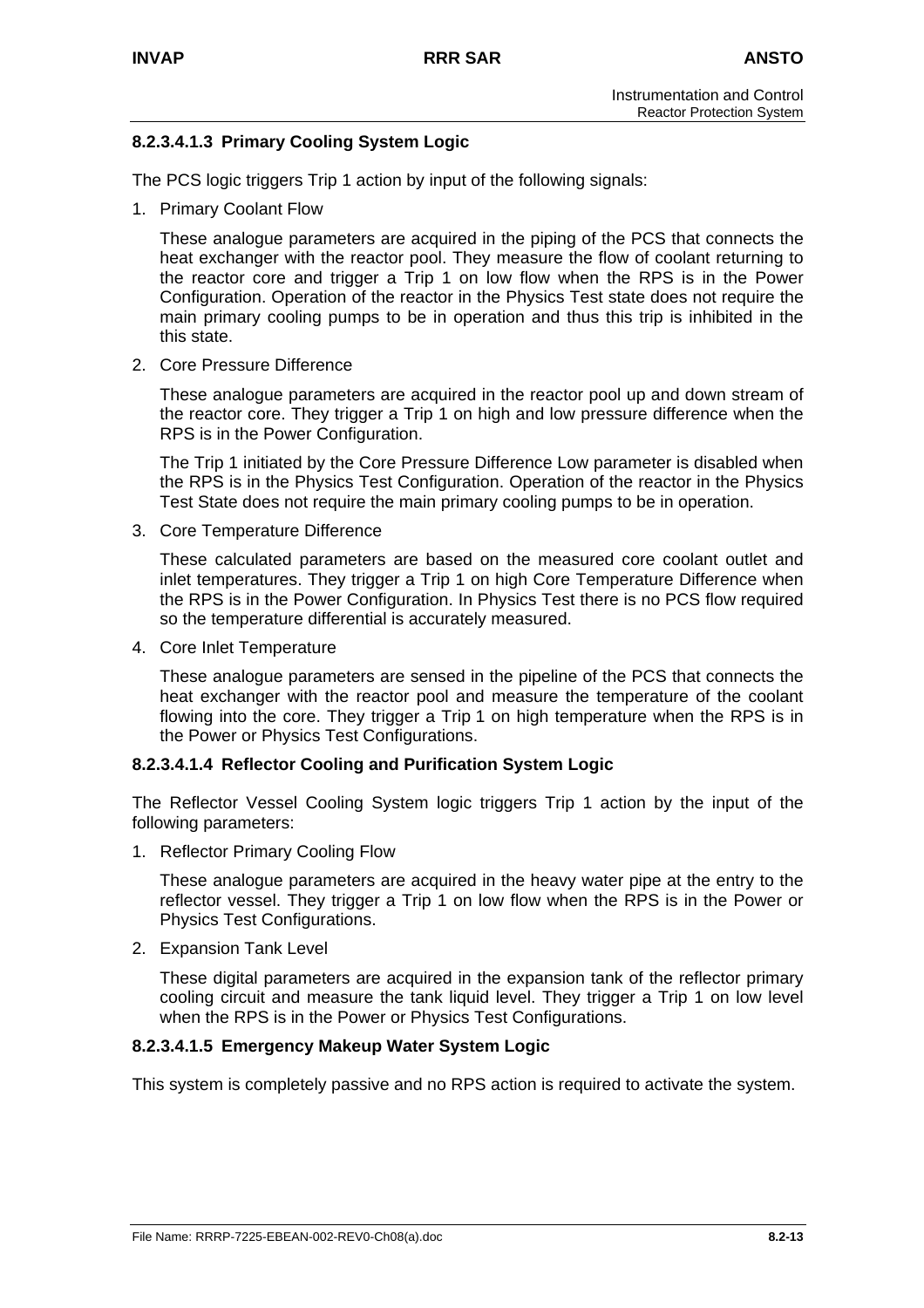#### 8.2.3.4.1.3 Primary Cooling System Logic

The PCS logic triggers Trip 1 action by input of the following signals:

1. Primary Coolant Flow

   These analogue parameters are acquired in the piping of the PCS that connects the heat exchanger with the reactor pool. They measure the flow of coolant returning to the reactor core and trigger a Trip 1 on low flow when the RPS is in the Power Configuration. Operation of the reactor in the Physics Test state does not require the main primary cooling pumps to be in operation and thus this trip is inhibited in the this state.

2. Core Pressure Difference

   These analogue parameters are acquired in the reactor pool up and down stream of the reactor core. They trigger a Trip 1 on high and low pressure difference when the RPS is in the Power Configuration.

   The Trip 1 initiated by the Core Pressure Difference Low parameter is disabled when the RPS is in the Physics Test Configuration. Operation of the reactor in the Physics Test State does not require the main primary cooling pumps to be in operation.

3. Core Temperature Difference

   These calculated parameters are based on the measured core coolant outlet and inlet temperatures. They trigger a Trip 1 on high Core Temperature Difference when the RPS is in the Power Configuration. In Physics Test there is no PCS flow required so the temperature differential is accurately measured.

4. Core Inlet Temperature

   These analogue parameters are sensed in the pipeline of the PCS that connects the heat exchanger with the reactor pool and measure the temperature of the coolant flowing into the core. They trigger a Trip 1 on high temperature when the RPS is in the Power or Physics Test Configurations.

#### 8.2.3.4.1.4 Reflector Cooling and Purification System Logic

The Reflector Vessel Cooling System logic triggers Trip 1 action by the input of the following parameters:

1. Reflector Primary Cooling Flow

   These analogue parameters are acquired in the heavy water pipe at the entry to the reflector vessel. They trigger a Trip 1 on low flow when the RPS is in the Power or Physics Test Configurations.

2. Expansion Tank Level

   These digital parameters are acquired in the expansion tank of the reflector primary cooling circuit and measure the tank liquid level. They trigger a Trip 1 on low level when the RPS is in the Power or Physics Test Configurations.

#### 8.2.3.4.1.5 Emergency Makeup Water System Logic

This system is completely passive and no RPS action is required to activate the system.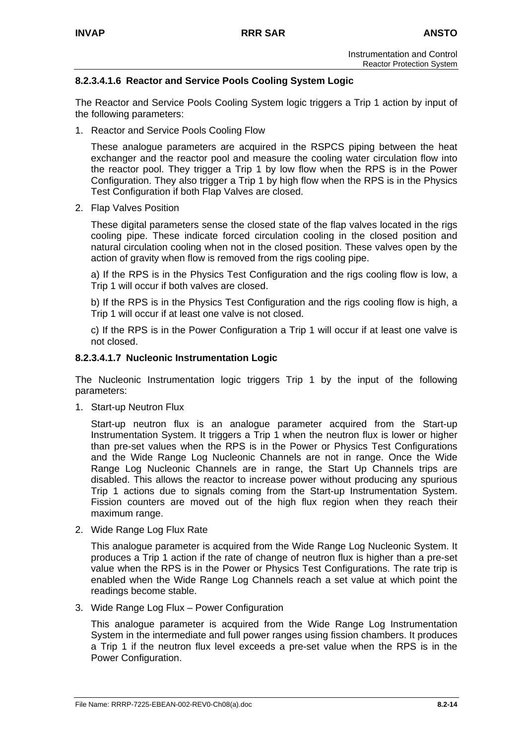#### 8.2.3.4.1.6 Reactor and Service Pools Cooling System Logic

The Reactor and Service Pools Cooling System logic triggers a Trip 1 action by input of the following parameters:

1. Reactor and Service Pools Cooling Flow

   These analogue parameters are acquired in the RSPCS piping between the heat exchanger and the reactor pool and measure the cooling water circulation flow into the reactor pool. They trigger a Trip 1 by low flow when the RPS is in the Power Configuration. They also trigger a Trip 1 by high flow when the RPS is in the Physics Test Configuration if both Flap Valves are closed.

2. Flap Valves Position

   These digital parameters sense the closed state of the flap valves located in the rigs cooling pipe. These indicate forced circulation cooling in the closed position and natural circulation cooling when not in the closed position. These valves open by the action of gravity when flow is removed from the rigs cooling pipe.

   a) If the RPS is in the Physics Test Configuration and the rigs cooling flow is low, a Trip 1 will occur if both valves are closed.

   b) If the RPS is in the Physics Test Configuration and the rigs cooling flow is high, a Trip 1 will occur if at least one valve is not closed.

   c) If the RPS is in the Power Configuration a Trip 1 will occur if at least one valve is not closed.

#### 8.2.3.4.1.7 Nucleonic Instrumentation Logic

The Nucleonic Instrumentation logic triggers Trip 1 by the input of the following parameters:

1. Start-up Neutron Flux

   Start-up neutron flux is an analogue parameter acquired from the Start-up Instrumentation System. It triggers a Trip 1 when the neutron flux is lower or higher than pre-set values when the RPS is in the Power or Physics Test Configurations and the Wide Range Log Nucleonic Channels are not in range. Once the Wide Range Log Nucleonic Channels are in range, the Start Up Channels trips are disabled. This allows the reactor to increase power without producing any spurious Trip 1 actions due to signals coming from the Start-up Instrumentation System. Fission counters are moved out of the high flux region when they reach their maximum range.

2. Wide Range Log Flux Rate

   This analogue parameter is acquired from the Wide Range Log Nucleonic System. It produces a Trip 1 action if the rate of change of neutron flux is higher than a pre-set value when the RPS is in the Power or Physics Test Configurations. The rate trip is enabled when the Wide Range Log Channels reach a set value at which point the readings become stable.

3. Wide Range Log Flux – Power Configuration

   This analogue parameter is acquired from the Wide Range Log Instrumentation System in the intermediate and full power ranges using fission chambers. It produces a Trip 1 if the neutron flux level exceeds a pre-set value when the RPS is in the Power Configuration.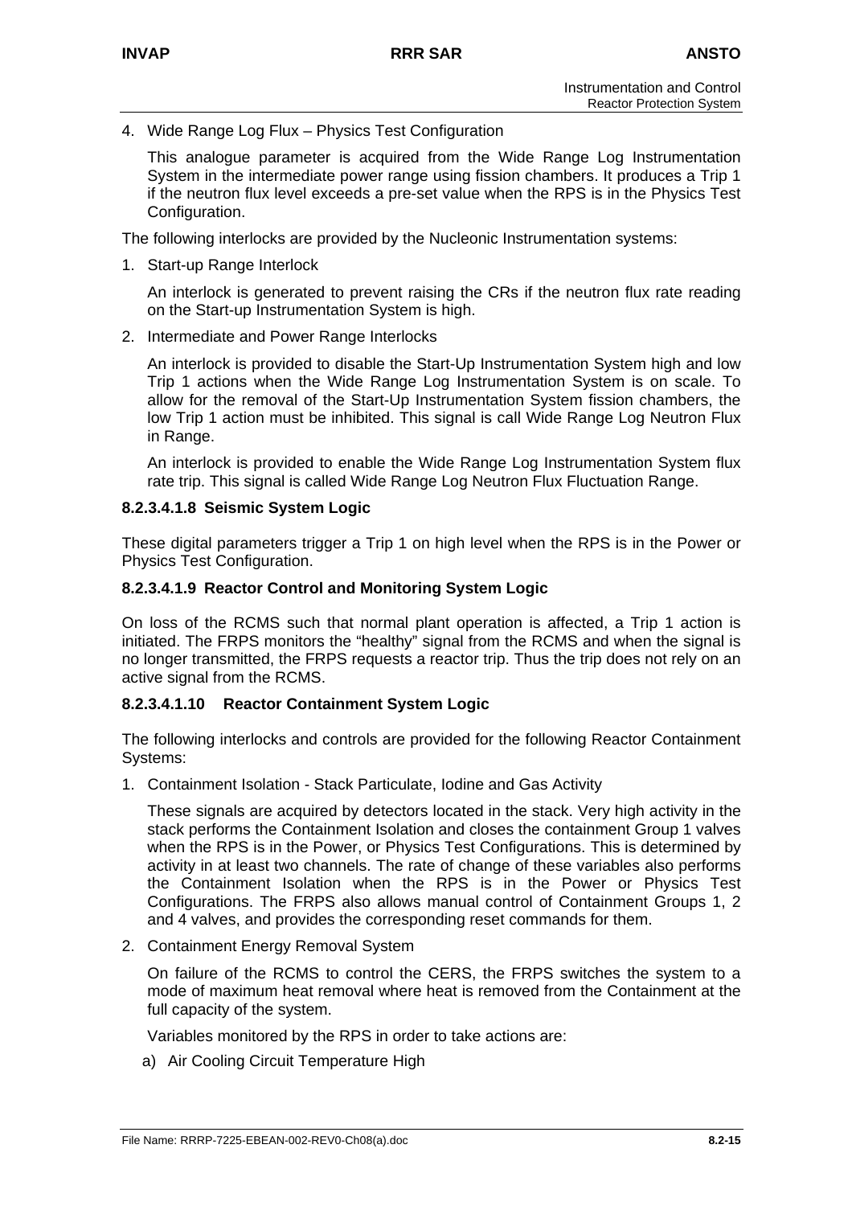4. Wide Range Log Flux – Physics Test Configuration

   This analogue parameter is acquired from the Wide Range Log Instrumentation System in the intermediate power range using fission chambers. It produces a Trip 1 if the neutron flux level exceeds a pre-set value when the RPS is in the Physics Test Configuration.

The following interlocks are provided by the Nucleonic Instrumentation systems:

1. Start-up Range Interlock

   An interlock is generated to prevent raising the CRs if the neutron flux rate reading on the Start-up Instrumentation System is high.

2. Intermediate and Power Range Interlocks

   An interlock is provided to disable the Start-Up Instrumentation System high and low Trip 1 actions when the Wide Range Log Instrumentation System is on scale. To allow for the removal of the Start-Up Instrumentation System fission chambers, the low Trip 1 action must be inhibited. This signal is call Wide Range Log Neutron Flux in Range.

   An interlock is provided to enable the Wide Range Log Instrumentation System flux rate trip. This signal is called Wide Range Log Neutron Flux Fluctuation Range.

#### 8.2.3.4.1.8 Seismic System Logic

These digital parameters trigger a Trip 1 on high level when the RPS is in the Power or Physics Test Configuration.

#### 8.2.3.4.1.9 Reactor Control and Monitoring System Logic

On loss of the RCMS such that normal plant operation is affected, a Trip 1 action is initiated. The FRPS monitors the "healthy" signal from the RCMS and when the signal is no longer transmitted, the FRPS requests a reactor trip. Thus the trip does not rely on an active signal from the RCMS.

#### 8.2.3.4.1.10 Reactor Containment System Logic

The following interlocks and controls are provided for the following Reactor Containment Systems:

1. Containment Isolation - Stack Particulate, Iodine and Gas Activity

   These signals are acquired by detectors located in the stack. Very high activity in the stack performs the Containment Isolation and closes the containment Group 1 valves when the RPS is in the Power, or Physics Test Configurations. This is determined by activity in at least two channels. The rate of change of these variables also performs the Containment Isolation when the RPS is in the Power or Physics Test Configurations. The FRPS also allows manual control of Containment Groups 1, 2 and 4 valves, and provides the corresponding reset commands for them.

2. Containment Energy Removal System

   On failure of the RCMS to control the CERS, the FRPS switches the system to a mode of maximum heat removal where heat is removed from the Containment at the full capacity of the system.

   Variables monitored by the RPS in order to take actions are:

   a) Air Cooling Circuit Temperature High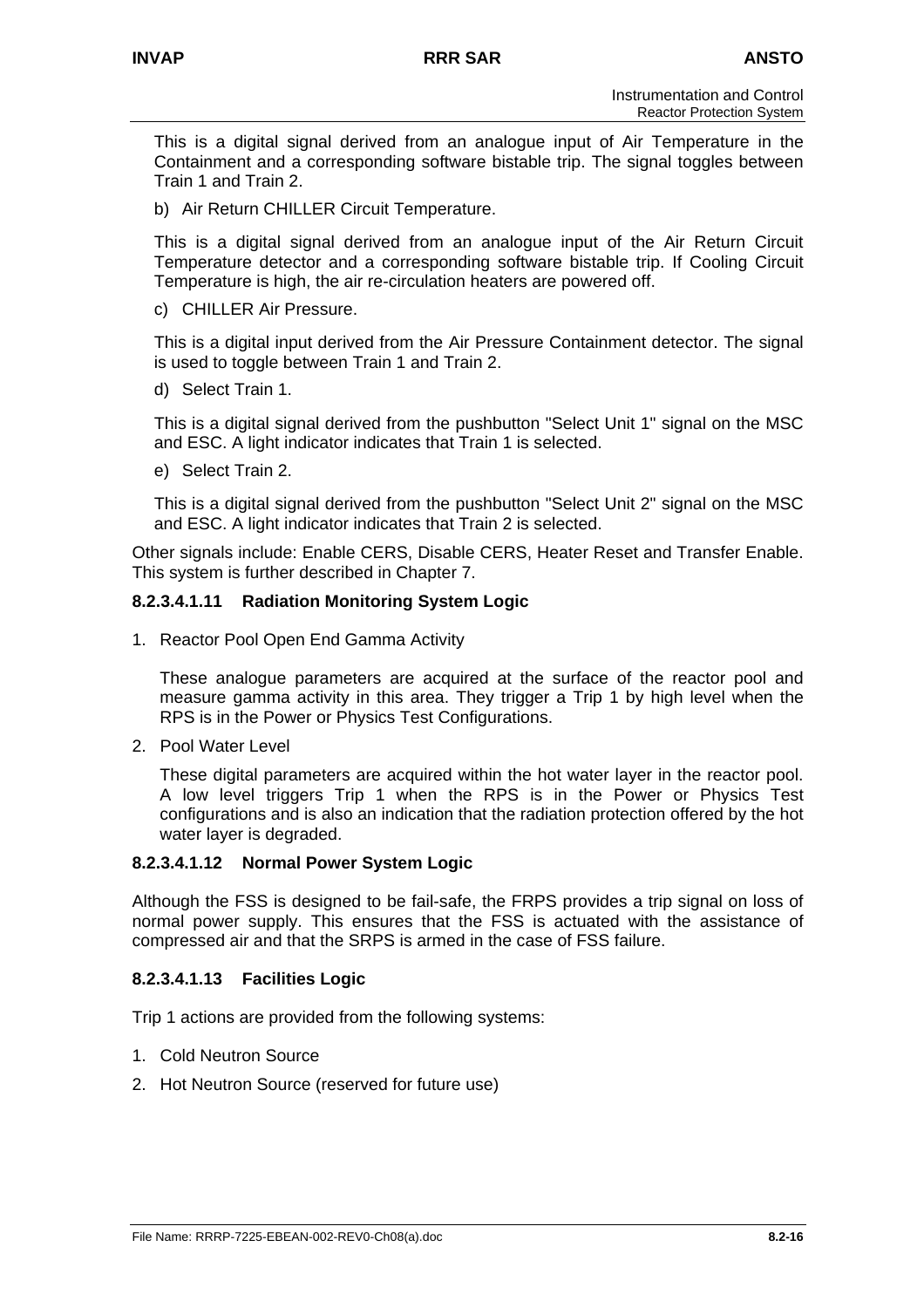This is a digital signal derived from an analogue input of Air Temperature in the Containment and a corresponding software bistable trip. The signal toggles between Train 1 and Train 2.

b) Air Return CHILLER Circuit Temperature.

This is a digital signal derived from an analogue input of the Air Return Circuit Temperature detector and a corresponding software bistable trip. If Cooling Circuit Temperature is high, the air re-circulation heaters are powered off.

c) CHILLER Air Pressure.

This is a digital input derived from the Air Pressure Containment detector. The signal is used to toggle between Train 1 and Train 2.

d) Select Train 1.

This is a digital signal derived from the pushbutton "Select Unit 1" signal on the MSC and ESC. A light indicator indicates that Train 1 is selected.

e) Select Train 2.

This is a digital signal derived from the pushbutton "Select Unit 2" signal on the MSC and ESC. A light indicator indicates that Train 2 is selected.

Other signals include: Enable CERS, Disable CERS, Heater Reset and Transfer Enable. This system is further described in Chapter 7.

#### 8.2.3.4.1.11 Radiation Monitoring System Logic

1. Reactor Pool Open End Gamma Activity

   These analogue parameters are acquired at the surface of the reactor pool and measure gamma activity in this area. They trigger a Trip 1 by high level when the RPS is in the Power or Physics Test Configurations.

2. Pool Water Level

   These digital parameters are acquired within the hot water layer in the reactor pool. A low level triggers Trip 1 when the RPS is in the Power or Physics Test configurations and is also an indication that the radiation protection offered by the hot water layer is degraded.

#### 8.2.3.4.1.12 Normal Power System Logic

Although the FSS is designed to be fail-safe, the FRPS provides a trip signal on loss of normal power supply. This ensures that the FSS is actuated with the assistance of compressed air and that the SRPS is armed in the case of FSS failure.

#### 8.2.3.4.1.13 Facilities Logic

Trip 1 actions are provided from the following systems:

1. Cold Neutron Source
2. Hot Neutron Source (reserved for future use)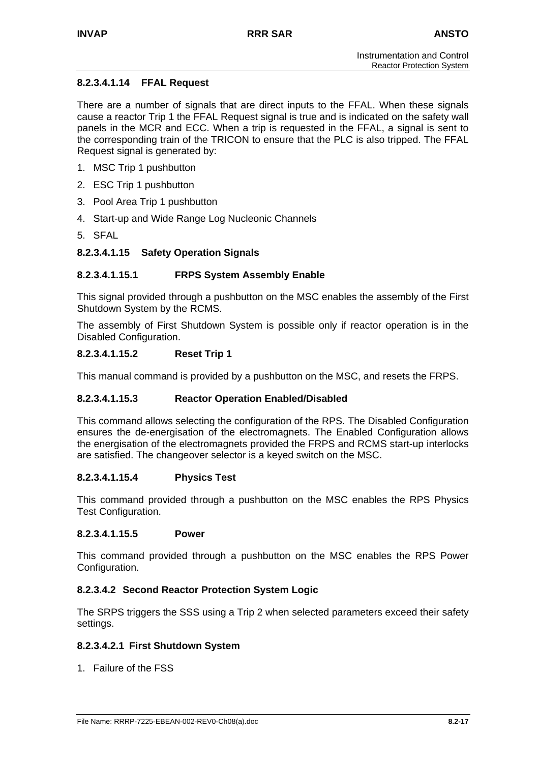#### 8.2.3.4.1.14 FFAL Request

There are a number of signals that are direct inputs to the FFAL. When these signals cause a reactor Trip 1 the FFAL Request signal is true and is indicated on the safety wall panels in the MCR and ECC. When a trip is requested in the FFAL, a signal is sent to the corresponding train of the TRICON to ensure that the PLC is also tripped. The FFAL Request signal is generated by:

1. MSC Trip 1 pushbutton
2. ESC Trip 1 pushbutton
3. Pool Area Trip 1 pushbutton
4. Start-up and Wide Range Log Nucleonic Channels
5. SFAL

#### 8.2.3.4.1.15 Safety Operation Signals

##### 8.2.3.4.1.15.1 FRPS System Assembly Enable

This signal provided through a pushbutton on the MSC enables the assembly of the First Shutdown System by the RCMS.

The assembly of First Shutdown System is possible only if reactor operation is in the Disabled Configuration.

##### 8.2.3.4.1.15.2 Reset Trip 1

This manual command is provided by a pushbutton on the MSC, and resets the FRPS.

##### 8.2.3.4.1.15.3 Reactor Operation Enabled/Disabled

This command allows selecting the configuration of the RPS. The Disabled Configuration ensures the de-energisation of the electromagnets. The Enabled Configuration allows the energisation of the electromagnets provided the FRPS and RCMS start-up interlocks are satisfied. The changeover selector is a keyed switch on the MSC.

##### 8.2.3.4.1.15.4 Physics Test

This command provided through a pushbutton on the MSC enables the RPS Physics Test Configuration.

##### 8.2.3.4.1.15.5 Power

This command provided through a pushbutton on the MSC enables the RPS Power Configuration.

### 8.2.3.4.2 Second Reactor Protection System Logic

The SRPS triggers the SSS using a Trip 2 when selected parameters exceed their safety settings.

#### 8.2.3.4.2.1 First Shutdown System

1. Failure of the FSS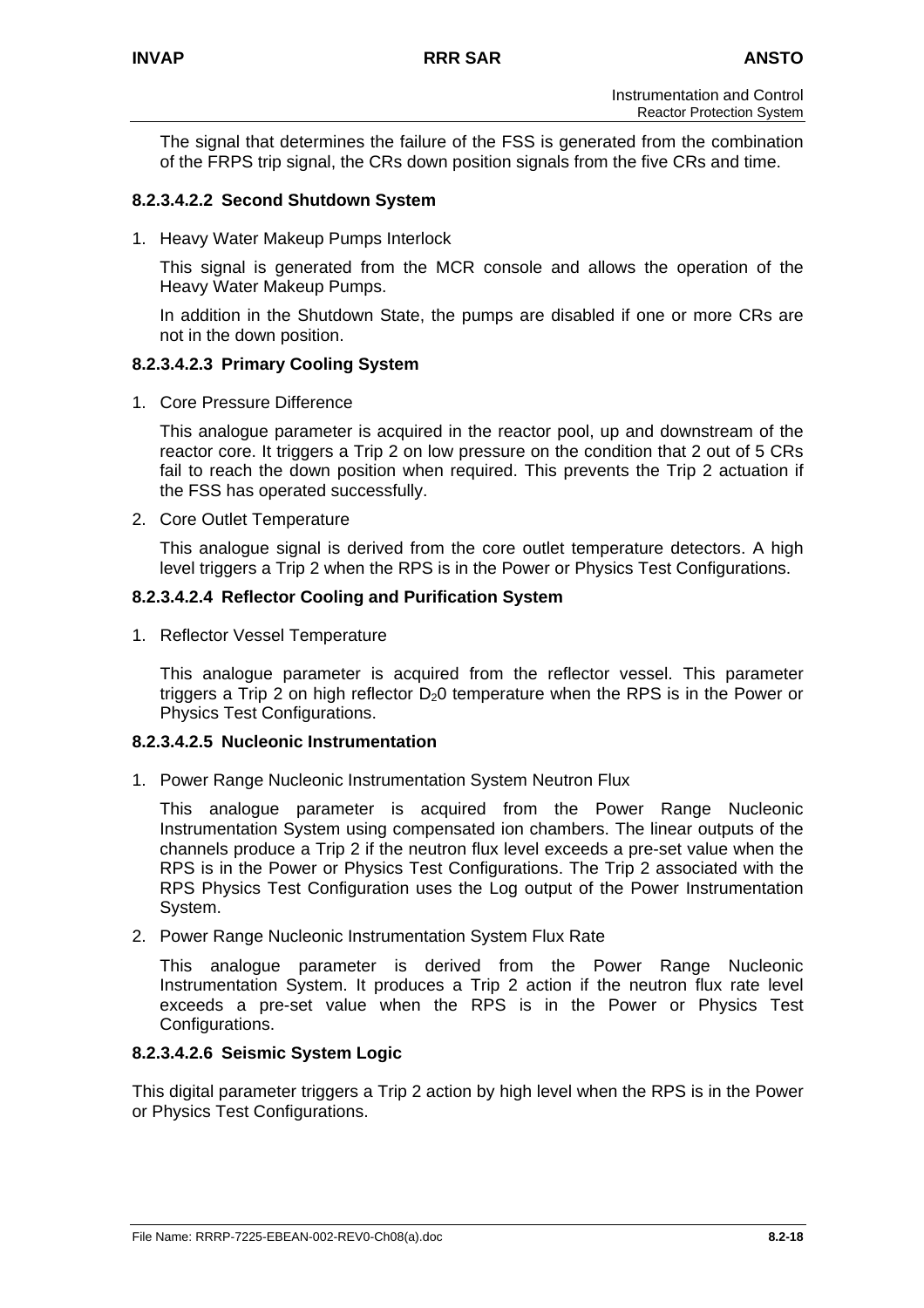The signal that determines the failure of the FSS is generated from the combination of the FRPS trip signal, the CRs down position signals from the five CRs and time.

#### 8.2.3.4.2.2 Second Shutdown System

1. Heavy Water Makeup Pumps Interlock

   This signal is generated from the MCR console and allows the operation of the Heavy Water Makeup Pumps.

   In addition in the Shutdown State, the pumps are disabled if one or more CRs are not in the down position.

#### 8.2.3.4.2.3 Primary Cooling System

1. Core Pressure Difference

   This analogue parameter is acquired in the reactor pool, up and downstream of the reactor core. It triggers a Trip 2 on low pressure on the condition that 2 out of 5 CRs fail to reach the down position when required. This prevents the Trip 2 actuation if the FSS has operated successfully.

2. Core Outlet Temperature

   This analogue signal is derived from the core outlet temperature detectors. A high level triggers a Trip 2 when the RPS is in the Power or Physics Test Configurations.

#### 8.2.3.4.2.4 Reflector Cooling and Purification System

1. Reflector Vessel Temperature

   This analogue parameter is acquired from the reflector vessel. This parameter triggers a Trip 2 on high reflector $D_20$ temperature when the RPS is in the Power or Physics Test Configurations.

#### 8.2.3.4.2.5 Nucleonic Instrumentation

1. Power Range Nucleonic Instrumentation System Neutron Flux

   This analogue parameter is acquired from the Power Range Nucleonic Instrumentation System using compensated ion chambers. The linear outputs of the channels produce a Trip 2 if the neutron flux level exceeds a pre-set value when the RPS is in the Power or Physics Test Configurations. The Trip 2 associated with the RPS Physics Test Configuration uses the Log output of the Power Instrumentation System.

2. Power Range Nucleonic Instrumentation System Flux Rate

   This analogue parameter is derived from the Power Range Nucleonic Instrumentation System. It produces a Trip 2 action if the neutron flux rate level exceeds a pre-set value when the RPS is in the Power or Physics Test Configurations.

#### 8.2.3.4.2.6 Seismic System Logic

This digital parameter triggers a Trip 2 action by high level when the RPS is in the Power or Physics Test Configurations.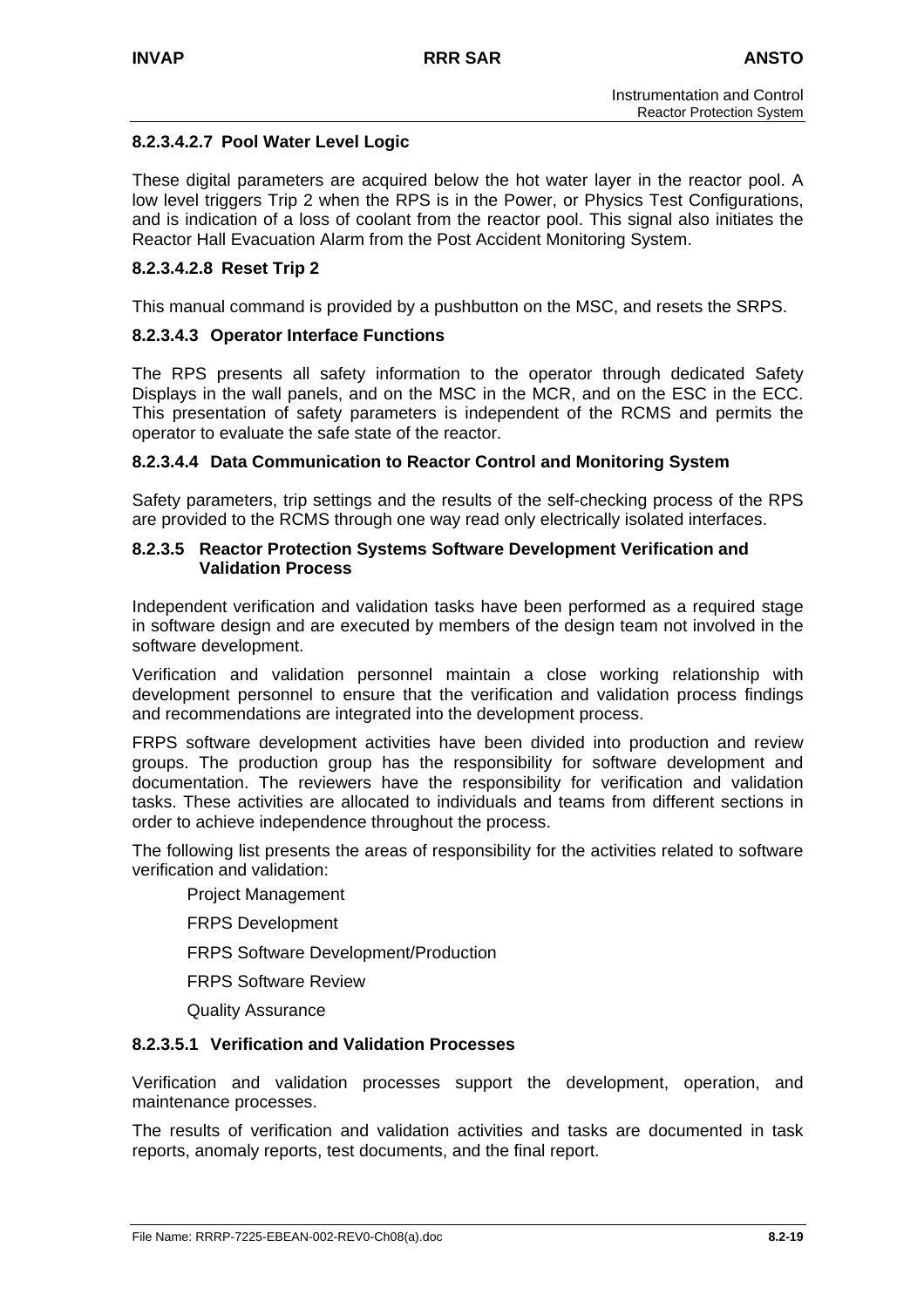#### 8.2.3.4.2.7 Pool Water Level Logic

These digital parameters are acquired below the hot water layer in the reactor pool. A low level triggers Trip 2 when the RPS is in the Power, or Physics Test Configurations, and is indication of a loss of coolant from the reactor pool. This signal also initiates the Reactor Hall Evacuation Alarm from the Post Accident Monitoring System.

#### 8.2.3.4.2.8 Reset Trip 2

This manual command is provided by a pushbutton on the MSC, and resets the SRPS.

### 8.2.3.4.3 Operator Interface Functions

The RPS presents all safety information to the operator through dedicated Safety Displays in the wall panels, and on the MSC in the MCR, and on the ESC in the ECC. This presentation of safety parameters is independent of the RCMS and permits the operator to evaluate the safe state of the reactor.

### 8.2.3.4.4 Data Communication to Reactor Control and Monitoring System

Safety parameters, trip settings and the results of the self-checking process of the RPS are provided to the RCMS through one way read only electrically isolated interfaces.

## 8.2.3.5 Reactor Protection Systems Software Development Verification and Validation Process

Independent verification and validation tasks have been performed as a required stage in software design and are executed by members of the design team not involved in the software development.

Verification and validation personnel maintain a close working relationship with development personnel to ensure that the verification and validation process findings and recommendations are integrated into the development process.

FRPS software development activities have been divided into production and review groups. The production group has the responsibility for software development and documentation. The reviewers have the responsibility for verification and validation tasks. These activities are allocated to individuals and teams from different sections in order to achieve independence throughout the process.

The following list presents the areas of responsibility for the activities related to software verification and validation:

- Project Management
- FRPS Development
- FRPS Software Development/Production
- FRPS Software Review
- Quality Assurance

### 8.2.3.5.1 Verification and Validation Processes

Verification and validation processes support the development, operation, and maintenance processes.

The results of verification and validation activities and tasks are documented in task reports, anomaly reports, test documents, and the final report.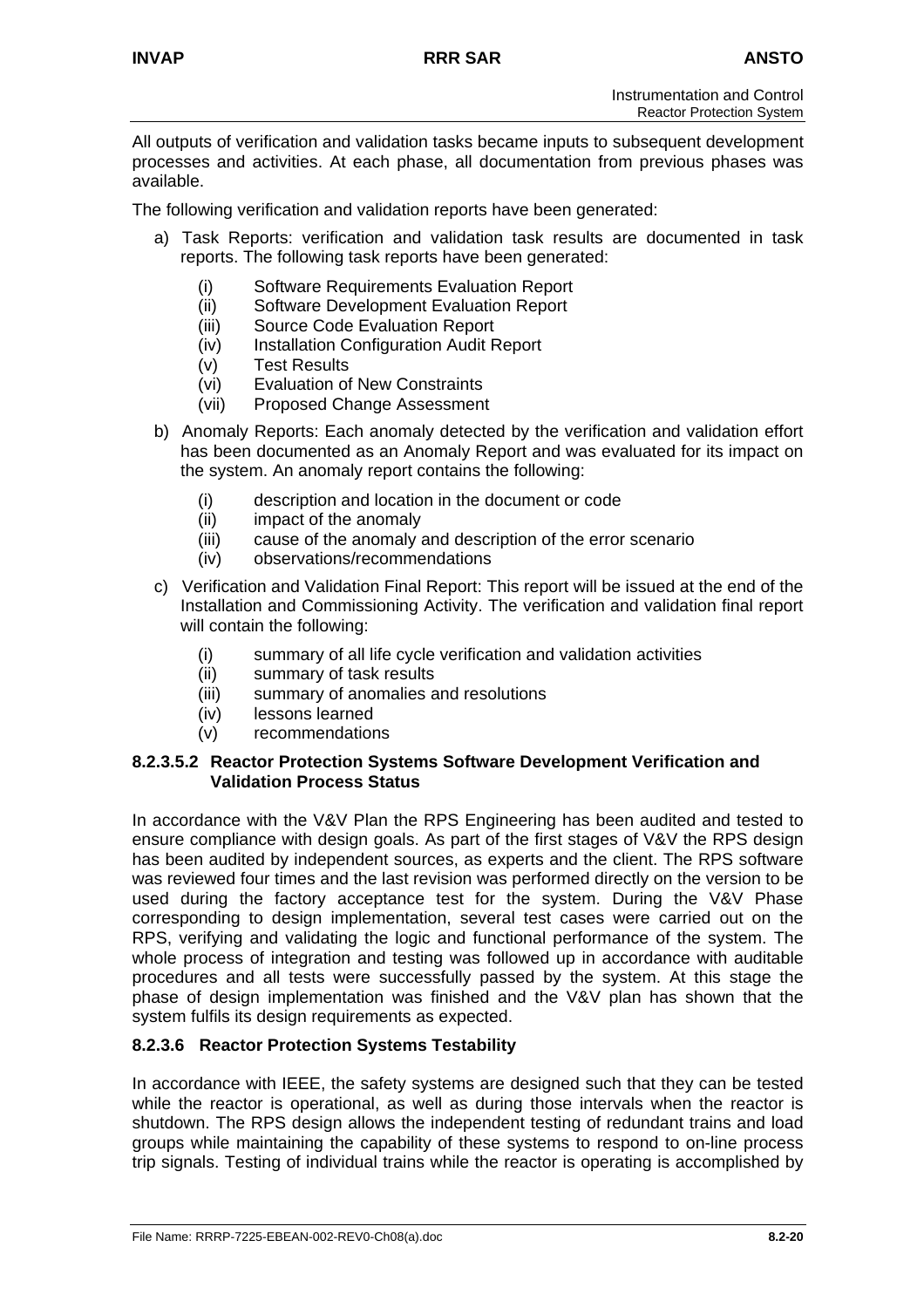All outputs of verification and validation tasks became inputs to subsequent development processes and activities. At each phase, all documentation from previous phases was available.

The following verification and validation reports have been generated:

a) Task Reports: verification and validation task results are documented in task reports. The following task reports have been generated:

   (i) Software Requirements Evaluation Report
   (ii) Software Development Evaluation Report
   (iii) Source Code Evaluation Report
   (iv) Installation Configuration Audit Report
   (v) Test Results
   (vi) Evaluation of New Constraints
   (vii) Proposed Change Assessment

b) Anomaly Reports: Each anomaly detected by the verification and validation effort has been documented as an Anomaly Report and was evaluated for its impact on the system. An anomaly report contains the following:

   (i) description and location in the document or code
   (ii) impact of the anomaly
   (iii) cause of the anomaly and description of the error scenario
   (iv) observations/recommendations

c) Verification and Validation Final Report: This report will be issued at the end of the Installation and Commissioning Activity. The verification and validation final report will contain the following:

   (i) summary of all life cycle verification and validation activities
   (ii) summary of task results
   (iii) summary of anomalies and resolutions
   (iv) lessons learned
   (v) recommendations

#### 8.2.3.5.2 Reactor Protection Systems Software Development Verification and Validation Process Status

In accordance with the V&V Plan the RPS Engineering has been audited and tested to ensure compliance with design goals. As part of the first stages of V&V the RPS design has been audited by independent sources, as experts and the client. The RPS software was reviewed four times and the last revision was performed directly on the version to be used during the factory acceptance test for the system. During the V&V Phase corresponding to design implementation, several test cases were carried out on the RPS, verifying and validating the logic and functional performance of the system. The whole process of integration and testing was followed up in accordance with auditable procedures and all tests were successfully passed by the system. At this stage the phase of design implementation was finished and the V&V plan has shown that the system fulfils its design requirements as expected.

### 8.2.3.6 Reactor Protection Systems Testability

In accordance with IEEE, the safety systems are designed such that they can be tested while the reactor is operational, as well as during those intervals when the reactor is shutdown. The RPS design allows the independent testing of redundant trains and load groups while maintaining the capability of these systems to respond to on-line process trip signals. Testing of individual trains while the reactor is operating is accomplished by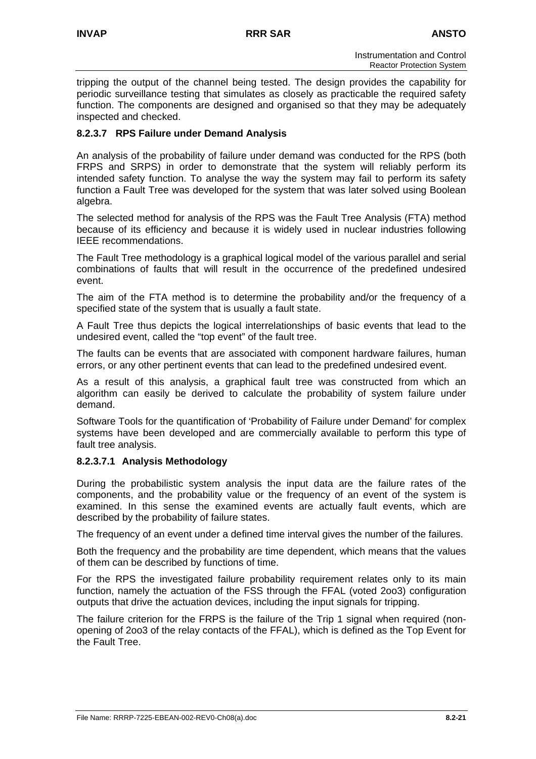tripping the output of the channel being tested. The design provides the capability for periodic surveillance testing that simulates as closely as practicable the required safety function. The components are designed and organised so that they may be adequately inspected and checked.

### 8.2.3.7 RPS Failure under Demand Analysis

An analysis of the probability of failure under demand was conducted for the RPS (both FRPS and SRPS) in order to demonstrate that the system will reliably perform its intended safety function. To analyse the way the system may fail to perform its safety function a Fault Tree was developed for the system that was later solved using Boolean algebra.

The selected method for analysis of the RPS was the Fault Tree Analysis (FTA) method because of its efficiency and because it is widely used in nuclear industries following IEEE recommendations.

The Fault Tree methodology is a graphical logical model of the various parallel and serial combinations of faults that will result in the occurrence of the predefined undesired event.

The aim of the FTA method is to determine the probability and/or the frequency of a specified state of the system that is usually a fault state.

A Fault Tree thus depicts the logical interrelationships of basic events that lead to the undesired event, called the "top event" of the fault tree.

The faults can be events that are associated with component hardware failures, human errors, or any other pertinent events that can lead to the predefined undesired event.

As a result of this analysis, a graphical fault tree was constructed from which an algorithm can easily be derived to calculate the probability of system failure under demand.

Software Tools for the quantification of 'Probability of Failure under Demand' for complex systems have been developed and are commercially available to perform this type of fault tree analysis.

#### 8.2.3.7.1 Analysis Methodology

During the probabilistic system analysis the input data are the failure rates of the components, and the probability value or the frequency of an event of the system is examined. In this sense the examined events are actually fault events, which are described by the probability of failure states.

The frequency of an event under a defined time interval gives the number of the failures.

Both the frequency and the probability are time dependent, which means that the values of them can be described by functions of time.

For the RPS the investigated failure probability requirement relates only to its main function, namely the actuation of the FSS through the FFAL (voted 2oo3) configuration outputs that drive the actuation devices, including the input signals for tripping.

The failure criterion for the FRPS is the failure of the Trip 1 signal when required (non-opening of 2oo3 of the relay contacts of the FFAL), which is defined as the Top Event for the Fault Tree.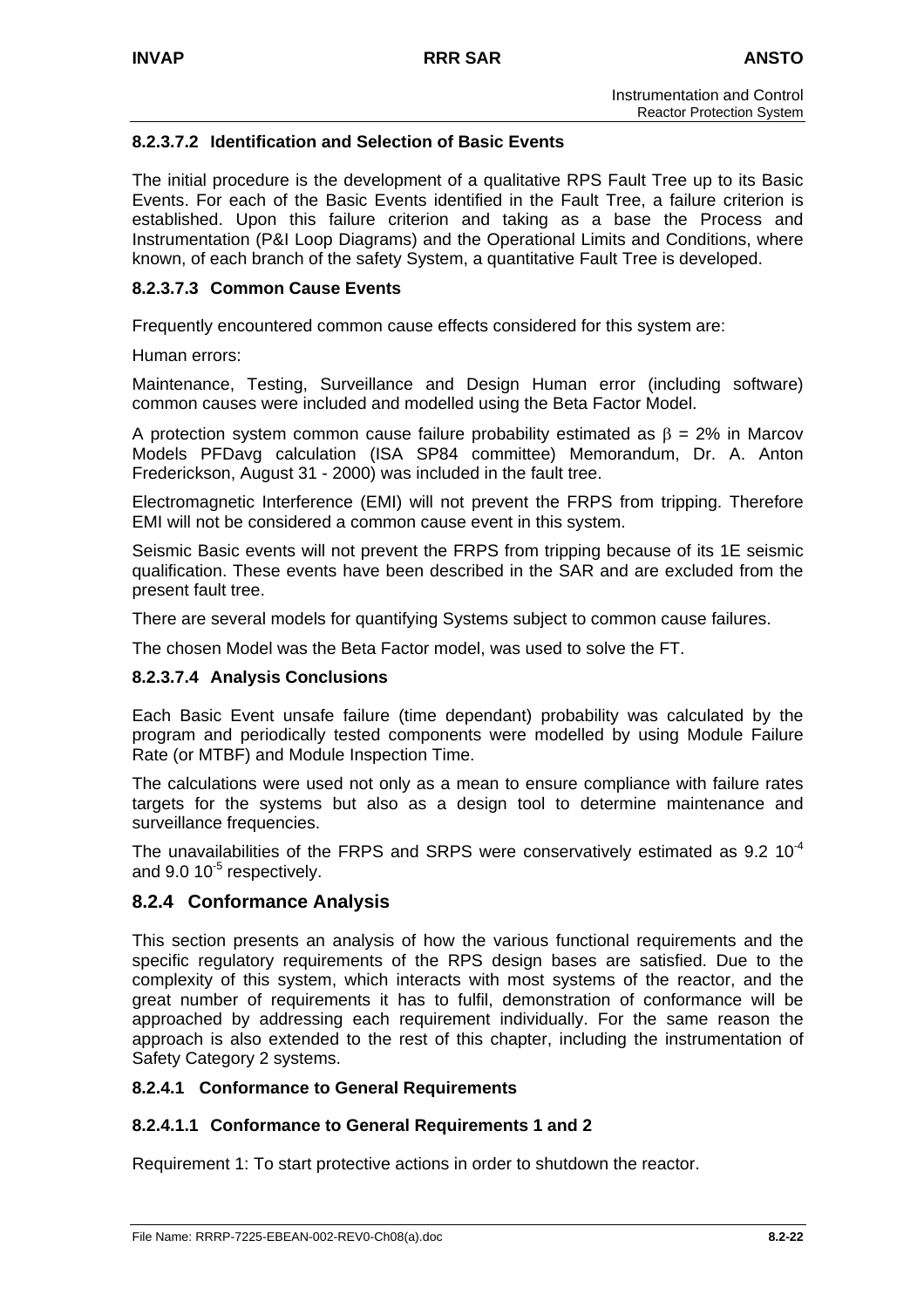#### 8.2.3.7.2 Identification and Selection of Basic Events

The initial procedure is the development of a qualitative RPS Fault Tree up to its Basic Events. For each of the Basic Events identified in the Fault Tree, a failure criterion is established. Upon this failure criterion and taking as a base the Process and Instrumentation (P&I Loop Diagrams) and the Operational Limits and Conditions, where known, of each branch of the safety System, a quantitative Fault Tree is developed.

#### 8.2.3.7.3 Common Cause Events

Frequently encountered common cause effects considered for this system are:

Human errors:

Maintenance, Testing, Surveillance and Design Human error (including software) common causes were included and modelled using the Beta Factor Model.

A protection system common cause failure probability estimated as $\beta$ = 2% in Marcov Models PFDavg calculation (ISA SP84 committee) Memorandum, Dr. A. Anton Frederickson, August 31 - 2000) was included in the fault tree.

Electromagnetic Interference (EMI) will not prevent the FRPS from tripping. Therefore EMI will not be considered a common cause event in this system.

Seismic Basic events will not prevent the FRPS from tripping because of its 1E seismic qualification. These events have been described in the SAR and are excluded from the present fault tree.

There are several models for quantifying Systems subject to common cause failures.

The chosen Model was the Beta Factor model, was used to solve the FT.

#### 8.2.3.7.4 Analysis Conclusions

Each Basic Event unsafe failure (time dependant) probability was calculated by the program and periodically tested components were modelled by using Module Failure Rate (or MTBF) and Module Inspection Time.

The calculations were used not only as a mean to ensure compliance with failure rates targets for the systems but also as a design tool to determine maintenance and surveillance frequencies.

The unavailabilities of the FRPS and SRPS were conservatively estimated as 9.2 $10^{-4}$ and 9.0 $10^{-5}$ respectively.

## 8.2.4 Conformance Analysis

This section presents an analysis of how the various functional requirements and the specific regulatory requirements of the RPS design bases are satisfied. Due to the complexity of this system, which interacts with most systems of the reactor, and the great number of requirements it has to fulfil, demonstration of conformance will be approached by addressing each requirement individually. For the same reason the approach is also extended to the rest of this chapter, including the instrumentation of Safety Category 2 systems.

### 8.2.4.1 Conformance to General Requirements

#### 8.2.4.1.1 Conformance to General Requirements 1 and 2

Requirement 1: To start protective actions in order to shutdown the reactor.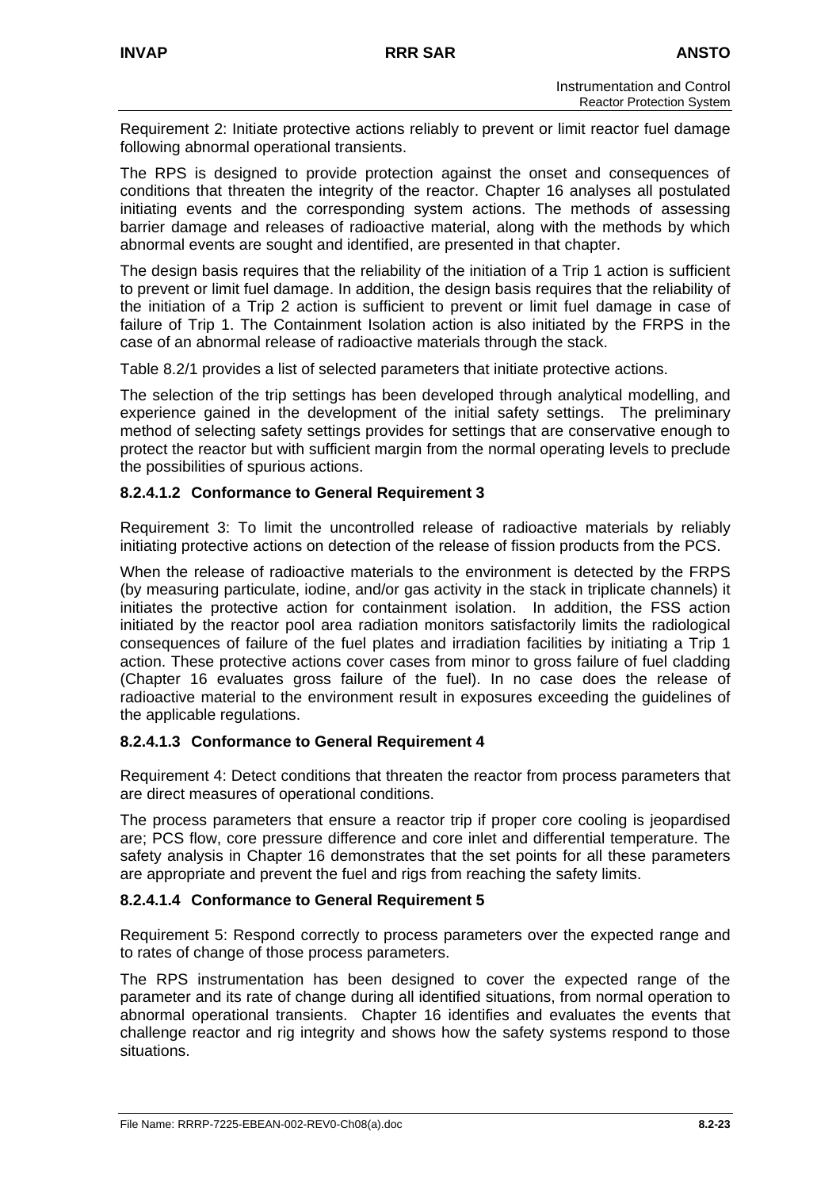Requirement 2: Initiate protective actions reliably to prevent or limit reactor fuel damage following abnormal operational transients.

The RPS is designed to provide protection against the onset and consequences of conditions that threaten the integrity of the reactor. Chapter 16 analyses all postulated initiating events and the corresponding system actions. The methods of assessing barrier damage and releases of radioactive material, along with the methods by which abnormal events are sought and identified, are presented in that chapter.

The design basis requires that the reliability of the initiation of a Trip 1 action is sufficient to prevent or limit fuel damage. In addition, the design basis requires that the reliability of the initiation of a Trip 2 action is sufficient to prevent or limit fuel damage in case of failure of Trip 1. The Containment Isolation action is also initiated by the FRPS in the case of an abnormal release of radioactive materials through the stack.

Table 8.2/1 provides a list of selected parameters that initiate protective actions.

The selection of the trip settings has been developed through analytical modelling, and experience gained in the development of the initial safety settings. The preliminary method of selecting safety settings provides for settings that are conservative enough to protect the reactor but with sufficient margin from the normal operating levels to preclude the possibilities of spurious actions.

#### 8.2.4.1.2 Conformance to General Requirement 3

Requirement 3: To limit the uncontrolled release of radioactive materials by reliably initiating protective actions on detection of the release of fission products from the PCS.

When the release of radioactive materials to the environment is detected by the FRPS (by measuring particulate, iodine, and/or gas activity in the stack in triplicate channels) it initiates the protective action for containment isolation. In addition, the FSS action initiated by the reactor pool area radiation monitors satisfactorily limits the radiological consequences of failure of the fuel plates and irradiation facilities by initiating a Trip 1 action. These protective actions cover cases from minor to gross failure of fuel cladding (Chapter 16 evaluates gross failure of the fuel). In no case does the release of radioactive material to the environment result in exposures exceeding the guidelines of the applicable regulations.

#### 8.2.4.1.3 Conformance to General Requirement 4

Requirement 4: Detect conditions that threaten the reactor from process parameters that are direct measures of operational conditions.

The process parameters that ensure a reactor trip if proper core cooling is jeopardised are; PCS flow, core pressure difference and core inlet and differential temperature. The safety analysis in Chapter 16 demonstrates that the set points for all these parameters are appropriate and prevent the fuel and rigs from reaching the safety limits.

#### 8.2.4.1.4 Conformance to General Requirement 5

Requirement 5: Respond correctly to process parameters over the expected range and to rates of change of those process parameters.

The RPS instrumentation has been designed to cover the expected range of the parameter and its rate of change during all identified situations, from normal operation to abnormal operational transients. Chapter 16 identifies and evaluates the events that challenge reactor and rig integrity and shows how the safety systems respond to those situations.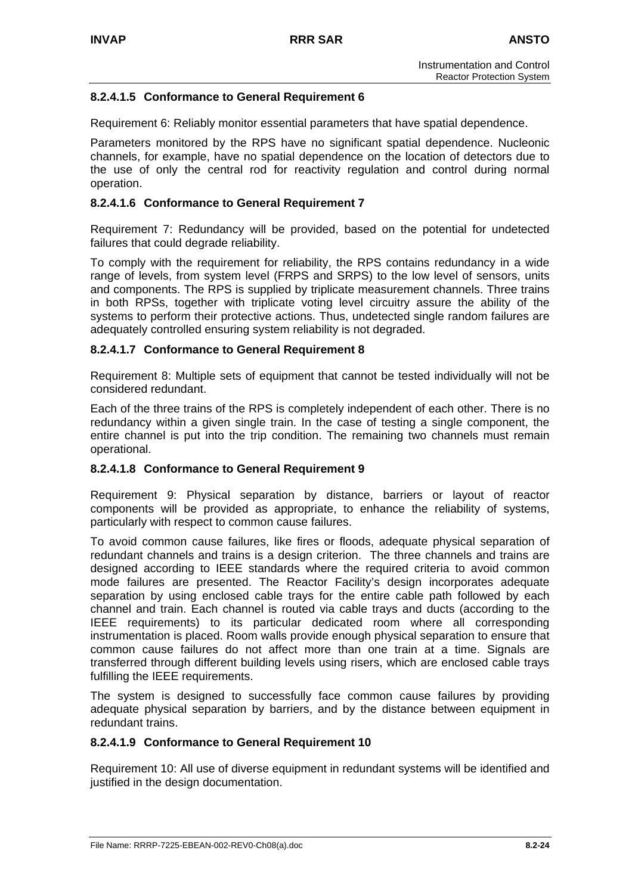#### 8.2.4.1.5 Conformance to General Requirement 6

Requirement 6: Reliably monitor essential parameters that have spatial dependence.

Parameters monitored by the RPS have no significant spatial dependence. Nucleonic channels, for example, have no spatial dependence on the location of detectors due to the use of only the central rod for reactivity regulation and control during normal operation.

#### 8.2.4.1.6 Conformance to General Requirement 7

Requirement 7: Redundancy will be provided, based on the potential for undetected failures that could degrade reliability.

To comply with the requirement for reliability, the RPS contains redundancy in a wide range of levels, from system level (FRPS and SRPS) to the low level of sensors, units and components. The RPS is supplied by triplicate measurement channels. Three trains in both RPSs, together with triplicate voting level circuitry assure the ability of the systems to perform their protective actions. Thus, undetected single random failures are adequately controlled ensuring system reliability is not degraded.

#### 8.2.4.1.7 Conformance to General Requirement 8

Requirement 8: Multiple sets of equipment that cannot be tested individually will not be considered redundant.

Each of the three trains of the RPS is completely independent of each other. There is no redundancy within a given single train. In the case of testing a single component, the entire channel is put into the trip condition. The remaining two channels must remain operational.

#### 8.2.4.1.8 Conformance to General Requirement 9

Requirement 9: Physical separation by distance, barriers or layout of reactor components will be provided as appropriate, to enhance the reliability of systems, particularly with respect to common cause failures.

To avoid common cause failures, like fires or floods, adequate physical separation of redundant channels and trains is a design criterion. The three channels and trains are designed according to IEEE standards where the required criteria to avoid common mode failures are presented. The Reactor Facility's design incorporates adequate separation by using enclosed cable trays for the entire cable path followed by each channel and train. Each channel is routed via cable trays and ducts (according to the IEEE requirements) to its particular dedicated room where all corresponding instrumentation is placed. Room walls provide enough physical separation to ensure that common cause failures do not affect more than one train at a time. Signals are transferred through different building levels using risers, which are enclosed cable trays fulfilling the IEEE requirements.

The system is designed to successfully face common cause failures by providing adequate physical separation by barriers, and by the distance between equipment in redundant trains.

#### 8.2.4.1.9 Conformance to General Requirement 10

Requirement 10: All use of diverse equipment in redundant systems will be identified and justified in the design documentation.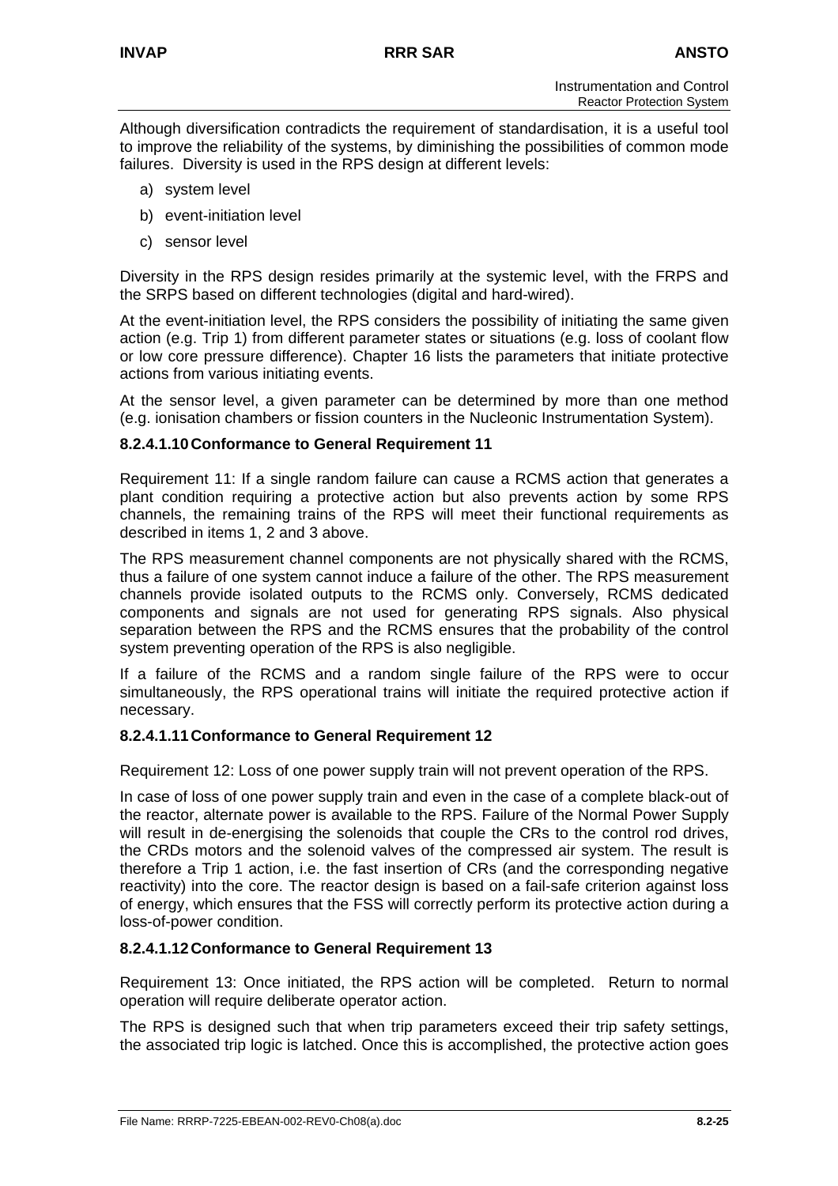Although diversification contradicts the requirement of standardisation, it is a useful tool to improve the reliability of the systems, by diminishing the possibilities of common mode failures. Diversity is used in the RPS design at different levels:

a) system level

b) event-initiation level

c) sensor level

Diversity in the RPS design resides primarily at the systemic level, with the FRPS and the SRPS based on different technologies (digital and hard-wired).

At the event-initiation level, the RPS considers the possibility of initiating the same given action (e.g. Trip 1) from different parameter states or situations (e.g. loss of coolant flow or low core pressure difference). Chapter 16 lists the parameters that initiate protective actions from various initiating events.

At the sensor level, a given parameter can be determined by more than one method (e.g. ionisation chambers or fission counters in the Nucleonic Instrumentation System).

#### 8.2.4.1.10 Conformance to General Requirement 11

Requirement 11: If a single random failure can cause a RCMS action that generates a plant condition requiring a protective action but also prevents action by some RPS channels, the remaining trains of the RPS will meet their functional requirements as described in items 1, 2 and 3 above.

The RPS measurement channel components are not physically shared with the RCMS, thus a failure of one system cannot induce a failure of the other. The RPS measurement channels provide isolated outputs to the RCMS only. Conversely, RCMS dedicated components and signals are not used for generating RPS signals. Also physical separation between the RPS and the RCMS ensures that the probability of the control system preventing operation of the RPS is also negligible.

If a failure of the RCMS and a random single failure of the RPS were to occur simultaneously, the RPS operational trains will initiate the required protective action if necessary.

#### 8.2.4.1.11 Conformance to General Requirement 12

Requirement 12: Loss of one power supply train will not prevent operation of the RPS.

In case of loss of one power supply train and even in the case of a complete black-out of the reactor, alternate power is available to the RPS. Failure of the Normal Power Supply will result in de-energising the solenoids that couple the CRs to the control rod drives, the CRDs motors and the solenoid valves of the compressed air system. The result is therefore a Trip 1 action, i.e. the fast insertion of CRs (and the corresponding negative reactivity) into the core. The reactor design is based on a fail-safe criterion against loss of energy, which ensures that the FSS will correctly perform its protective action during a loss-of-power condition.

#### 8.2.4.1.12 Conformance to General Requirement 13

Requirement 13: Once initiated, the RPS action will be completed. Return to normal operation will require deliberate operator action.

The RPS is designed such that when trip parameters exceed their trip safety settings, the associated trip logic is latched. Once this is accomplished, the protective action goes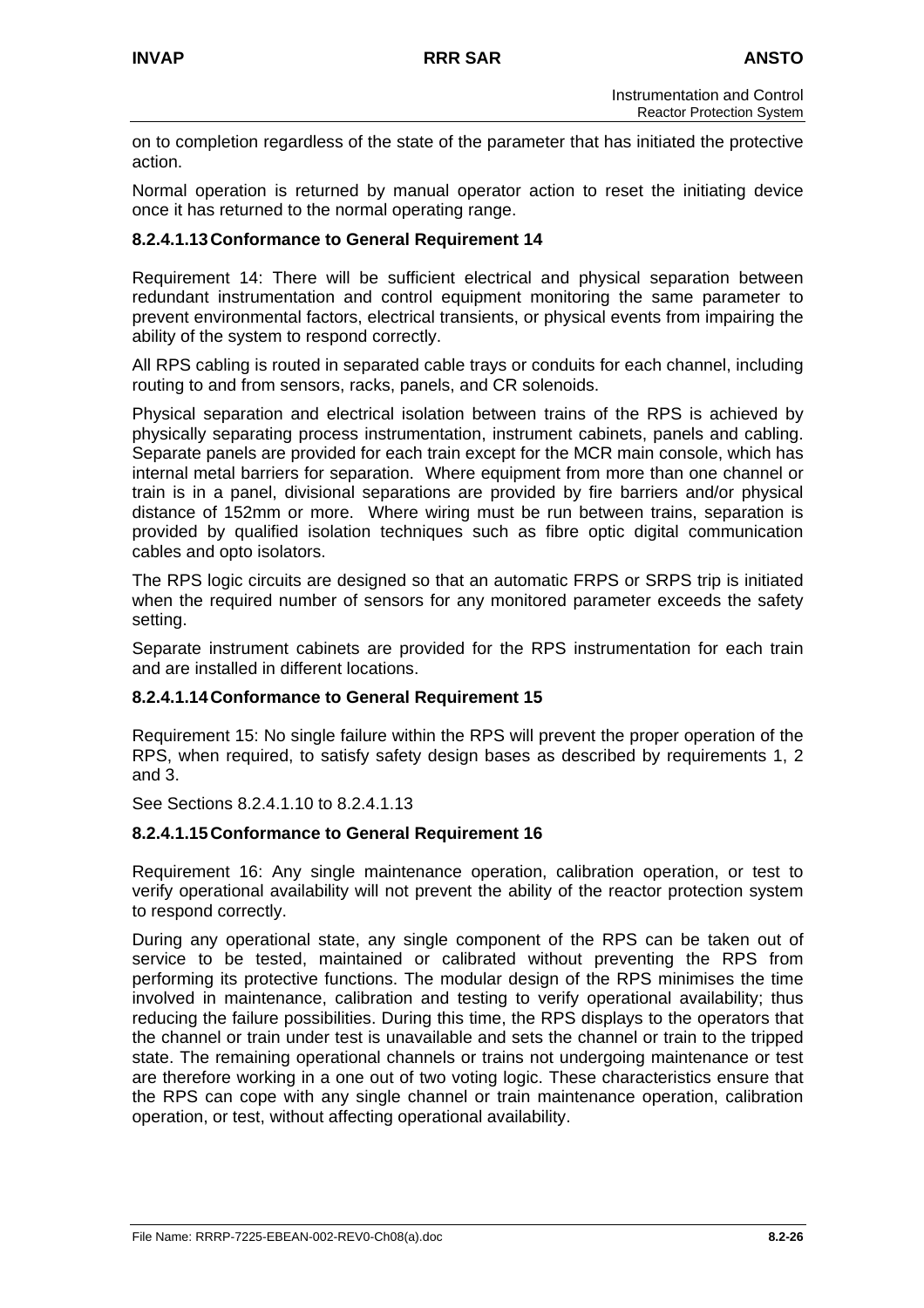on to completion regardless of the state of the parameter that has initiated the protective action.

Normal operation is returned by manual operator action to reset the initiating device once it has returned to the normal operating range.

#### 8.2.4.1.13 Conformance to General Requirement 14

Requirement 14: There will be sufficient electrical and physical separation between redundant instrumentation and control equipment monitoring the same parameter to prevent environmental factors, electrical transients, or physical events from impairing the ability of the system to respond correctly.

All RPS cabling is routed in separated cable trays or conduits for each channel, including routing to and from sensors, racks, panels, and CR solenoids.

Physical separation and electrical isolation between trains of the RPS is achieved by physically separating process instrumentation, instrument cabinets, panels and cabling. Separate panels are provided for each train except for the MCR main console, which has internal metal barriers for separation. Where equipment from more than one channel or train is in a panel, divisional separations are provided by fire barriers and/or physical distance of 152mm or more. Where wiring must be run between trains, separation is provided by qualified isolation techniques such as fibre optic digital communication cables and opto isolators.

The RPS logic circuits are designed so that an automatic FRPS or SRPS trip is initiated when the required number of sensors for any monitored parameter exceeds the safety setting.

Separate instrument cabinets are provided for the RPS instrumentation for each train and are installed in different locations.

#### 8.2.4.1.14 Conformance to General Requirement 15

Requirement 15: No single failure within the RPS will prevent the proper operation of the RPS, when required, to satisfy safety design bases as described by requirements 1, 2 and 3.

See Sections 8.2.4.1.10 to 8.2.4.1.13

#### 8.2.4.1.15 Conformance to General Requirement 16

Requirement 16: Any single maintenance operation, calibration operation, or test to verify operational availability will not prevent the ability of the reactor protection system to respond correctly.

During any operational state, any single component of the RPS can be taken out of service to be tested, maintained or calibrated without preventing the RPS from performing its protective functions. The modular design of the RPS minimises the time involved in maintenance, calibration and testing to verify operational availability; thus reducing the failure possibilities. During this time, the RPS displays to the operators that the channel or train under test is unavailable and sets the channel or train to the tripped state. The remaining operational channels or trains not undergoing maintenance or test are therefore working in a one out of two voting logic. These characteristics ensure that the RPS can cope with any single channel or train maintenance operation, calibration operation, or test, without affecting operational availability.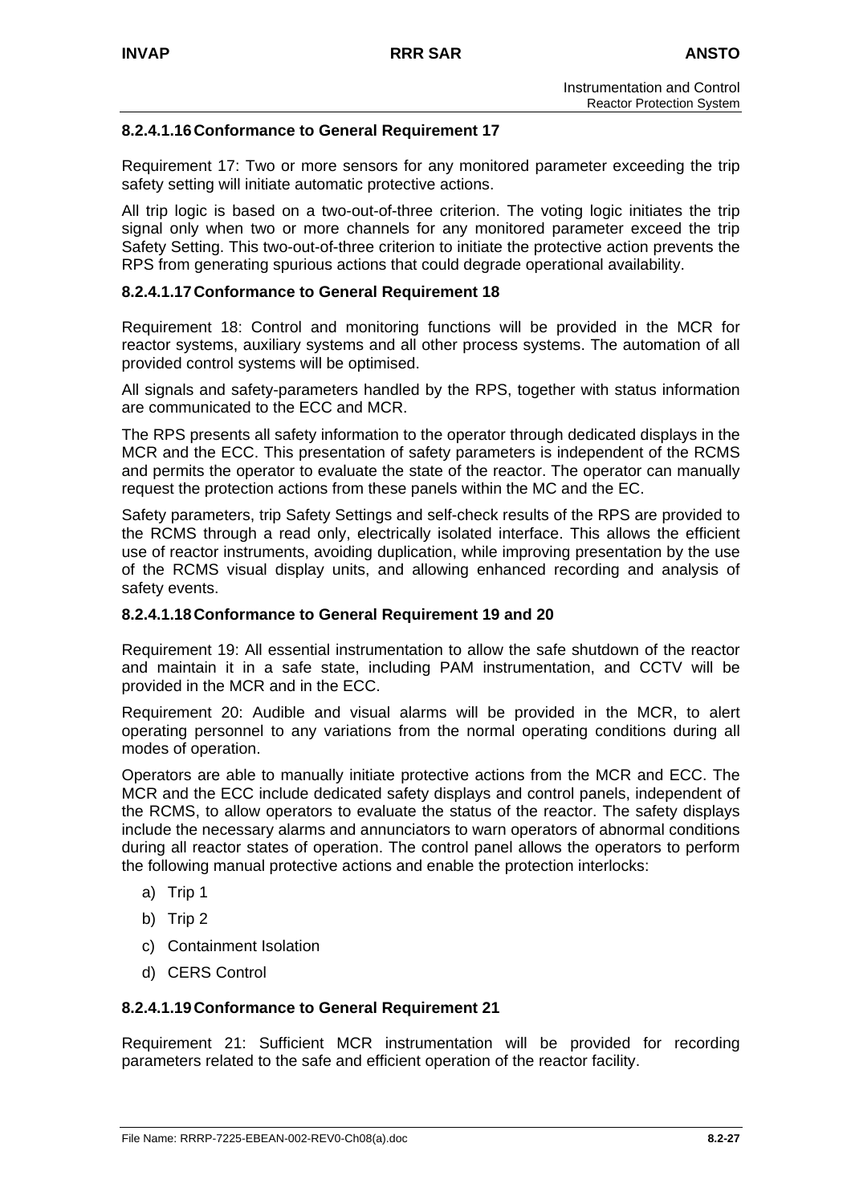#### 8.2.4.1.16 Conformance to General Requirement 17

Requirement 17: Two or more sensors for any monitored parameter exceeding the trip safety setting will initiate automatic protective actions.

All trip logic is based on a two-out-of-three criterion. The voting logic initiates the trip signal only when two or more channels for any monitored parameter exceed the trip Safety Setting. This two-out-of-three criterion to initiate the protective action prevents the RPS from generating spurious actions that could degrade operational availability.

#### 8.2.4.1.17 Conformance to General Requirement 18

Requirement 18: Control and monitoring functions will be provided in the MCR for reactor systems, auxiliary systems and all other process systems. The automation of all provided control systems will be optimised.

All signals and safety-parameters handled by the RPS, together with status information are communicated to the ECC and MCR.

The RPS presents all safety information to the operator through dedicated displays in the MCR and the ECC. This presentation of safety parameters is independent of the RCMS and permits the operator to evaluate the state of the reactor. The operator can manually request the protection actions from these panels within the MC and the EC.

Safety parameters, trip Safety Settings and self-check results of the RPS are provided to the RCMS through a read only, electrically isolated interface. This allows the efficient use of reactor instruments, avoiding duplication, while improving presentation by the use of the RCMS visual display units, and allowing enhanced recording and analysis of safety events.

#### 8.2.4.1.18 Conformance to General Requirement 19 and 20

Requirement 19: All essential instrumentation to allow the safe shutdown of the reactor and maintain it in a safe state, including PAM instrumentation, and CCTV will be provided in the MCR and in the ECC.

Requirement 20: Audible and visual alarms will be provided in the MCR, to alert operating personnel to any variations from the normal operating conditions during all modes of operation.

Operators are able to manually initiate protective actions from the MCR and ECC. The MCR and the ECC include dedicated safety displays and control panels, independent of the RCMS, to allow operators to evaluate the status of the reactor. The safety displays include the necessary alarms and annunciators to warn operators of abnormal conditions during all reactor states of operation. The control panel allows the operators to perform the following manual protective actions and enable the protection interlocks:

a) Trip 1
b) Trip 2
c) Containment Isolation
d) CERS Control

#### 8.2.4.1.19 Conformance to General Requirement 21

Requirement 21: Sufficient MCR instrumentation will be provided for recording parameters related to the safe and efficient operation of the reactor facility.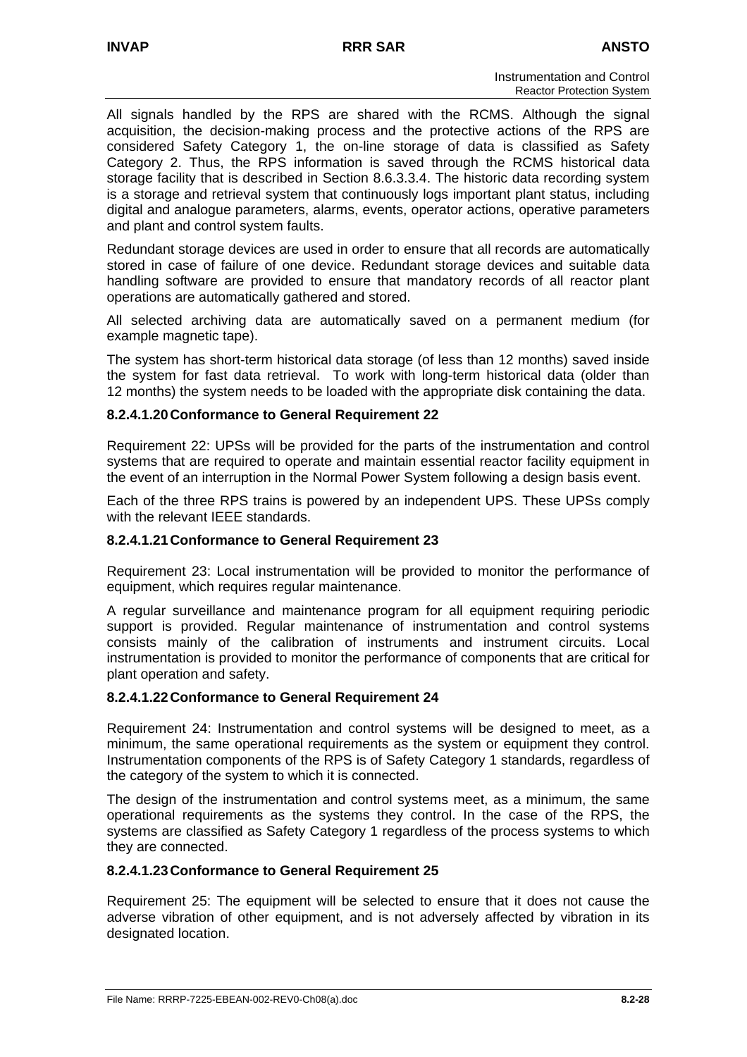All signals handled by the RPS are shared with the RCMS. Although the signal acquisition, the decision-making process and the protective actions of the RPS are considered Safety Category 1, the on-line storage of data is classified as Safety Category 2. Thus, the RPS information is saved through the RCMS historical data storage facility that is described in Section 8.6.3.3.4. The historic data recording system is a storage and retrieval system that continuously logs important plant status, including digital and analogue parameters, alarms, events, operator actions, operative parameters and plant and control system faults.

Redundant storage devices are used in order to ensure that all records are automatically stored in case of failure of one device. Redundant storage devices and suitable data handling software are provided to ensure that mandatory records of all reactor plant operations are automatically gathered and stored.

All selected archiving data are automatically saved on a permanent medium (for example magnetic tape).

The system has short-term historical data storage (of less than 12 months) saved inside the system for fast data retrieval. To work with long-term historical data (older than 12 months) the system needs to be loaded with the appropriate disk containing the data.

#### 8.2.4.1.20 Conformance to General Requirement 22

Requirement 22: UPSs will be provided for the parts of the instrumentation and control systems that are required to operate and maintain essential reactor facility equipment in the event of an interruption in the Normal Power System following a design basis event.

Each of the three RPS trains is powered by an independent UPS. These UPSs comply with the relevant IEEE standards.

#### 8.2.4.1.21 Conformance to General Requirement 23

Requirement 23: Local instrumentation will be provided to monitor the performance of equipment, which requires regular maintenance.

A regular surveillance and maintenance program for all equipment requiring periodic support is provided. Regular maintenance of instrumentation and control systems consists mainly of the calibration of instruments and instrument circuits. Local instrumentation is provided to monitor the performance of components that are critical for plant operation and safety.

#### 8.2.4.1.22 Conformance to General Requirement 24

Requirement 24: Instrumentation and control systems will be designed to meet, as a minimum, the same operational requirements as the system or equipment they control. Instrumentation components of the RPS is of Safety Category 1 standards, regardless of the category of the system to which it is connected.

The design of the instrumentation and control systems meet, as a minimum, the same operational requirements as the systems they control. In the case of the RPS, the systems are classified as Safety Category 1 regardless of the process systems to which they are connected.

#### 8.2.4.1.23 Conformance to General Requirement 25

Requirement 25: The equipment will be selected to ensure that it does not cause the adverse vibration of other equipment, and is not adversely affected by vibration in its designated location.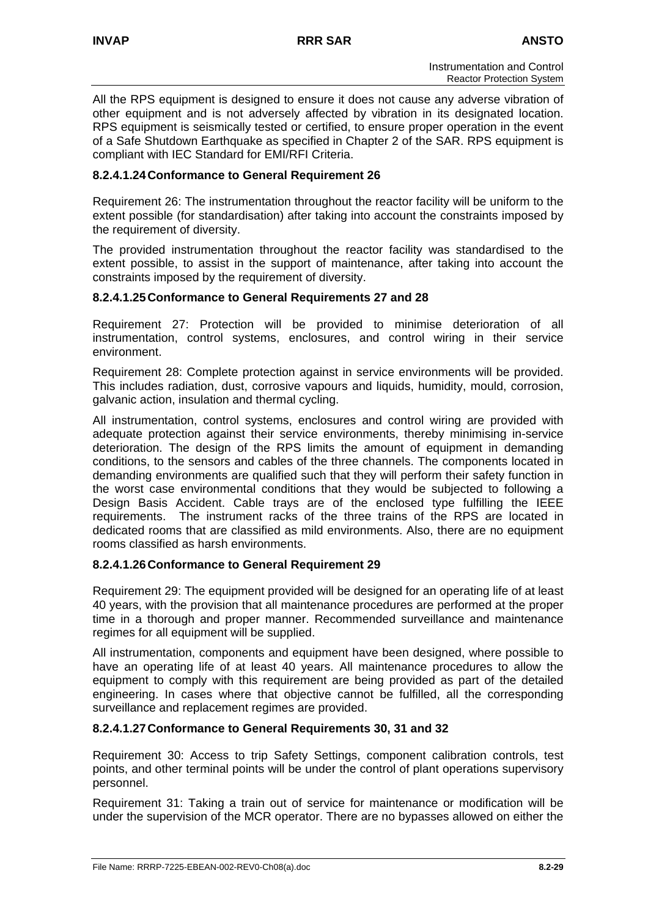All the RPS equipment is designed to ensure it does not cause any adverse vibration of other equipment and is not adversely affected by vibration in its designated location. RPS equipment is seismically tested or certified, to ensure proper operation in the event of a Safe Shutdown Earthquake as specified in Chapter 2 of the SAR. RPS equipment is compliant with IEC Standard for EMI/RFI Criteria.

#### 8.2.4.1.24 Conformance to General Requirement 26

Requirement 26: The instrumentation throughout the reactor facility will be uniform to the extent possible (for standardisation) after taking into account the constraints imposed by the requirement of diversity.

The provided instrumentation throughout the reactor facility was standardised to the extent possible, to assist in the support of maintenance, after taking into account the constraints imposed by the requirement of diversity.

#### 8.2.4.1.25 Conformance to General Requirements 27 and 28

Requirement 27: Protection will be provided to minimise deterioration of all instrumentation, control systems, enclosures, and control wiring in their service environment.

Requirement 28: Complete protection against in service environments will be provided. This includes radiation, dust, corrosive vapours and liquids, humidity, mould, corrosion, galvanic action, insulation and thermal cycling.

All instrumentation, control systems, enclosures and control wiring are provided with adequate protection against their service environments, thereby minimising in-service deterioration. The design of the RPS limits the amount of equipment in demanding conditions, to the sensors and cables of the three channels. The components located in demanding environments are qualified such that they will perform their safety function in the worst case environmental conditions that they would be subjected to following a Design Basis Accident. Cable trays are of the enclosed type fulfilling the IEEE requirements. The instrument racks of the three trains of the RPS are located in dedicated rooms that are classified as mild environments. Also, there are no equipment rooms classified as harsh environments.

#### 8.2.4.1.26 Conformance to General Requirement 29

Requirement 29: The equipment provided will be designed for an operating life of at least 40 years, with the provision that all maintenance procedures are performed at the proper time in a thorough and proper manner. Recommended surveillance and maintenance regimes for all equipment will be supplied.

All instrumentation, components and equipment have been designed, where possible to have an operating life of at least 40 years. All maintenance procedures to allow the equipment to comply with this requirement are being provided as part of the detailed engineering. In cases where that objective cannot be fulfilled, all the corresponding surveillance and replacement regimes are provided.

#### 8.2.4.1.27 Conformance to General Requirements 30, 31 and 32

Requirement 30: Access to trip Safety Settings, component calibration controls, test points, and other terminal points will be under the control of plant operations supervisory personnel.

Requirement 31: Taking a train out of service for maintenance or modification will be under the supervision of the MCR operator. There are no bypasses allowed on either the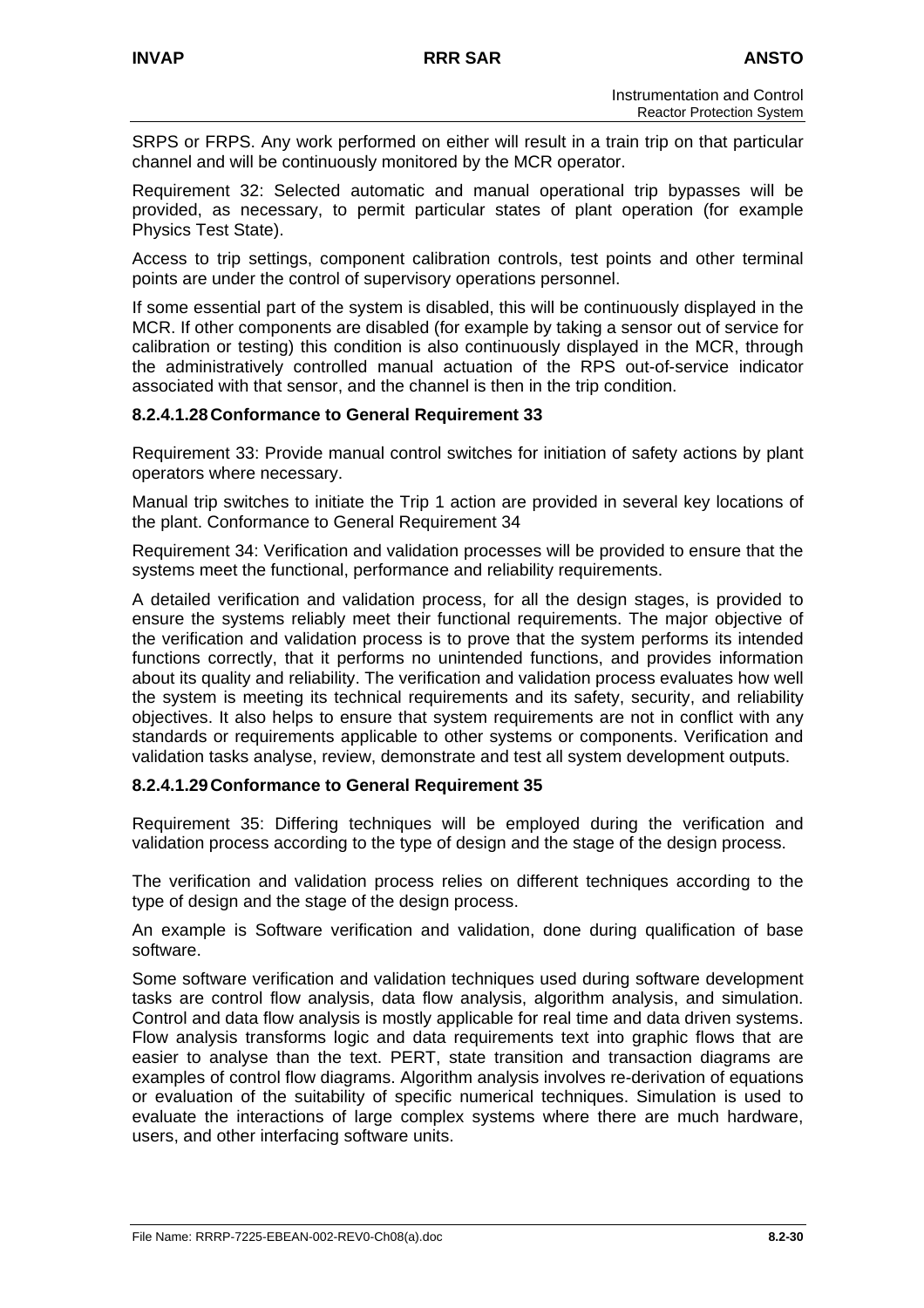SRPS or FRPS. Any work performed on either will result in a train trip on that particular channel and will be continuously monitored by the MCR operator.

Requirement 32: Selected automatic and manual operational trip bypasses will be provided, as necessary, to permit particular states of plant operation (for example Physics Test State).

Access to trip settings, component calibration controls, test points and other terminal points are under the control of supervisory operations personnel.

If some essential part of the system is disabled, this will be continuously displayed in the MCR. If other components are disabled (for example by taking a sensor out of service for calibration or testing) this condition is also continuously displayed in the MCR, through the administratively controlled manual actuation of the RPS out-of-service indicator associated with that sensor, and the channel is then in the trip condition.

#### 8.2.4.1.28 Conformance to General Requirement 33

Requirement 33: Provide manual control switches for initiation of safety actions by plant operators where necessary.

Manual trip switches to initiate the Trip 1 action are provided in several key locations of the plant. Conformance to General Requirement 34

Requirement 34: Verification and validation processes will be provided to ensure that the systems meet the functional, performance and reliability requirements.

A detailed verification and validation process, for all the design stages, is provided to ensure the systems reliably meet their functional requirements. The major objective of the verification and validation process is to prove that the system performs its intended functions correctly, that it performs no unintended functions, and provides information about its quality and reliability. The verification and validation process evaluates how well the system is meeting its technical requirements and its safety, security, and reliability objectives. It also helps to ensure that system requirements are not in conflict with any standards or requirements applicable to other systems or components. Verification and validation tasks analyse, review, demonstrate and test all system development outputs.

#### 8.2.4.1.29 Conformance to General Requirement 35

Requirement 35: Differing techniques will be employed during the verification and validation process according to the type of design and the stage of the design process.

The verification and validation process relies on different techniques according to the type of design and the stage of the design process.

An example is Software verification and validation, done during qualification of base software.

Some software verification and validation techniques used during software development tasks are control flow analysis, data flow analysis, algorithm analysis, and simulation. Control and data flow analysis is mostly applicable for real time and data driven systems. Flow analysis transforms logic and data requirements text into graphic flows that are easier to analyse than the text. PERT, state transition and transaction diagrams are examples of control flow diagrams. Algorithm analysis involves re-derivation of equations or evaluation of the suitability of specific numerical techniques. Simulation is used to evaluate the interactions of large complex systems where there are much hardware, users, and other interfacing software units.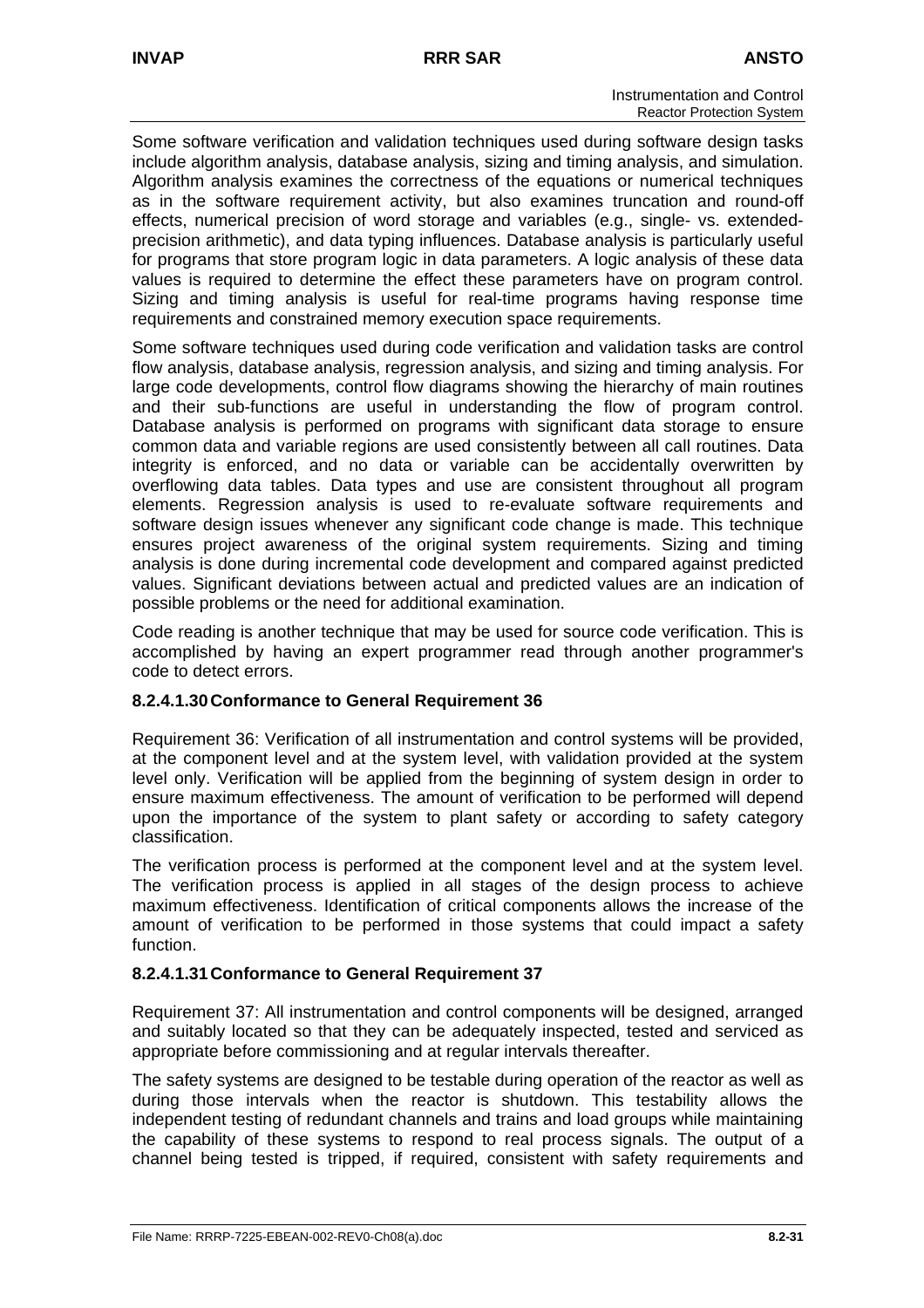Some software verification and validation techniques used during software design tasks include algorithm analysis, database analysis, sizing and timing analysis, and simulation. Algorithm analysis examines the correctness of the equations or numerical techniques as in the software requirement activity, but also examines truncation and round-off effects, numerical precision of word storage and variables (e.g., single- vs. extended-precision arithmetic), and data typing influences. Database analysis is particularly useful for programs that store program logic in data parameters. A logic analysis of these data values is required to determine the effect these parameters have on program control. Sizing and timing analysis is useful for real-time programs having response time requirements and constrained memory execution space requirements.

Some software techniques used during code verification and validation tasks are control flow analysis, database analysis, regression analysis, and sizing and timing analysis. For large code developments, control flow diagrams showing the hierarchy of main routines and their sub-functions are useful in understanding the flow of program control. Database analysis is performed on programs with significant data storage to ensure common data and variable regions are used consistently between all call routines. Data integrity is enforced, and no data or variable can be accidentally overwritten by overflowing data tables. Data types and use are consistent throughout all program elements. Regression analysis is used to re-evaluate software requirements and software design issues whenever any significant code change is made. This technique ensures project awareness of the original system requirements. Sizing and timing analysis is done during incremental code development and compared against predicted values. Significant deviations between actual and predicted values are an indication of possible problems or the need for additional examination.

Code reading is another technique that may be used for source code verification. This is accomplished by having an expert programmer read through another programmer's code to detect errors.

#### 8.2.4.1.30 Conformance to General Requirement 36

Requirement 36: Verification of all instrumentation and control systems will be provided, at the component level and at the system level, with validation provided at the system level only. Verification will be applied from the beginning of system design in order to ensure maximum effectiveness. The amount of verification to be performed will depend upon the importance of the system to plant safety or according to safety category classification.

The verification process is performed at the component level and at the system level. The verification process is applied in all stages of the design process to achieve maximum effectiveness. Identification of critical components allows the increase of the amount of verification to be performed in those systems that could impact a safety function.

#### 8.2.4.1.31 Conformance to General Requirement 37

Requirement 37: All instrumentation and control components will be designed, arranged and suitably located so that they can be adequately inspected, tested and serviced as appropriate before commissioning and at regular intervals thereafter.

The safety systems are designed to be testable during operation of the reactor as well as during those intervals when the reactor is shutdown. This testability allows the independent testing of redundant channels and trains and load groups while maintaining the capability of these systems to respond to real process signals. The output of a channel being tested is tripped, if required, consistent with safety requirements and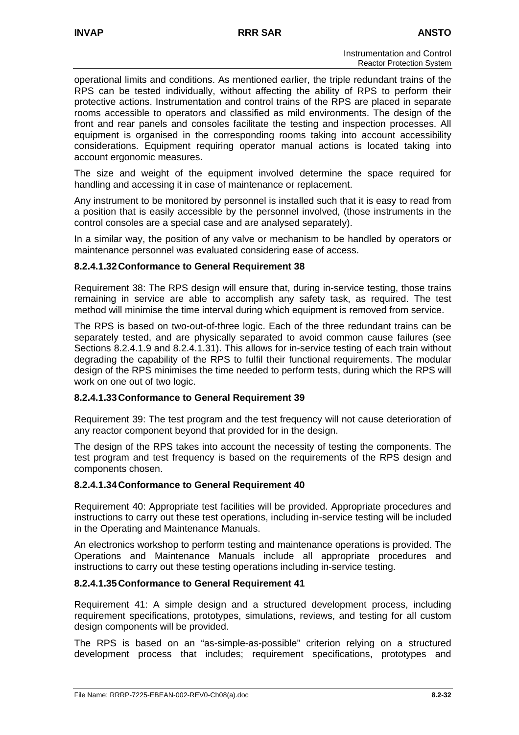operational limits and conditions. As mentioned earlier, the triple redundant trains of the RPS can be tested individually, without affecting the ability of RPS to perform their protective actions. Instrumentation and control trains of the RPS are placed in separate rooms accessible to operators and classified as mild environments. The design of the front and rear panels and consoles facilitate the testing and inspection processes. All equipment is organised in the corresponding rooms taking into account accessibility considerations. Equipment requiring operator manual actions is located taking into account ergonomic measures.

The size and weight of the equipment involved determine the space required for handling and accessing it in case of maintenance or replacement.

Any instrument to be monitored by personnel is installed such that it is easy to read from a position that is easily accessible by the personnel involved, (those instruments in the control consoles are a special case and are analysed separately).

In a similar way, the position of any valve or mechanism to be handled by operators or maintenance personnel was evaluated considering ease of access.

#### 8.2.4.1.32 Conformance to General Requirement 38

Requirement 38: The RPS design will ensure that, during in-service testing, those trains remaining in service are able to accomplish any safety task, as required. The test method will minimise the time interval during which equipment is removed from service.

The RPS is based on two-out-of-three logic. Each of the three redundant trains can be separately tested, and are physically separated to avoid common cause failures (see Sections 8.2.4.1.9 and 8.2.4.1.31). This allows for in-service testing of each train without degrading the capability of the RPS to fulfil their functional requirements. The modular design of the RPS minimises the time needed to perform tests, during which the RPS will work on one out of two logic.

#### 8.2.4.1.33 Conformance to General Requirement 39

Requirement 39: The test program and the test frequency will not cause deterioration of any reactor component beyond that provided for in the design.

The design of the RPS takes into account the necessity of testing the components. The test program and test frequency is based on the requirements of the RPS design and components chosen.

#### 8.2.4.1.34 Conformance to General Requirement 40

Requirement 40: Appropriate test facilities will be provided. Appropriate procedures and instructions to carry out these test operations, including in-service testing will be included in the Operating and Maintenance Manuals.

An electronics workshop to perform testing and maintenance operations is provided. The Operations and Maintenance Manuals include all appropriate procedures and instructions to carry out these testing operations including in-service testing.

#### 8.2.4.1.35 Conformance to General Requirement 41

Requirement 41: A simple design and a structured development process, including requirement specifications, prototypes, simulations, reviews, and testing for all custom design components will be provided.

The RPS is based on an “as-simple-as-possible” criterion relying on a structured development process that includes; requirement specifications, prototypes and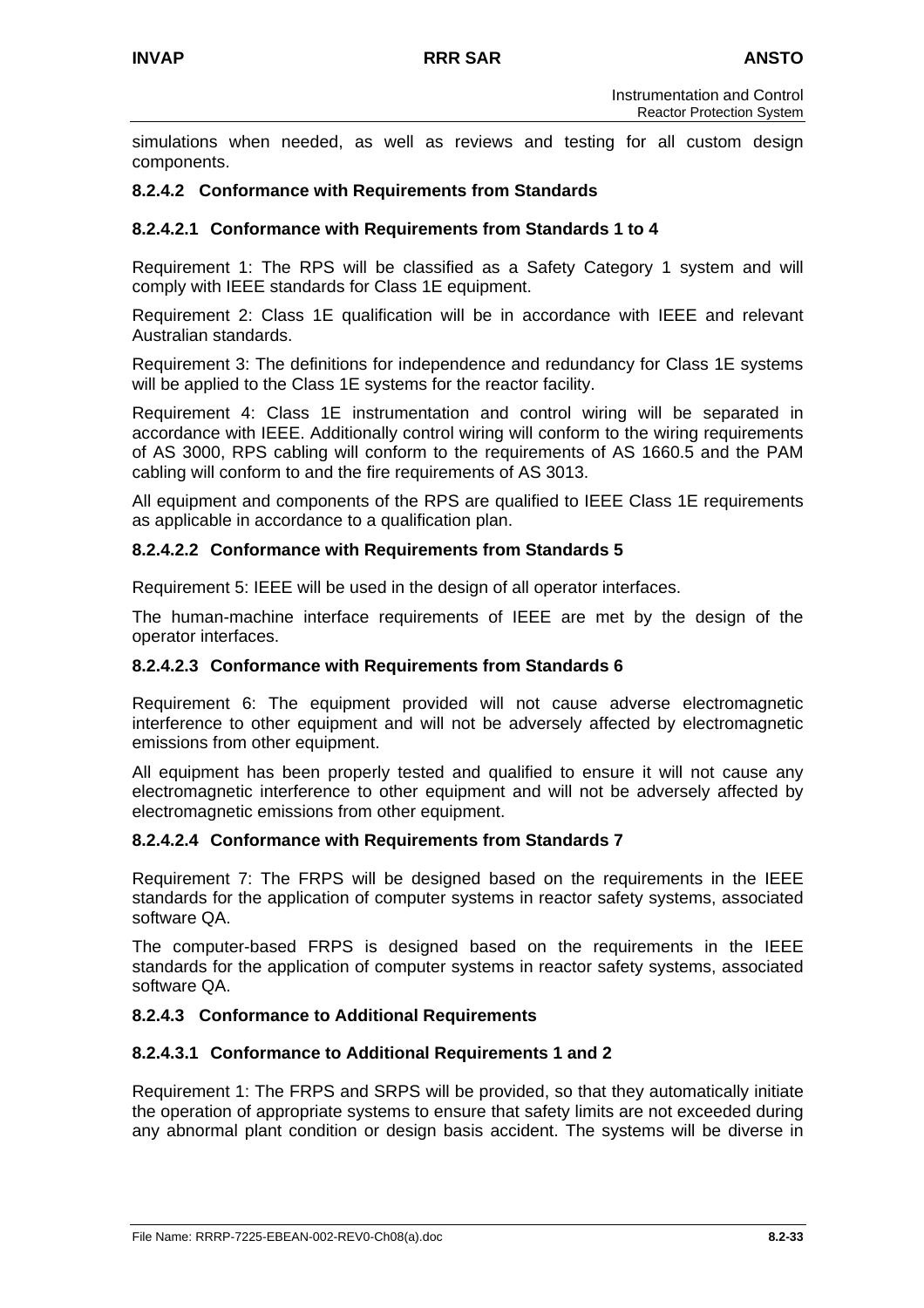simulations when needed, as well as reviews and testing for all custom design components.

### 8.2.4.2 Conformance with Requirements from Standards

#### 8.2.4.2.1 Conformance with Requirements from Standards 1 to 4

Requirement 1: The RPS will be classified as a Safety Category 1 system and will comply with IEEE standards for Class 1E equipment.

Requirement 2: Class 1E qualification will be in accordance with IEEE and relevant Australian standards.

Requirement 3: The definitions for independence and redundancy for Class 1E systems will be applied to the Class 1E systems for the reactor facility.

Requirement 4: Class 1E instrumentation and control wiring will be separated in accordance with IEEE. Additionally control wiring will conform to the wiring requirements of AS 3000, RPS cabling will conform to the requirements of AS 1660.5 and the PAM cabling will conform to and the fire requirements of AS 3013.

All equipment and components of the RPS are qualified to IEEE Class 1E requirements as applicable in accordance to a qualification plan.

#### 8.2.4.2.2 Conformance with Requirements from Standards 5

Requirement 5: IEEE will be used in the design of all operator interfaces.

The human-machine interface requirements of IEEE are met by the design of the operator interfaces.

#### 8.2.4.2.3 Conformance with Requirements from Standards 6

Requirement 6: The equipment provided will not cause adverse electromagnetic interference to other equipment and will not be adversely affected by electromagnetic emissions from other equipment.

All equipment has been properly tested and qualified to ensure it will not cause any electromagnetic interference to other equipment and will not be adversely affected by electromagnetic emissions from other equipment.

#### 8.2.4.2.4 Conformance with Requirements from Standards 7

Requirement 7: The FRPS will be designed based on the requirements in the IEEE standards for the application of computer systems in reactor safety systems, associated software QA.

The computer-based FRPS is designed based on the requirements in the IEEE standards for the application of computer systems in reactor safety systems, associated software QA.

### 8.2.4.3 Conformance to Additional Requirements

#### 8.2.4.3.1 Conformance to Additional Requirements 1 and 2

Requirement 1: The FRPS and SRPS will be provided, so that they automatically initiate the operation of appropriate systems to ensure that safety limits are not exceeded during any abnormal plant condition or design basis accident. The systems will be diverse in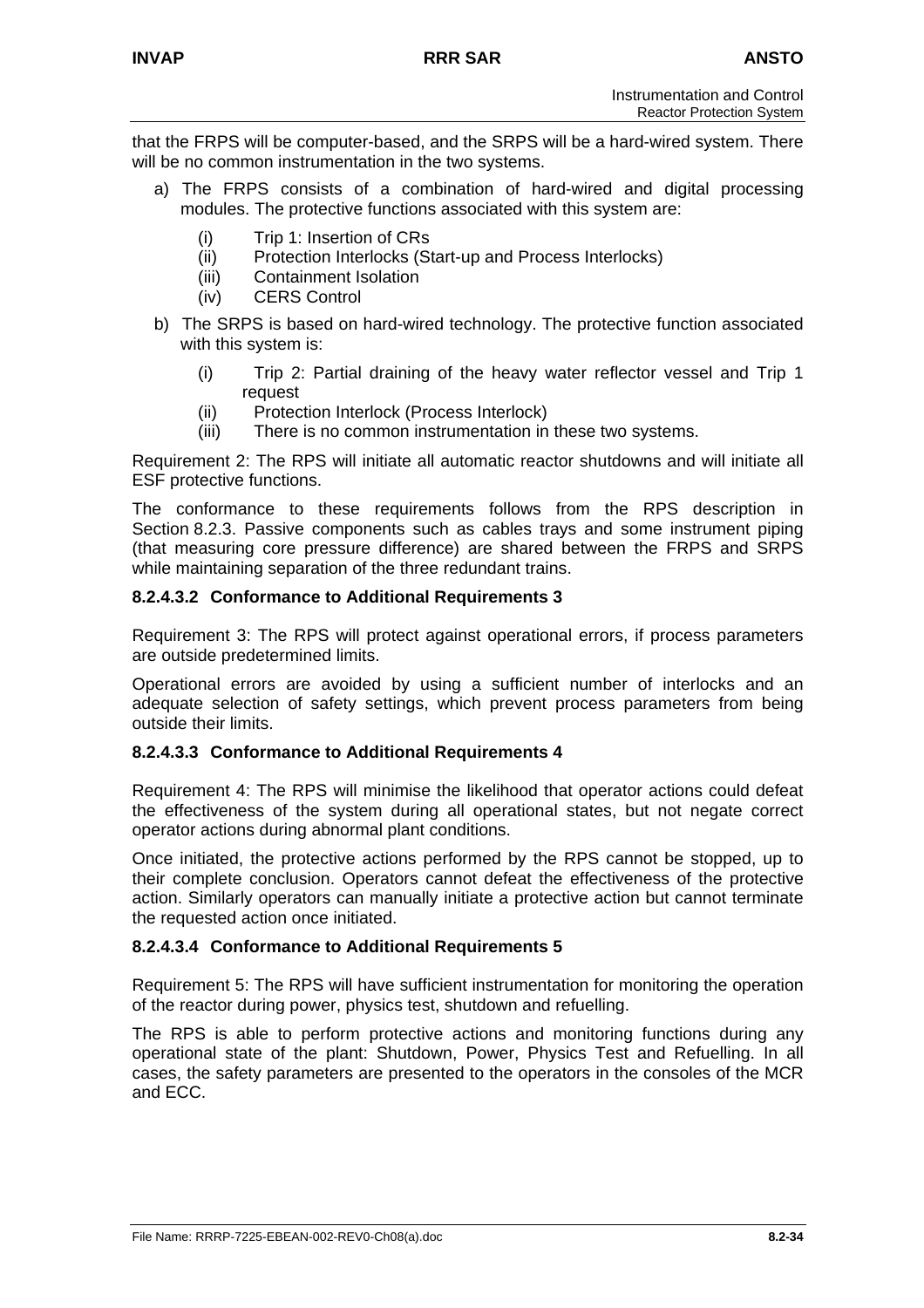that the FRPS will be computer-based, and the SRPS will be a hard-wired system. There will be no common instrumentation in the two systems.

a) The FRPS consists of a combination of hard-wired and digital processing modules. The protective functions associated with this system are:

   (i) Trip 1: Insertion of CRs
   (ii) Protection Interlocks (Start-up and Process Interlocks)
   (iii) Containment Isolation
   (iv) CERS Control

b) The SRPS is based on hard-wired technology. The protective function associated with this system is:

   (i) Trip 2: Partial draining of the heavy water reflector vessel and Trip 1 request
   (ii) Protection Interlock (Process Interlock)
   (iii) There is no common instrumentation in these two systems.

Requirement 2: The RPS will initiate all automatic reactor shutdowns and will initiate all ESF protective functions.

The conformance to these requirements follows from the RPS description in Section 8.2.3. Passive components such as cables trays and some instrument piping (that measuring core pressure difference) are shared between the FRPS and SRPS while maintaining separation of the three redundant trains.

#### 8.2.4.3.2 Conformance to Additional Requirements 3

Requirement 3: The RPS will protect against operational errors, if process parameters are outside predetermined limits.

Operational errors are avoided by using a sufficient number of interlocks and an adequate selection of safety settings, which prevent process parameters from being outside their limits.

#### 8.2.4.3.3 Conformance to Additional Requirements 4

Requirement 4: The RPS will minimise the likelihood that operator actions could defeat the effectiveness of the system during all operational states, but not negate correct operator actions during abnormal plant conditions.

Once initiated, the protective actions performed by the RPS cannot be stopped, up to their complete conclusion. Operators cannot defeat the effectiveness of the protective action. Similarly operators can manually initiate a protective action but cannot terminate the requested action once initiated.

#### 8.2.4.3.4 Conformance to Additional Requirements 5

Requirement 5: The RPS will have sufficient instrumentation for monitoring the operation of the reactor during power, physics test, shutdown and refuelling.

The RPS is able to perform protective actions and monitoring functions during any operational state of the plant: Shutdown, Power, Physics Test and Refuelling. In all cases, the safety parameters are presented to the operators in the consoles of the MCR and ECC.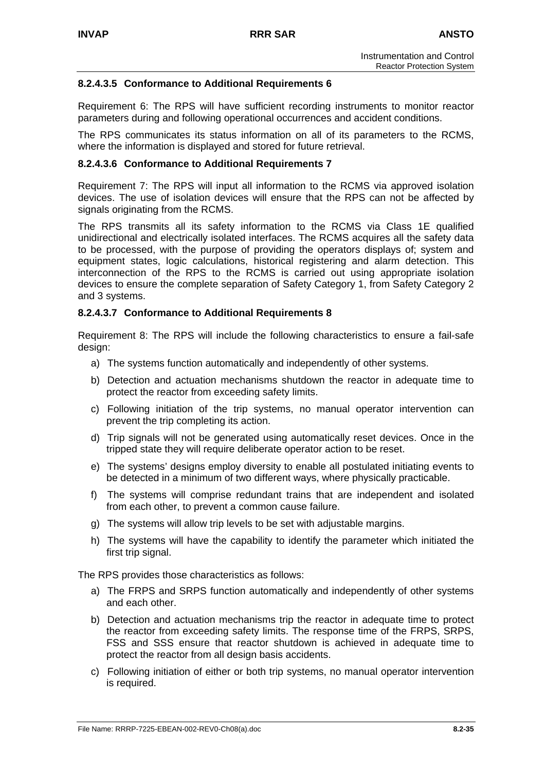#### 8.2.4.3.5 Conformance to Additional Requirements 6

Requirement 6: The RPS will have sufficient recording instruments to monitor reactor parameters during and following operational occurrences and accident conditions.

The RPS communicates its status information on all of its parameters to the RCMS, where the information is displayed and stored for future retrieval.

#### 8.2.4.3.6 Conformance to Additional Requirements 7

Requirement 7: The RPS will input all information to the RCMS via approved isolation devices. The use of isolation devices will ensure that the RPS can not be affected by signals originating from the RCMS.

The RPS transmits all its safety information to the RCMS via Class 1E qualified unidirectional and electrically isolated interfaces. The RCMS acquires all the safety data to be processed, with the purpose of providing the operators displays of; system and equipment states, logic calculations, historical registering and alarm detection. This interconnection of the RPS to the RCMS is carried out using appropriate isolation devices to ensure the complete separation of Safety Category 1, from Safety Category 2 and 3 systems.

#### 8.2.4.3.7 Conformance to Additional Requirements 8

Requirement 8: The RPS will include the following characteristics to ensure a fail-safe design:

a) The systems function automatically and independently of other systems.

b) Detection and actuation mechanisms shutdown the reactor in adequate time to protect the reactor from exceeding safety limits.

c) Following initiation of the trip systems, no manual operator intervention can prevent the trip completing its action.

d) Trip signals will not be generated using automatically reset devices. Once in the tripped state they will require deliberate operator action to be reset.

e) The systems' designs employ diversity to enable all postulated initiating events to be detected in a minimum of two different ways, where physically practicable.

f) The systems will comprise redundant trains that are independent and isolated from each other, to prevent a common cause failure.

g) The systems will allow trip levels to be set with adjustable margins.

h) The systems will have the capability to identify the parameter which initiated the first trip signal.

The RPS provides those characteristics as follows:

a) The FRPS and SRPS function automatically and independently of other systems and each other.

b) Detection and actuation mechanisms trip the reactor in adequate time to protect the reactor from exceeding safety limits. The response time of the FRPS, SRPS, FSS and SSS ensure that reactor shutdown is achieved in adequate time to protect the reactor from all design basis accidents.

c) Following initiation of either or both trip systems, no manual operator intervention is required.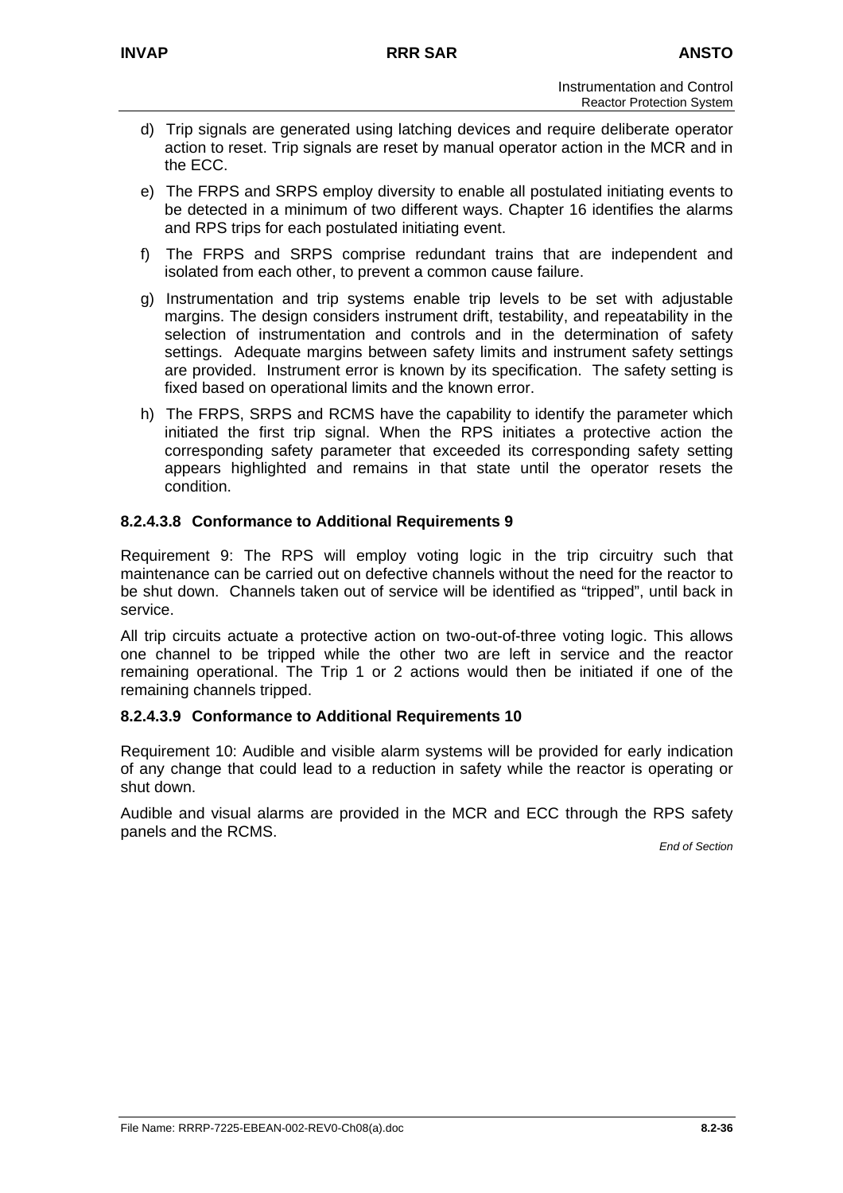d) Trip signals are generated using latching devices and require deliberate operator action to reset. Trip signals are reset by manual operator action in the MCR and in the ECC.

e) The FRPS and SRPS employ diversity to enable all postulated initiating events to be detected in a minimum of two different ways. Chapter 16 identifies the alarms and RPS trips for each postulated initiating event.

f) The FRPS and SRPS comprise redundant trains that are independent and isolated from each other, to prevent a common cause failure.

g) Instrumentation and trip systems enable trip levels to be set with adjustable margins. The design considers instrument drift, testability, and repeatability in the selection of instrumentation and controls and in the determination of safety settings. Adequate margins between safety limits and instrument safety settings are provided. Instrument error is known by its specification. The safety setting is fixed based on operational limits and the known error.

h) The FRPS, SRPS and RCMS have the capability to identify the parameter which initiated the first trip signal. When the RPS initiates a protective action the corresponding safety parameter that exceeded its corresponding safety setting appears highlighted and remains in that state until the operator resets the condition.

#### 8.2.4.3.8 Conformance to Additional Requirements 9

Requirement 9: The RPS will employ voting logic in the trip circuitry such that maintenance can be carried out on defective channels without the need for the reactor to be shut down. Channels taken out of service will be identified as "tripped", until back in service.

All trip circuits actuate a protective action on two-out-of-three voting logic. This allows one channel to be tripped while the other two are left in service and the reactor remaining operational. The Trip 1 or 2 actions would then be initiated if one of the remaining channels tripped.

#### 8.2.4.3.9 Conformance to Additional Requirements 10

Requirement 10: Audible and visible alarm systems will be provided for early indication of any change that could lead to a reduction in safety while the reactor is operating or shut down.

Audible and visual alarms are provided in the MCR and ECC through the RPS safety panels and the RCMS.

*End of Section*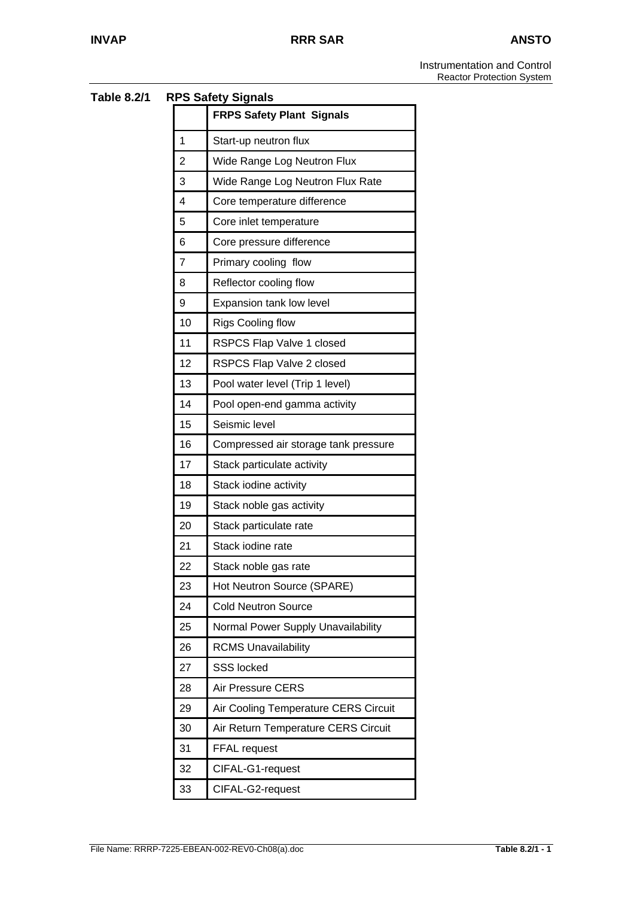**Table 8.2/1 RPS Safety Signals**

| | FRPS Safety Plant Signals |
|---|---|
| 1 | Start-up neutron flux |
| 2 | Wide Range Log Neutron Flux |
| 3 | Wide Range Log Neutron Flux Rate |
| 4 | Core temperature difference |
| 5 | Core inlet temperature |
| 6 | Core pressure difference |
| 7 | Primary cooling flow |
| 8 | Reflector cooling flow |
| 9 | Expansion tank low level |
| 10 | Rigs Cooling flow |
| 11 | RSPCS Flap Valve 1 closed |
| 12 | RSPCS Flap Valve 2 closed |
| 13 | Pool water level (Trip 1 level) |
| 14 | Pool open-end gamma activity |
| 15 | Seismic level |
| 16 | Compressed air storage tank pressure |
| 17 | Stack particulate activity |
| 18 | Stack iodine activity |
| 19 | Stack noble gas activity |
| 20 | Stack particulate rate |
| 21 | Stack iodine rate |
| 22 | Stack noble gas rate |
| 23 | Hot Neutron Source (SPARE) |
| 24 | Cold Neutron Source |
| 25 | Normal Power Supply Unavailability |
| 26 | RCMS Unavailability |
| 27 | SSS locked |
| 28 | Air Pressure CERS |
| 29 | Air Cooling Temperature CERS Circuit |
| 30 | Air Return Temperature CERS Circuit |
| 31 | FFAL request |
| 32 | CIFAL-G1-request |
| 33 | CIFAL-G2-request |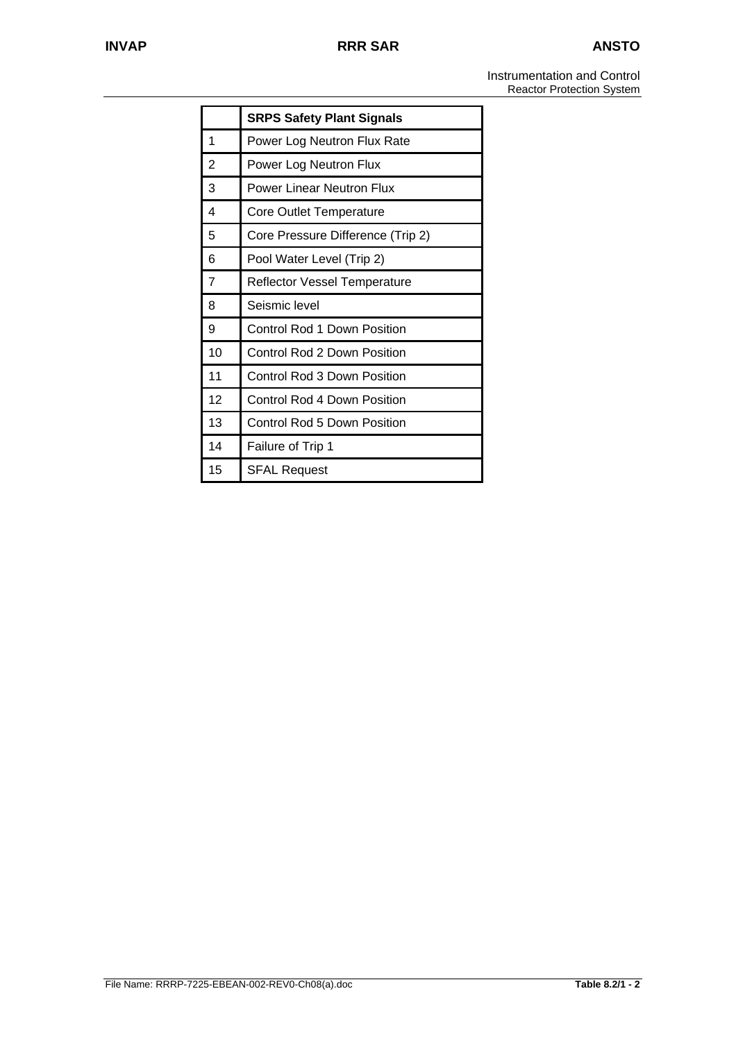| | SRPS Safety Plant Signals |
|---|---|
| 1 | Power Log Neutron Flux Rate |
| 2 | Power Log Neutron Flux |
| 3 | Power Linear Neutron Flux |
| 4 | Core Outlet Temperature |
| 5 | Core Pressure Difference (Trip 2) |
| 6 | Pool Water Level (Trip 2) |
| 7 | Reflector Vessel Temperature |
| 8 | Seismic level |
| 9 | Control Rod 1 Down Position |
| 10 | Control Rod 2 Down Position |
| 11 | Control Rod 3 Down Position |
| 12 | Control Rod 4 Down Position |
| 13 | Control Rod 5 Down Position |
| 14 | Failure of Trip 1 |
| 15 | SFAL Request |

**Table 8.2/1 - 2**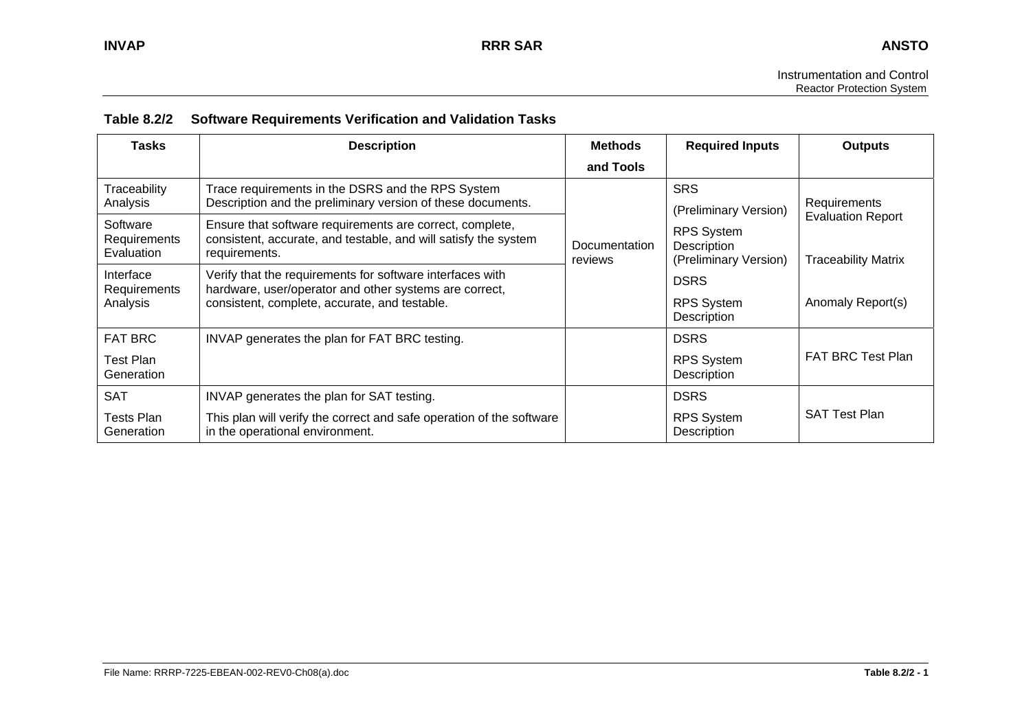**Table 8.2/2 Software Requirements Verification and Validation Tasks**

| Tasks | Description | Methods and Tools | Required Inputs | Outputs |
|---|---|---|---|---|
| Traceability Analysis | Trace requirements in the DSRS and the RPS System Description and the preliminary version of these documents. | Documentation reviews | SRS (Preliminary Version) RPS System Description (Preliminary Version) DSRS RPS System Description | Requirements Evaluation Report Traceability Matrix Anomaly Report(s) |
| Software Requirements Evaluation | Ensure that software requirements are correct, complete, consistent, accurate, and testable, and will satisfy the system requirements. | | | |
| Interface Requirements Analysis | Verify that the requirements for software interfaces with hardware, user/operator and other systems are correct, consistent, complete, accurate, and testable. | | | |
| FAT BRC Test Plan Generation | INVAP generates the plan for FAT BRC testing. | | DSRS RPS System Description | FAT BRC Test Plan |
| SAT Tests Plan Generation | INVAP generates the plan for SAT testing. This plan will verify the correct and safe operation of the software in the operational environment. | | DSRS RPS System Description | SAT Test Plan |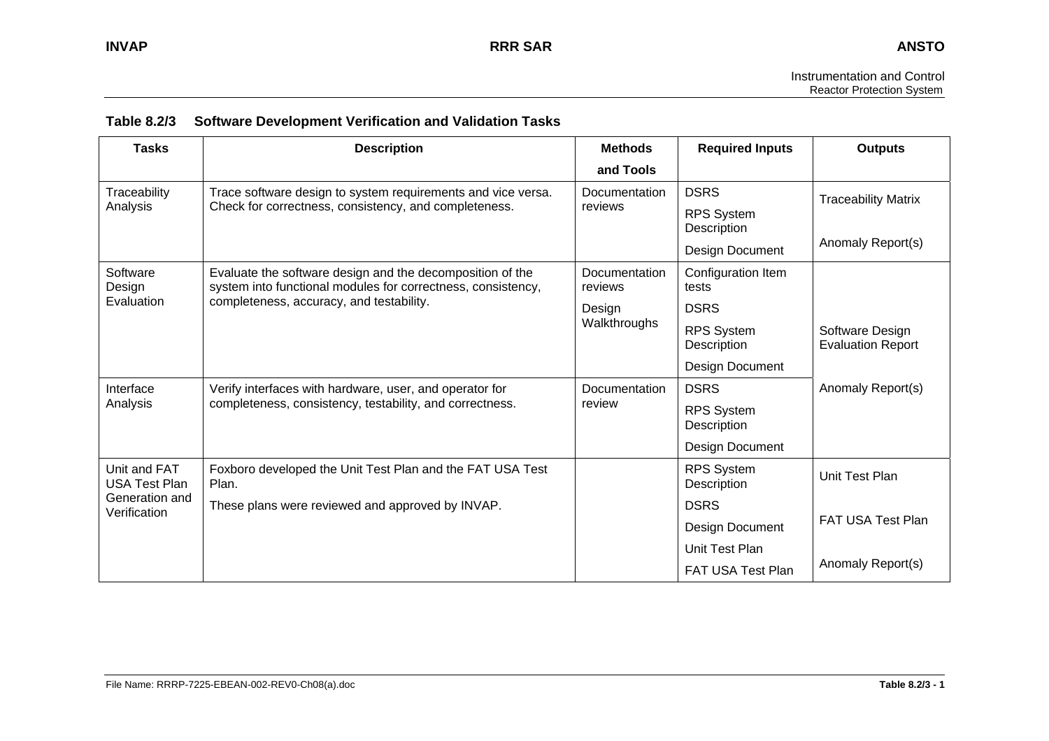**Table 8.2/3 Software Development Verification and Validation Tasks**

| Tasks | Description | Methods and Tools | Required Inputs | Outputs |
|---|---|---|---|---|
| Traceability Analysis | Trace software design to system requirements and vice versa. Check for correctness, consistency, and completeness. | Documentation reviews | DSRS<br>RPS System Description<br>Design Document | Traceability Matrix<br>Anomaly Report(s) |
| Software Design Evaluation | Evaluate the software design and the decomposition of the system into functional modules for correctness, consistency, completeness, accuracy, and testability. | Documentation reviews<br>Design Walkthroughs | Configuration Item tests<br>DSRS<br>RPS System Description<br>Design Document | Software Design Evaluation Report<br>Anomaly Report(s) |
| Interface Analysis | Verify interfaces with hardware, user, and operator for completeness, consistency, testability, and correctness. | Documentation review | DSRS<br>RPS System Description<br>Design Document | |
| Unit and FAT USA Test Plan Generation and Verification | Foxboro developed the Unit Test Plan and the FAT USA Test Plan.<br>These plans were reviewed and approved by INVAP. | | RPS System Description<br>DSRS<br>Design Document<br>Unit Test Plan<br>FAT USA Test Plan | Unit Test Plan<br>FAT USA Test Plan<br>Anomaly Report(s) |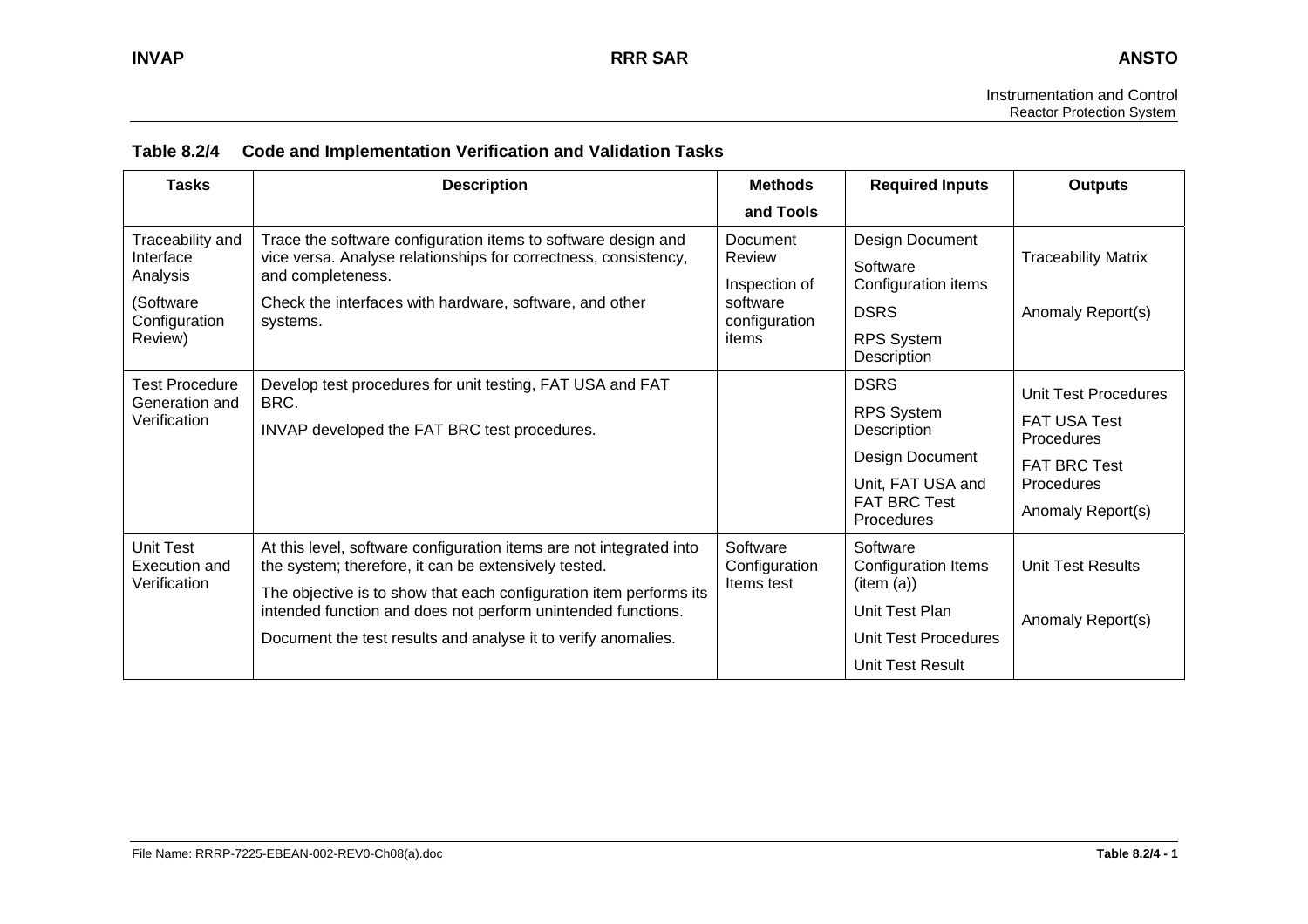**Table 8.2/4 Code and Implementation Verification and Validation Tasks**

| Tasks | Description | Methods and Tools | Required Inputs | Outputs |
|---|---|---|---|---|
| Traceability and Interface Analysis<br><br>(Software Configuration Review) | Trace the software configuration items to software design and vice versa. Analyse relationships for correctness, consistency, and completeness.<br><br>Check the interfaces with hardware, software, and other systems. | Document Review<br><br>Inspection of software configuration items | Design Document<br><br>Software Configuration items<br><br>DSRS<br><br>RPS System Description | Traceability Matrix<br><br>Anomaly Report(s) |
| Test Procedure Generation and Verification | Develop test procedures for unit testing, FAT USA and FAT BRC.<br><br>INVAP developed the FAT BRC test procedures. | | DSRS<br><br>RPS System Description<br><br>Design Document<br><br>Unit, FAT USA and FAT BRC Test Procedures | Unit Test Procedures<br><br>FAT USA Test Procedures<br><br>FAT BRC Test Procedures<br><br>Anomaly Report(s) |
| Unit Test Execution and Verification | At this level, software configuration items are not integrated into the system; therefore, it can be extensively tested.<br><br>The objective is to show that each configuration item performs its intended function and does not perform unintended functions.<br><br>Document the test results and analyse it to verify anomalies. | Software Configuration Items test | Software Configuration Items (item (a))<br><br>Unit Test Plan<br><br>Unit Test Procedures<br><br>Unit Test Result | Unit Test Results<br><br>Anomaly Report(s) |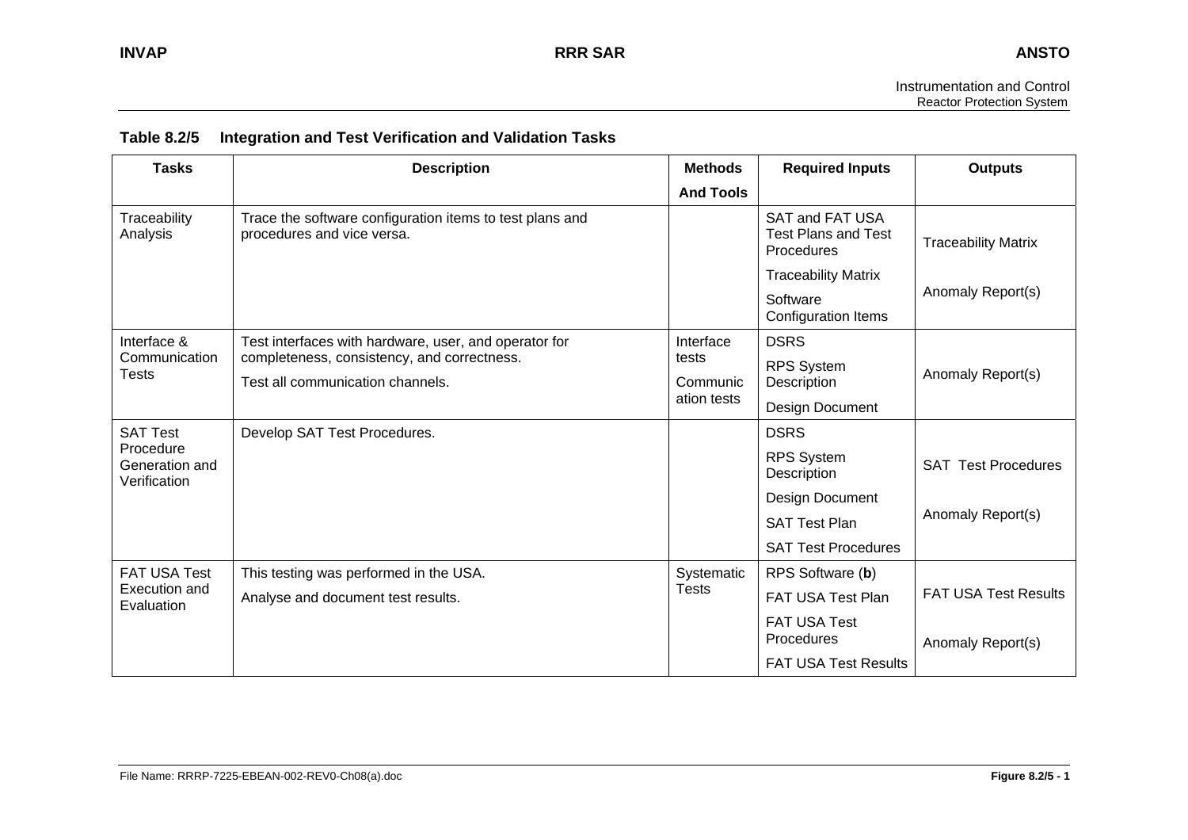**Table 8.2/5 Integration and Test Verification and Validation Tasks**

| Tasks | Description | Methods And Tools | Required Inputs | Outputs |
|---|---|---|---|---|
| Traceability Analysis | Trace the software configuration items to test plans and procedures and vice versa. | | SAT and FAT USA Test Plans and Test Procedures<br>Traceability Matrix<br>Software Configuration Items | Traceability Matrix<br>Anomaly Report(s) |
| Interface & Communication Tests | Test interfaces with hardware, user, and operator for completeness, consistency, and correctness.<br>Test all communication channels. | Interface tests<br>Communication tests | DSRS<br>RPS System Description<br>Design Document | Anomaly Report(s) |
| SAT Test Procedure Generation and Verification | Develop SAT Test Procedures. | | DSRS<br>RPS System Description<br>Design Document<br>SAT Test Plan<br>SAT Test Procedures | SAT Test Procedures<br>Anomaly Report(s) |
| FAT USA Test Execution and Evaluation | This testing was performed in the USA.<br>Analyse and document test results. | Systematic Tests | RPS Software (**b**)<br>FAT USA Test Plan<br>FAT USA Test Procedures<br>FAT USA Test Results | FAT USA Test Results<br>Anomaly Report(s) |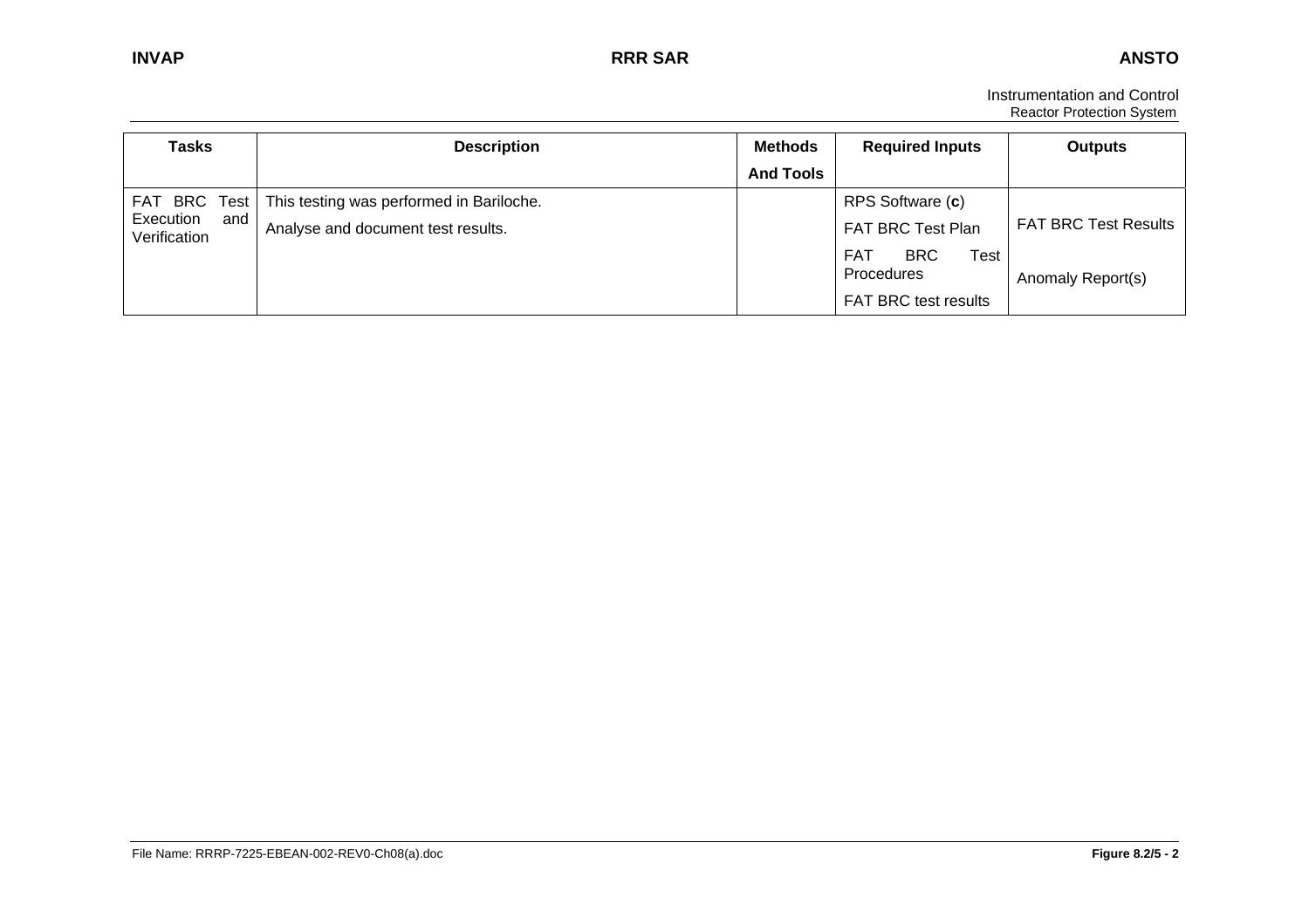| Tasks | Description | Methods And Tools | Required Inputs | Outputs |
|---|---|---|---|---|
| FAT BRC Test Execution and Verification | This testing was performed in Bariloche.<br>Analyse and document test results. | | RPS Software (**c**)<br>FAT BRC Test Plan<br>FAT BRC Test Procedures<br>FAT BRC test results | FAT BRC Test Results<br>Anomaly Report(s) |

**Figure 8.2/5 - 2**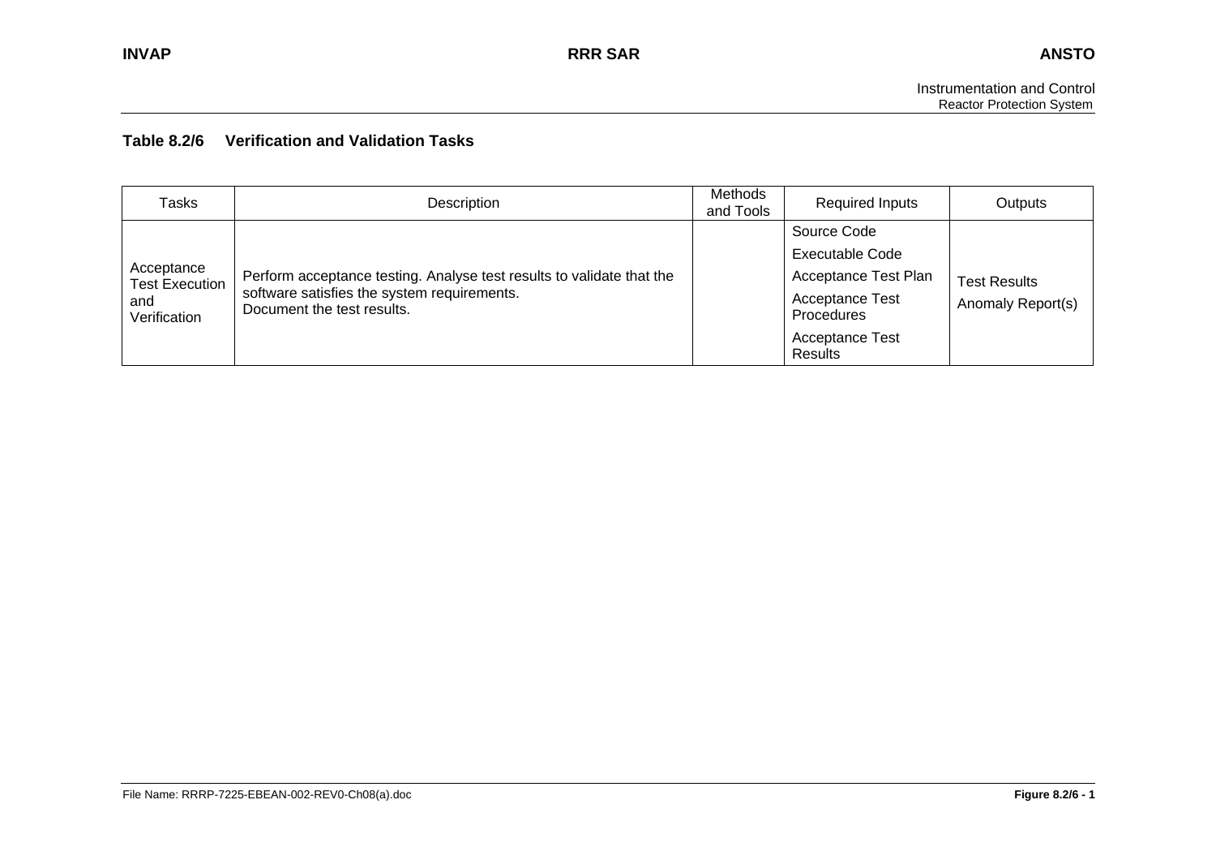**Table 8.2/6 Verification and Validation Tasks**

| Tasks | Description | Methods and Tools | Required Inputs | Outputs |
|---|---|---|---|---|
| Acceptance Test Execution and Verification | Perform acceptance testing. Analyse test results to validate that the software satisfies the system requirements.<br>Document the test results. | | Source Code<br>Executable Code<br>Acceptance Test Plan<br>Acceptance Test Procedures<br>Acceptance Test Results | Test Results<br>Anomaly Report(s) |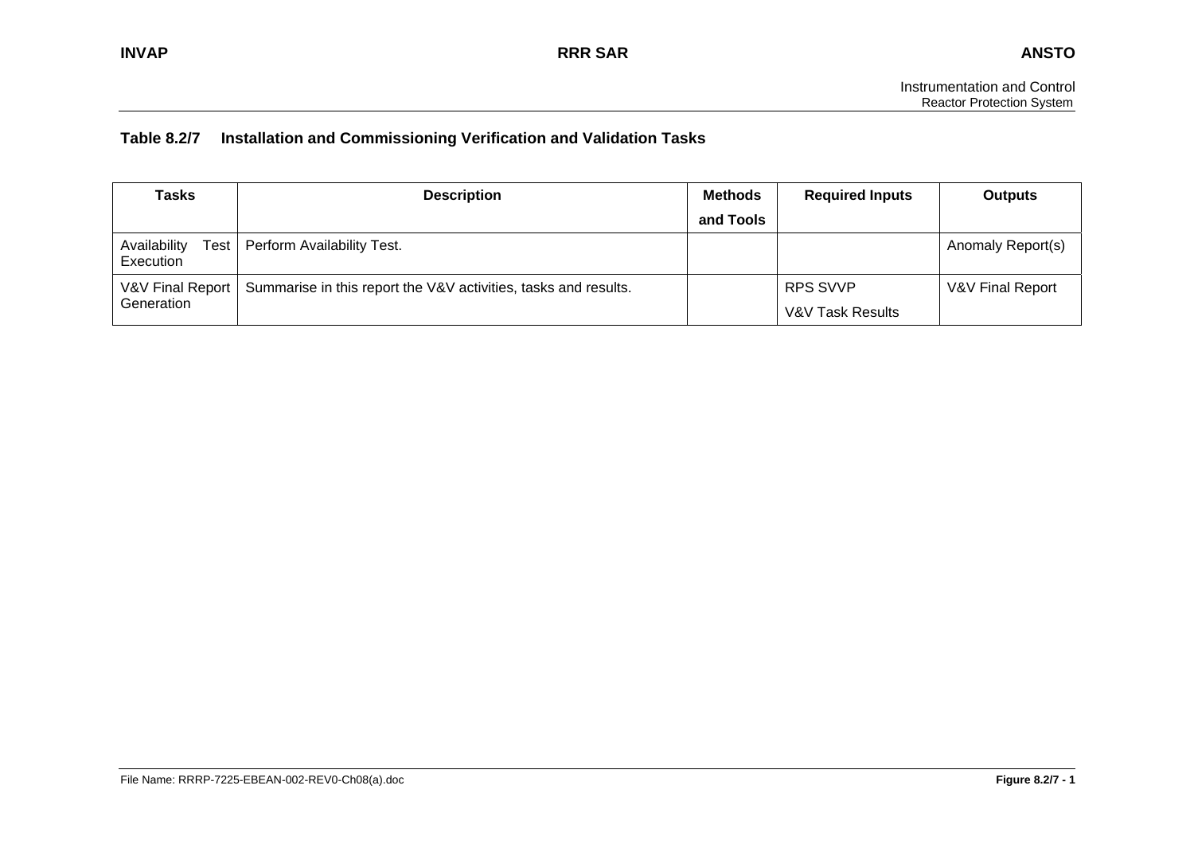**Table 8.2/7 Installation and Commissioning Verification and Validation Tasks**

| Tasks | Description | Methods and Tools | Required Inputs | Outputs |
|---|---|---|---|---|
| Availability Test Execution | Perform Availability Test. | | | Anomaly Report(s) |
| V&V Final Report Generation | Summarise in this report the V&V activities, tasks and results. | | RPS SVVP<br>V&V Task Results | V&V Final Report |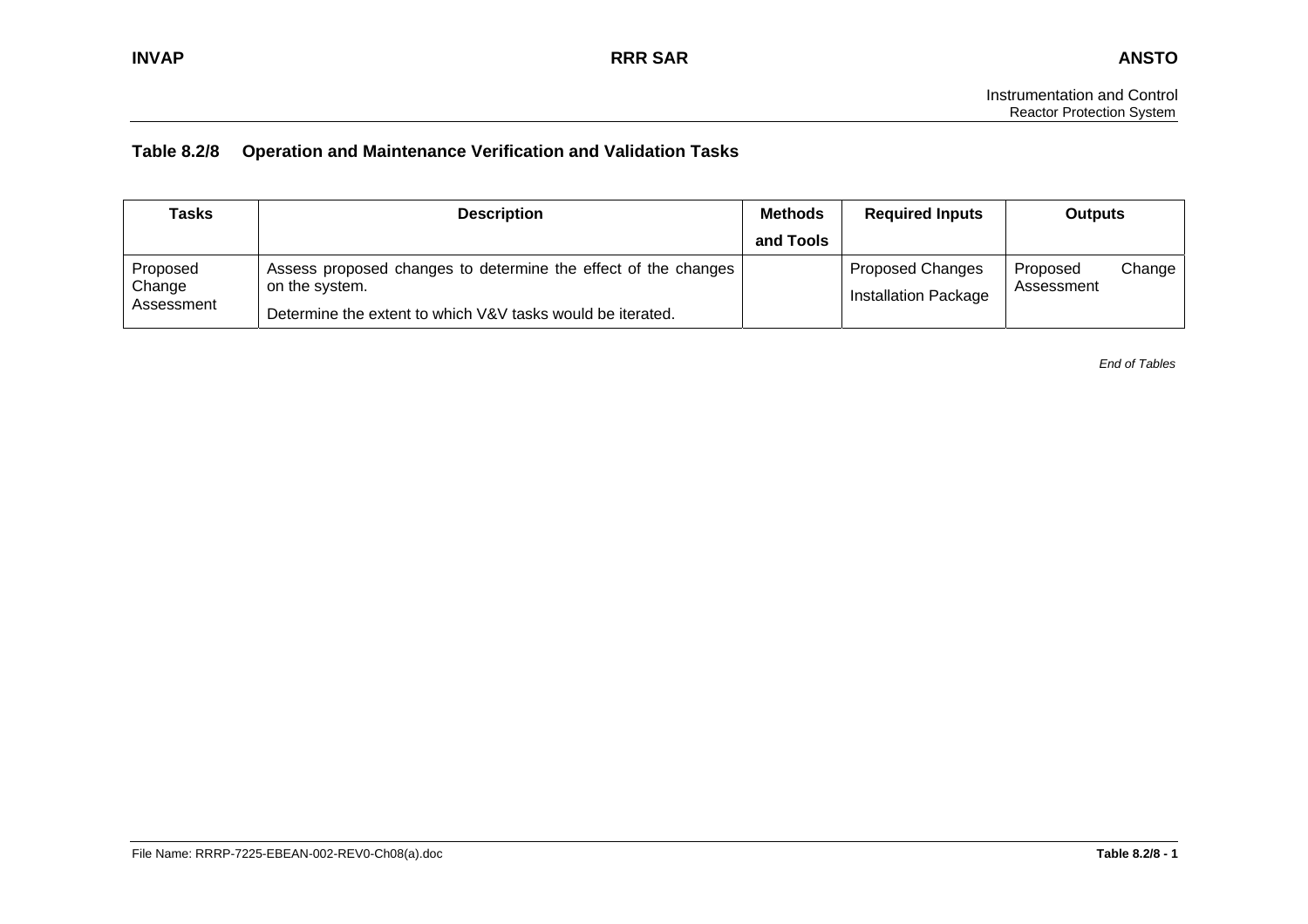## Table 8.2/8 Operation and Maintenance Verification and Validation Tasks

| Tasks | Description | Methods and Tools | Required Inputs | Outputs |
|---|---|---|---|---|
| Proposed Change Assessment | Assess proposed changes to determine the effect of the changes on the system.<br><br>Determine the extent to which V&V tasks would be iterated. | | Proposed Changes<br><br>Installation Package | Proposed Change Assessment |

*End of Tables*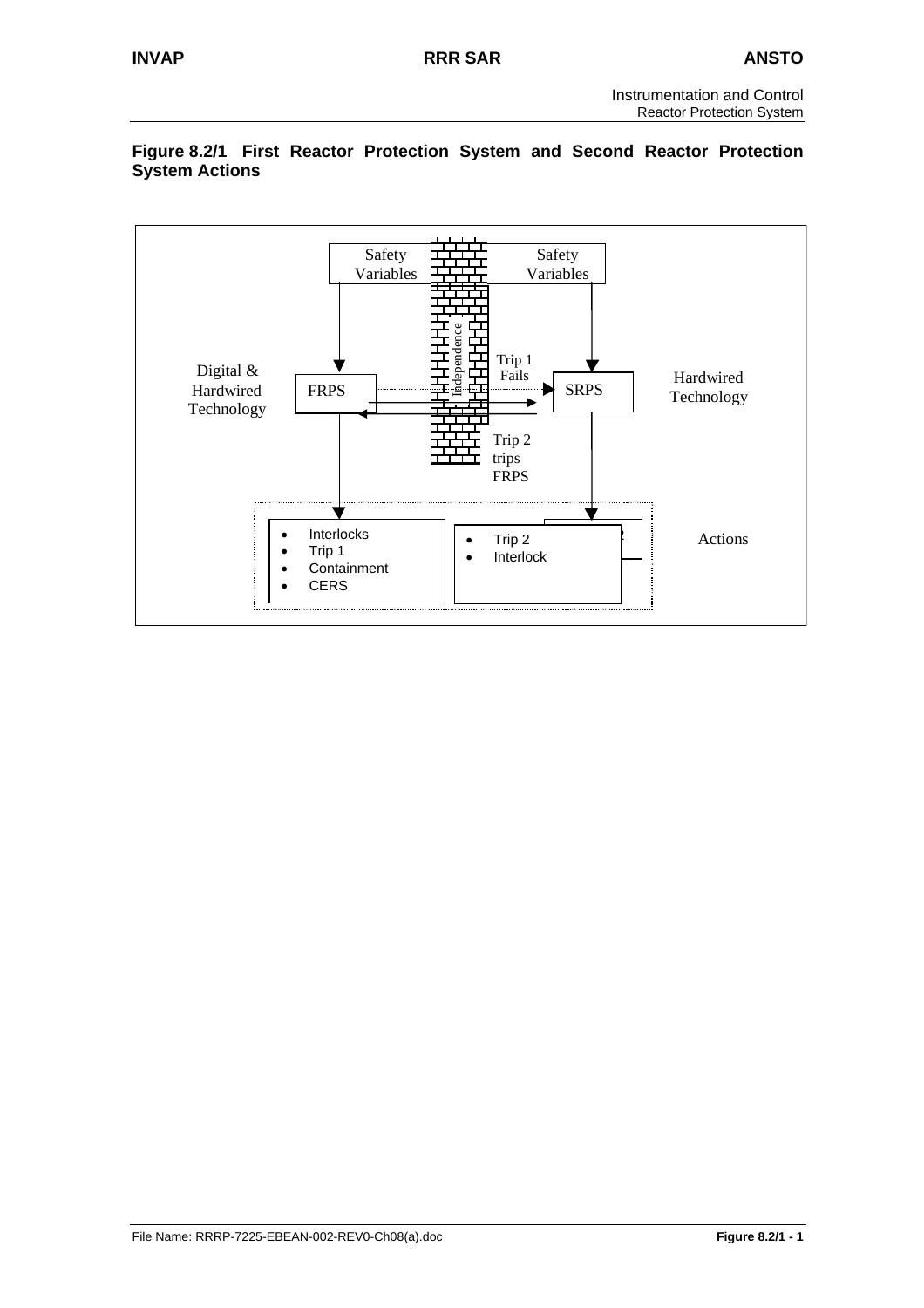**Figure 8.2/1 First Reactor Protection System and Second Reactor Protection System Actions**

Safety Variables

Safety Variables

Independence

Digital & Hardwired Technology

FRPS

Trip 1 Fails

SRPS

Hardwired Technology

Trip 2 trips FRPS

- Interlocks
- Trip 1
- Containment
- CERS

- Trip 2
- Interlock

Actions